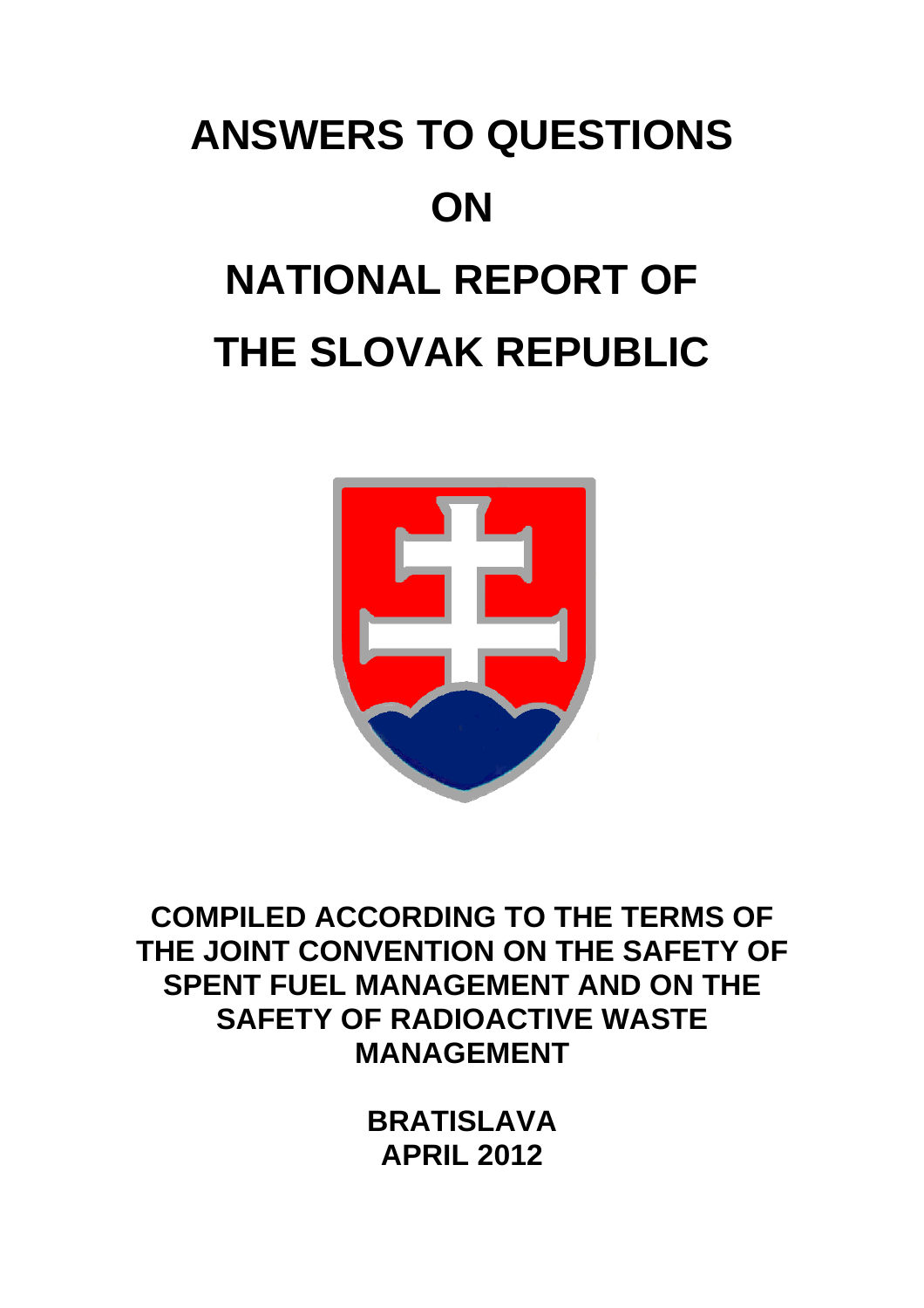# ANSWERS TO QUESTIONS

# ON

# NATIONAL REPORT OF

# THE SLOVAK REPUBLIC

**COMPILED ACCORDING TO THE TERMS OF THE JOINT CONVENTION ON THE SAFETY OF SPENT FUEL MANAGEMENT AND ON THE SAFETY OF RADIOACTIVE WASTE MANAGEMENT**

**BRATISLAVA**
**APRIL 2012**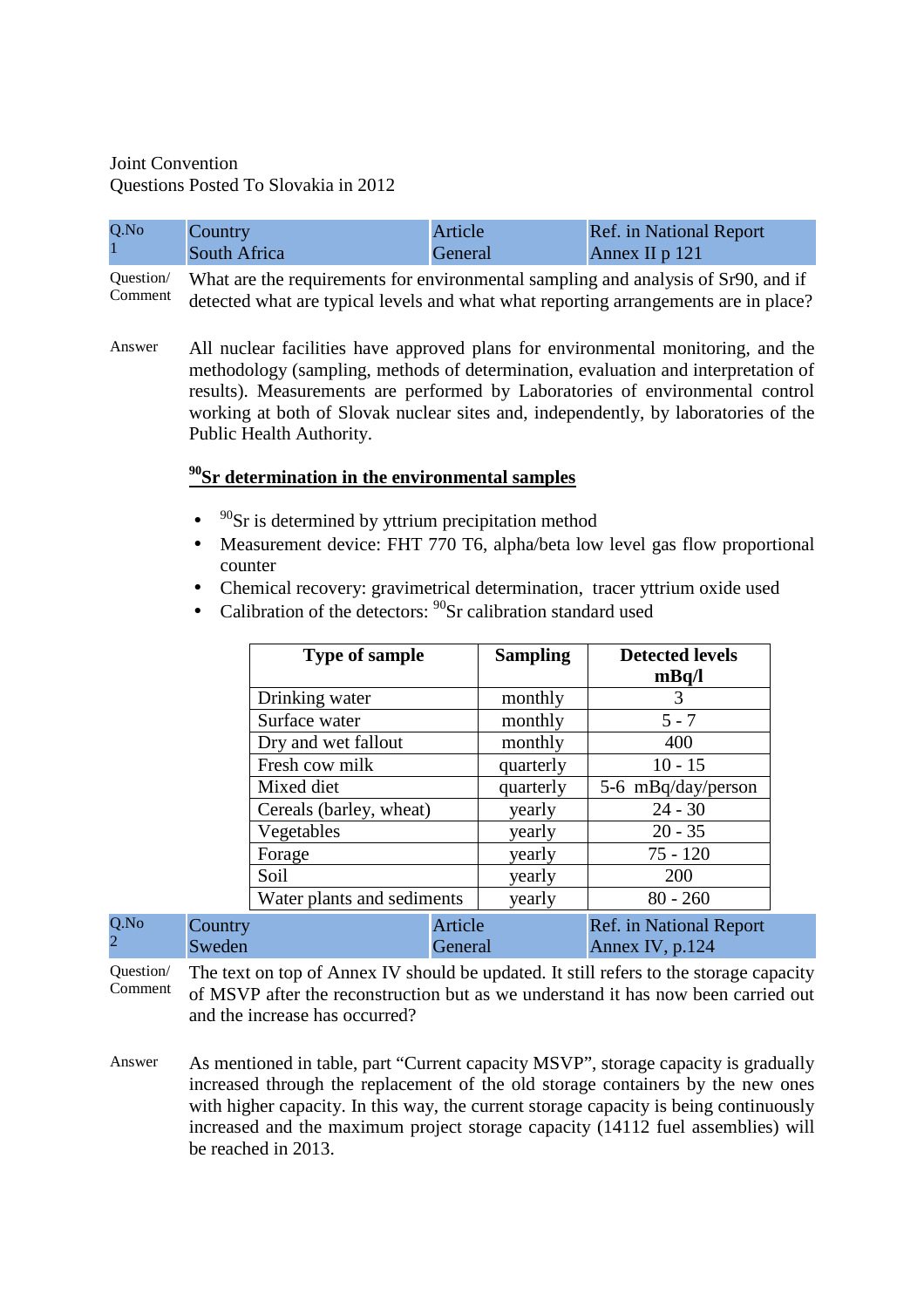Joint Convention
Questions Posted To Slovakia in 2012

| Q.No 1 | Country South Africa | Article General | Ref. in National Report Annex II p 121 |
|---|---|---|---|

Question/ Comment

What are the requirements for environmental sampling and analysis of Sr90, and if detected what are typical levels and what what reporting arrangements are in place?

Answer

All nuclear facilities have approved plans for environmental monitoring, and the methodology (sampling, methods of determination, evaluation and interpretation of results). Measurements are performed by Laboratories of environmental control working at both of Slovak nuclear sites and, independently, by laboratories of the Public Health Authority.

**$^{90}$Sr determination in the environmental samples**

- $^{90}$Sr is determined by yttrium precipitation method
- Measurement device: FHT 770 T6, alpha/beta low level gas flow proportional counter
- Chemical recovery: gravimetrical determination, tracer yttrium oxide used
- Calibration of the detectors: $^{90}$Sr calibration standard used

| Type of sample | Sampling | Detected levels mBq/l |
|---|---|---|
| Drinking water | monthly | 3 |
| Surface water | monthly | 5 - 7 |
| Dry and wet fallout | monthly | 400 |
| Fresh cow milk | quarterly | 10 - 15 |
| Mixed diet | quarterly | 5-6 mBq/day/person |
| Cereals (barley, wheat) | yearly | 24 - 30 |
| Vegetables | yearly | 20 - 35 |
| Forage | yearly | 75 - 120 |
| Soil | yearly | 200 |
| Water plants and sediments | yearly | 80 - 260 |

| Q.No 2 | Country Sweden | Article General | Ref. in National Report Annex IV, p.124 |
|---|---|---|---|

Question/ Comment

The text on top of Annex IV should be updated. It still refers to the storage capacity of MSVP after the reconstruction but as we understand it has now been carried out and the increase has occurred?

Answer

As mentioned in table, part “Current capacity MSVP”, storage capacity is gradually increased through the replacement of the old storage containers by the new ones with higher capacity. In this way, the current storage capacity is being continuously increased and the maximum project storage capacity (14112 fuel assemblies) will be reached in 2013.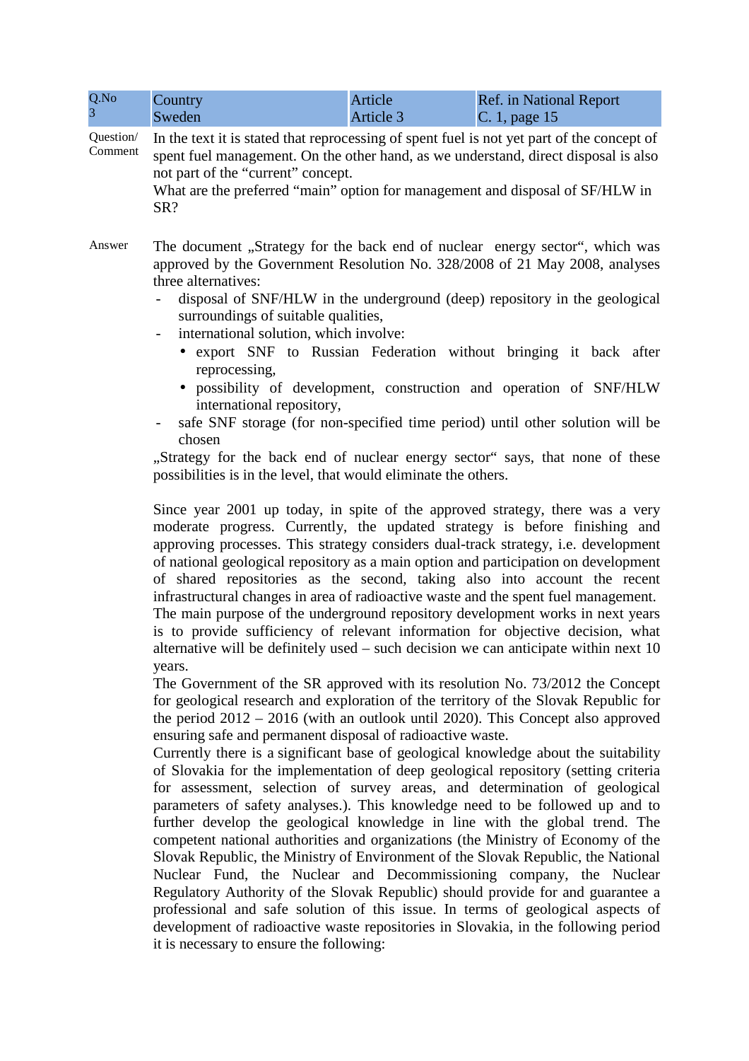| Q.No 3 | Country Sweden | Article Article 3 | Ref. in National Report C. 1, page 15 |
|---|---|---|---|

**Question/ Comment**

In the text it is stated that reprocessing of spent fuel is not yet part of the concept of spent fuel management. On the other hand, as we understand, direct disposal is also not part of the "current" concept.
What are the preferred "main" option for management and disposal of SF/HLW in SR?

**Answer**

The document „Strategy for the back end of nuclear energy sector", which was approved by the Government Resolution No. 328/2008 of 21 May 2008, analyses three alternatives:

- disposal of SNF/HLW in the underground (deep) repository in the geological surroundings of suitable qualities,
- international solution, which involve:
  - export SNF to Russian Federation without bringing it back after reprocessing,
  - possibility of development, construction and operation of SNF/HLW international repository,
- safe SNF storage (for non-specified time period) until other solution will be chosen

„Strategy for the back end of nuclear energy sector" says, that none of these possibilities is in the level, that would eliminate the others.

Since year 2001 up today, in spite of the approved strategy, there was a very moderate progress. Currently, the updated strategy is before finishing and approving processes. This strategy considers dual-track strategy, i.e. development of national geological repository as a main option and participation on development of shared repositories as the second, taking also into account the recent infrastructural changes in area of radioactive waste and the spent fuel management.
The main purpose of the underground repository development works in next years is to provide sufficiency of relevant information for objective decision, what alternative will be definitely used – such decision we can anticipate within next 10 years.
The Government of the SR approved with its resolution No. 73/2012 the Concept for geological research and exploration of the territory of the Slovak Republic for the period 2012 – 2016 (with an outlook until 2020). This Concept also approved ensuring safe and permanent disposal of radioactive waste.
Currently there is a significant base of geological knowledge about the suitability of Slovakia for the implementation of deep geological repository (setting criteria for assessment, selection of survey areas, and determination of geological parameters of safety analyses.). This knowledge need to be followed up and to further develop the geological knowledge in line with the global trend. The competent national authorities and organizations (the Ministry of Economy of the Slovak Republic, the Ministry of Environment of the Slovak Republic, the National Nuclear Fund, the Nuclear and Decommissioning company, the Nuclear Regulatory Authority of the Slovak Republic) should provide for and guarantee a professional and safe solution of this issue. In terms of geological aspects of development of radioactive waste repositories in Slovakia, in the following period it is necessary to ensure the following: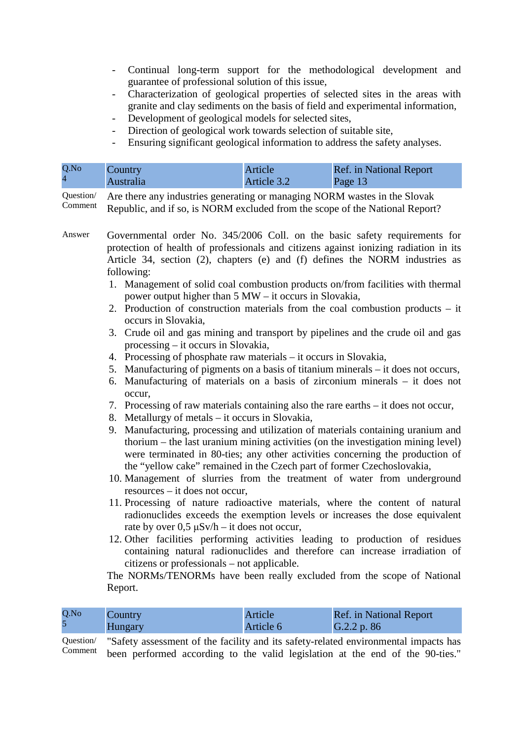- Continual long-term support for the methodological development and guarantee of professional solution of this issue,
- Characterization of geological properties of selected sites in the areas with granite and clay sediments on the basis of field and experimental information,
- Development of geological models for selected sites,
- Direction of geological work towards selection of suitable site,
- Ensuring significant geological information to address the safety analyses.

| Q.No 4 | Country Australia | Article Article 3.2 | Ref. in National Report Page 13 |
|---|---|---|---|

Question/ Comment

Are there any industries generating or managing NORM wastes in the Slovak Republic, and if so, is NORM excluded from the scope of the National Report?

Answer

Governmental order No. 345/2006 Coll. on the basic safety requirements for protection of health of professionals and citizens against ionizing radiation in its Article 34, section (2), chapters (e) and (f) defines the NORM industries as following:

1. Management of solid coal combustion products on/from facilities with thermal power output higher than 5 MW – it occurs in Slovakia,
2. Production of construction materials from the coal combustion products – it occurs in Slovakia,
3. Crude oil and gas mining and transport by pipelines and the crude oil and gas processing – it occurs in Slovakia,
4. Processing of phosphate raw materials – it occurs in Slovakia,
5. Manufacturing of pigments on a basis of titanium minerals – it does not occurs,
6. Manufacturing of materials on a basis of zirconium minerals – it does not occur,
7. Processing of raw materials containing also the rare earths – it does not occur,
8. Metallurgy of metals – it occurs in Slovakia,
9. Manufacturing, processing and utilization of materials containing uranium and thorium – the last uranium mining activities (on the investigation mining level) were terminated in 80-ties; any other activities concerning the production of the "yellow cake" remained in the Czech part of former Czechoslovakia,
10. Management of slurries from the treatment of water from underground resources – it does not occur,
11. Processing of nature radioactive materials, where the content of natural radionuclides exceeds the exemption levels or increases the dose equivalent rate by over 0,5 μSv/h – it does not occur,
12. Other facilities performing activities leading to production of residues containing natural radionuclides and therefore can increase irradiation of citizens or professionals – not applicable.

The NORMs/TENORMs have been really excluded from the scope of National Report.

| Q.No 5 | Country Hungary | Article Article 6 | Ref. in National Report G.2.2 p. 86 |
|---|---|---|---|

Question/ Comment

"Safety assessment of the facility and its safety-related environmental impacts has been performed according to the valid legislation at the end of the 90-ties."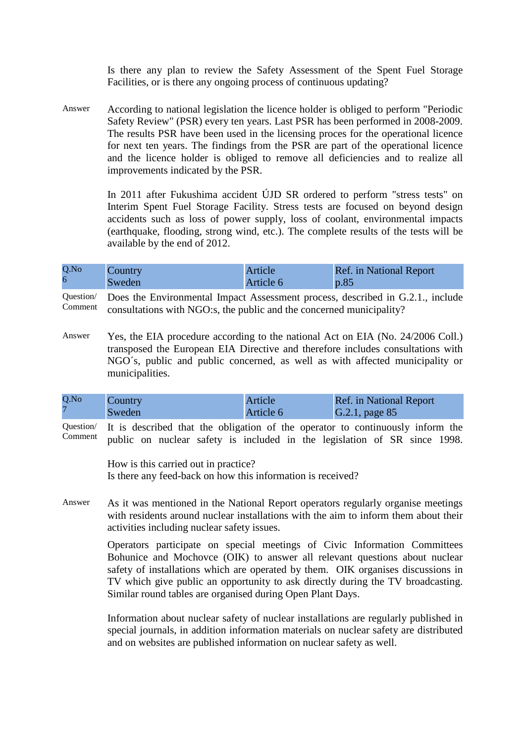Is there any plan to review the Safety Assessment of the Spent Fuel Storage Facilities, or is there any ongoing process of continuous updating?

Answer According to national legislation the licence holder is obliged to perform "Periodic Safety Review" (PSR) every ten years. Last PSR has been performed in 2008-2009. The results PSR have been used in the licensing proces for the operational licence for next ten years. The findings from the PSR are part of the operational licence and the licence holder is obliged to remove all deficiencies and to realize all improvements indicated by the PSR.

In 2011 after Fukushima accident ÚJD SR ordered to perform "stress tests" on Interim Spent Fuel Storage Facility. Stress tests are focused on beyond design accidents such as loss of power supply, loss of coolant, environmental impacts (earthquake, flooding, strong wind, etc.). The complete results of the tests will be available by the end of 2012.

| Q.No 6 | Country Sweden | Article Article 6 | Ref. in National Report p.85 |
|---|---|---|---|

Question/ Comment Does the Environmental Impact Assessment process, described in G.2.1., include consultations with NGO:s, the public and the concerned municipality?

Answer Yes, the EIA procedure according to the national Act on EIA (No. 24/2006 Coll.) transposed the European EIA Directive and therefore includes consultations with NGO´s, public and public concerned, as well as with affected municipality or municipalities.

| Q.No 7 | Country Sweden | Article Article 6 | Ref. in National Report G.2.1, page 85 |
|---|---|---|---|

Question/ Comment It is described that the obligation of the operator to continuously inform the public on nuclear safety is included in the legislation of SR since 1998.

How is this carried out in practice?
Is there any feed-back on how this information is received?

Answer As it was mentioned in the National Report operators regularly organise meetings with residents around nuclear installations with the aim to inform them about their activities including nuclear safety issues.

Operators participate on special meetings of Civic Information Committees Bohunice and Mochovce (OIK) to answer all relevant questions about nuclear safety of installations which are operated by them. OIK organises discussions in TV which give public an opportunity to ask directly during the TV broadcasting. Similar round tables are organised during Open Plant Days.

Information about nuclear safety of nuclear installations are regularly published in special journals, in addition information materials on nuclear safety are distributed and on websites are published information on nuclear safety as well.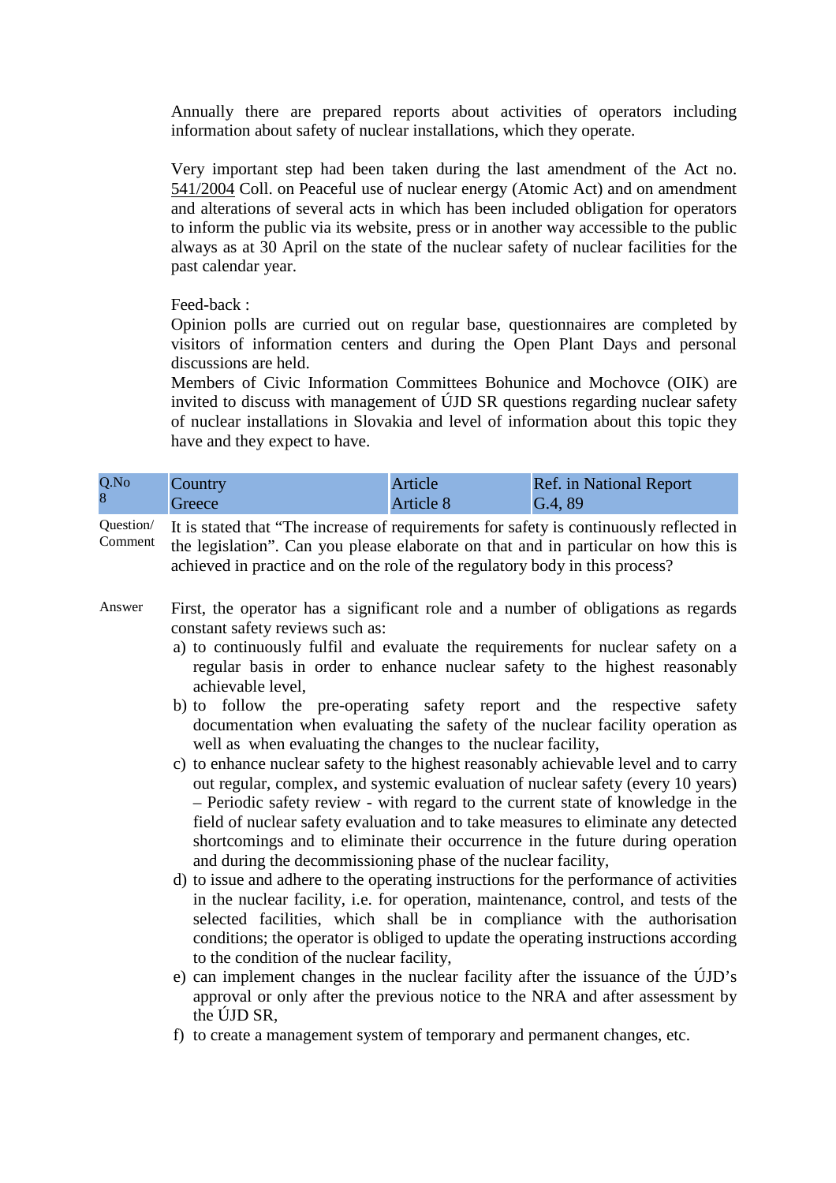Annually there are prepared reports about activities of operators including information about safety of nuclear installations, which they operate.

Very important step had been taken during the last amendment of the Act no. 541/2004 Coll. on Peaceful use of nuclear energy (Atomic Act) and on amendment and alterations of several acts in which has been included obligation for operators to inform the public via its website, press or in another way accessible to the public always as at 30 April on the state of the nuclear safety of nuclear facilities for the past calendar year.

Feed-back :
Opinion polls are curried out on regular base, questionnaires are completed by visitors of information centers and during the Open Plant Days and personal discussions are held.
Members of Civic Information Committees Bohunice and Mochovce (OIK) are invited to discuss with management of ÚJD SR questions regarding nuclear safety of nuclear installations in Slovakia and level of information about this topic they have and they expect to have.

| Q.No 8 | Country Greece | Article Article 8 | Ref. in National Report G.4, 89 |
|---|---|---|---|

Question/ Comment: It is stated that “The increase of requirements for safety is continuously reflected in the legislation”. Can you please elaborate on that and in particular on how this is achieved in practice and on the role of the regulatory body in this process?

Answer: First, the operator has a significant role and a number of obligations as regards constant safety reviews such as:

a) to continuously fulfil and evaluate the requirements for nuclear safety on a regular basis in order to enhance nuclear safety to the highest reasonably achievable level,
b) to follow the pre-operating safety report and the respective safety documentation when evaluating the safety of the nuclear facility operation as well as when evaluating the changes to the nuclear facility,
c) to enhance nuclear safety to the highest reasonably achievable level and to carry out regular, complex, and systemic evaluation of nuclear safety (every 10 years) – Periodic safety review - with regard to the current state of knowledge in the field of nuclear safety evaluation and to take measures to eliminate any detected shortcomings and to eliminate their occurrence in the future during operation and during the decommissioning phase of the nuclear facility,
d) to issue and adhere to the operating instructions for the performance of activities in the nuclear facility, i.e. for operation, maintenance, control, and tests of the selected facilities, which shall be in compliance with the authorisation conditions; the operator is obliged to update the operating instructions according to the condition of the nuclear facility,
e) can implement changes in the nuclear facility after the issuance of the ÚJD’s approval or only after the previous notice to the NRA and after assessment by the ÚJD SR,
f) to create a management system of temporary and permanent changes, etc.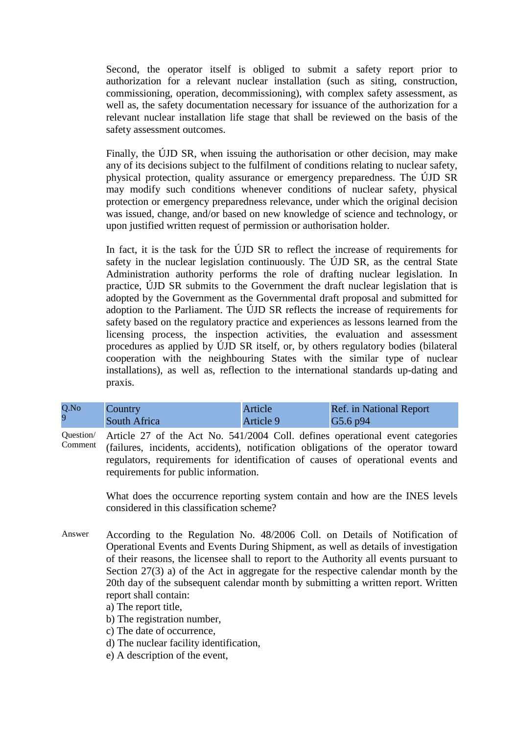Second, the operator itself is obliged to submit a safety report prior to authorization for a relevant nuclear installation (such as siting, construction, commissioning, operation, decommissioning), with complex safety assessment, as well as, the safety documentation necessary for issuance of the authorization for a relevant nuclear installation life stage that shall be reviewed on the basis of the safety assessment outcomes.

Finally, the ÚJD SR, when issuing the authorisation or other decision, may make any of its decisions subject to the fulfilment of conditions relating to nuclear safety, physical protection, quality assurance or emergency preparedness. The ÚJD SR may modify such conditions whenever conditions of nuclear safety, physical protection or emergency preparedness relevance, under which the original decision was issued, change, and/or based on new knowledge of science and technology, or upon justified written request of permission or authorisation holder.

In fact, it is the task for the ÚJD SR to reflect the increase of requirements for safety in the nuclear legislation continuously. The ÚJD SR, as the central State Administration authority performs the role of drafting nuclear legislation. In practice, ÚJD SR submits to the Government the draft nuclear legislation that is adopted by the Government as the Governmental draft proposal and submitted for adoption to the Parliament. The ÚJD SR reflects the increase of requirements for safety based on the regulatory practice and experiences as lessons learned from the licensing process, the inspection activities, the evaluation and assessment procedures as applied by ÚJD SR itself, or, by others regulatory bodies (bilateral cooperation with the neighbouring States with the similar type of nuclear installations), as well as, reflection to the international standards up-dating and praxis.

| Q.No | Country | Article | Ref. in National Report |
|---|---|---|---|
| 9 | South Africa | Article 9 | G5.6 p94 |

Question/ Comment

Article 27 of the Act No. 541/2004 Coll. defines operational event categories (failures, incidents, accidents), notification obligations of the operator toward regulators, requirements for identification of causes of operational events and requirements for public information.

What does the occurrence reporting system contain and how are the INES levels considered in this classification scheme?

Answer

According to the Regulation No. 48/2006 Coll. on Details of Notification of Operational Events and Events During Shipment, as well as details of investigation of their reasons, the licensee shall to report to the Authority all events pursuant to Section 27(3) a) of the Act in aggregate for the respective calendar month by the 20th day of the subsequent calendar month by submitting a written report. Written report shall contain:

a) The report title,
b) The registration number,
c) The date of occurrence,
d) The nuclear facility identification,
e) A description of the event,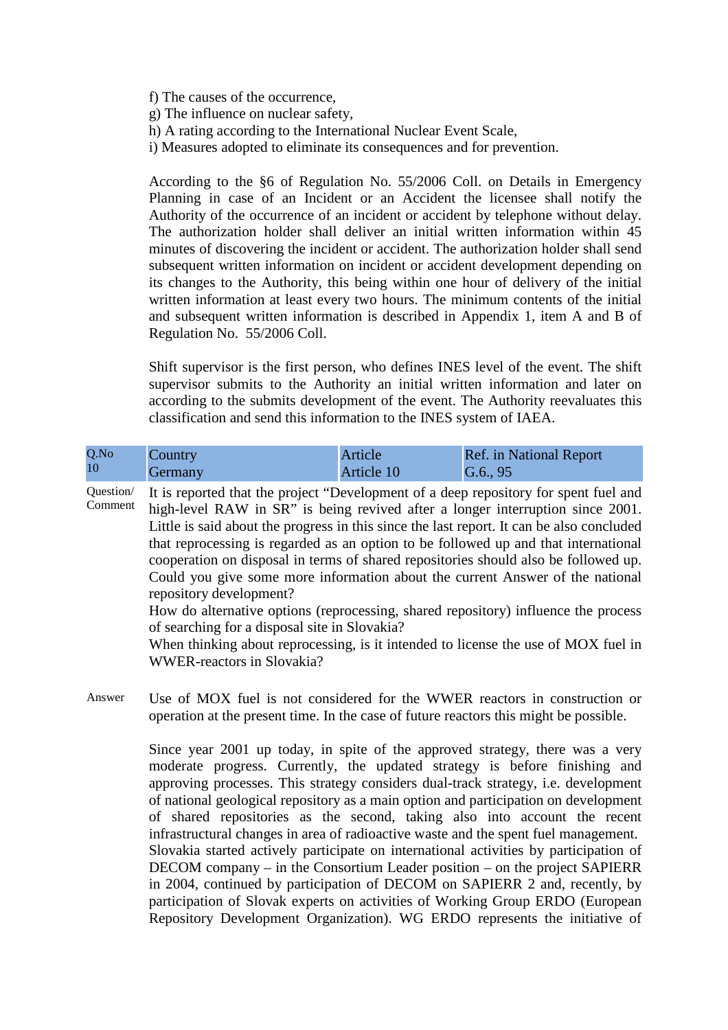f) The causes of the occurrence,
g) The influence on nuclear safety,
h) A rating according to the International Nuclear Event Scale,
i) Measures adopted to eliminate its consequences and for prevention.

According to the §6 of Regulation No. 55/2006 Coll. on Details in Emergency Planning in case of an Incident or an Accident the licensee shall notify the Authority of the occurrence of an incident or accident by telephone without delay. The authorization holder shall deliver an initial written information within 45 minutes of discovering the incident or accident. The authorization holder shall send subsequent written information on incident or accident development depending on its changes to the Authority, this being within one hour of delivery of the initial written information at least every two hours. The minimum contents of the initial and subsequent written information is described in Appendix 1, item A and B of Regulation No. 55/2006 Coll.

Shift supervisor is the first person, who defines INES level of the event. The shift supervisor submits to the Authority an initial written information and later on according to the submits development of the event. The Authority reevaluates this classification and send this information to the INES system of IAEA.

| Q.No 10 | Country Germany | Article Article 10 | Ref. in National Report G.6., 95 |
|---|---|---|---|

Question/ Comment

It is reported that the project "Development of a deep repository for spent fuel and high-level RAW in SR" is being revived after a longer interruption since 2001. Little is said about the progress in this since the last report. It can be also concluded that reprocessing is regarded as an option to be followed up and that international cooperation on disposal in terms of shared repositories should also be followed up. Could you give some more information about the current Answer of the national repository development?
How do alternative options (reprocessing, shared repository) influence the process of searching for a disposal site in Slovakia?
When thinking about reprocessing, is it intended to license the use of MOX fuel in WWER-reactors in Slovakia?

Answer

Use of MOX fuel is not considered for the WWER reactors in construction or operation at the present time. In the case of future reactors this might be possible.

Since year 2001 up today, in spite of the approved strategy, there was a very moderate progress. Currently, the updated strategy is before finishing and approving processes. This strategy considers dual-track strategy, i.e. development of national geological repository as a main option and participation on development of shared repositories as the second, taking also into account the recent infrastructural changes in area of radioactive waste and the spent fuel management. Slovakia started actively participate on international activities by participation of DECOM company – in the Consortium Leader position – on the project SAPIERR in 2004, continued by participation of DECOM on SAPIERR 2 and, recently, by participation of Slovak experts on activities of Working Group ERDO (European Repository Development Organization). WG ERDO represents the initiative of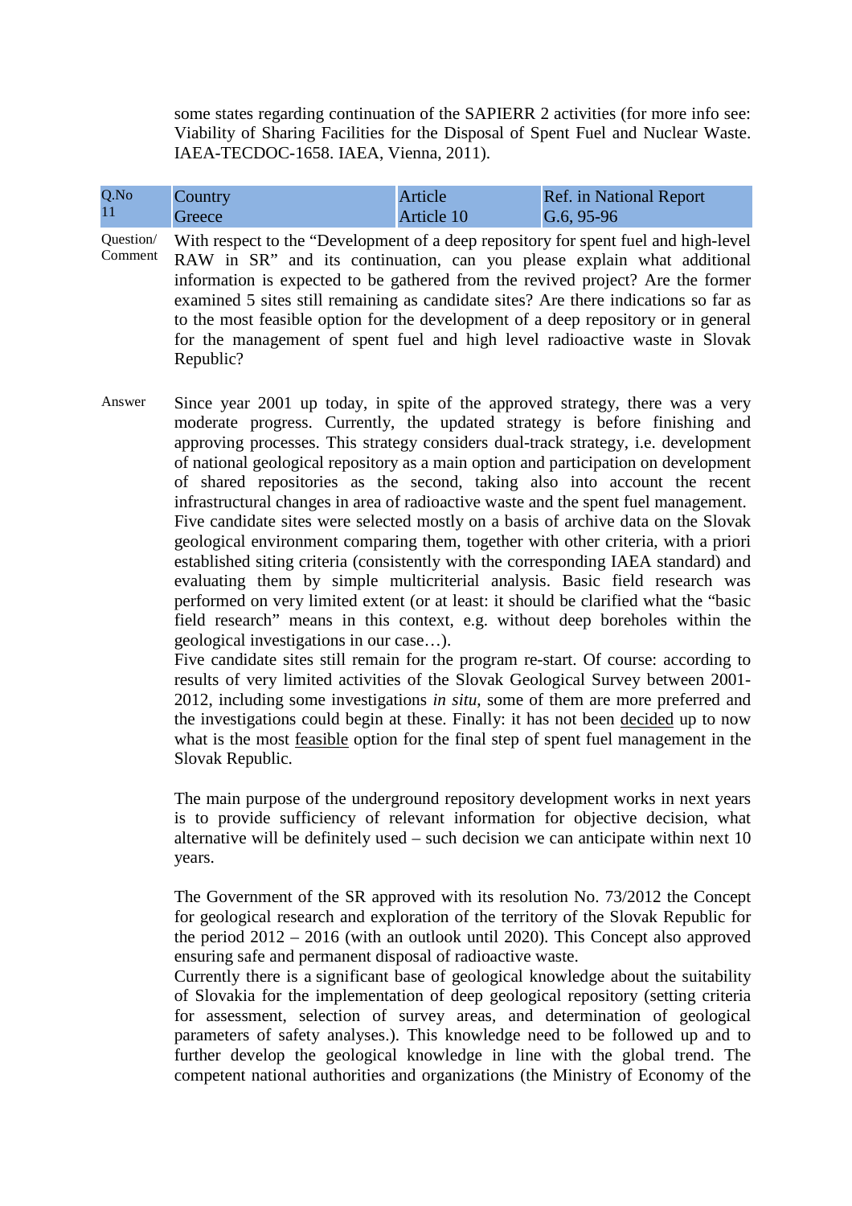some states regarding continuation of the SAPIERR 2 activities (for more info see: Viability of Sharing Facilities for the Disposal of Spent Fuel and Nuclear Waste. IAEA-TECDOC-1658. IAEA, Vienna, 2011).

| Q.No | Country | Article | Ref. in National Report |
|---|---|---|---|
| 11 | Greece | Article 10 | G.6, 95-96 |

Question/ Comment

With respect to the "Development of a deep repository for spent fuel and high-level RAW in SR" and its continuation, can you please explain what additional information is expected to be gathered from the revived project? Are the former examined 5 sites still remaining as candidate sites? Are there indications so far as to the most feasible option for the development of a deep repository or in general for the management of spent fuel and high level radioactive waste in Slovak Republic?

Answer

Since year 2001 up today, in spite of the approved strategy, there was a very moderate progress. Currently, the updated strategy is before finishing and approving processes. This strategy considers dual-track strategy, i.e. development of national geological repository as a main option and participation on development of shared repositories as the second, taking also into account the recent infrastructural changes in area of radioactive waste and the spent fuel management. Five candidate sites were selected mostly on a basis of archive data on the Slovak geological environment comparing them, together with other criteria, with a priori established siting criteria (consistently with the corresponding IAEA standard) and evaluating them by simple multicriterial analysis. Basic field research was performed on very limited extent (or at least: it should be clarified what the "basic field research" means in this context, e.g. without deep boreholes within the geological investigations in our case…).

Five candidate sites still remain for the program re-start. Of course: according to results of very limited activities of the Slovak Geological Survey between 2001-2012, including some investigations *in situ*, some of them are more preferred and the investigations could begin at these. Finally: it has not been decided up to now what is the most feasible option for the final step of spent fuel management in the Slovak Republic.

The main purpose of the underground repository development works in next years is to provide sufficiency of relevant information for objective decision, what alternative will be definitely used – such decision we can anticipate within next 10 years.

The Government of the SR approved with its resolution No. 73/2012 the Concept for geological research and exploration of the territory of the Slovak Republic for the period 2012 – 2016 (with an outlook until 2020). This Concept also approved ensuring safe and permanent disposal of radioactive waste.

Currently there is a significant base of geological knowledge about the suitability of Slovakia for the implementation of deep geological repository (setting criteria for assessment, selection of survey areas, and determination of geological parameters of safety analyses.). This knowledge need to be followed up and to further develop the geological knowledge in line with the global trend. The competent national authorities and organizations (the Ministry of Economy of the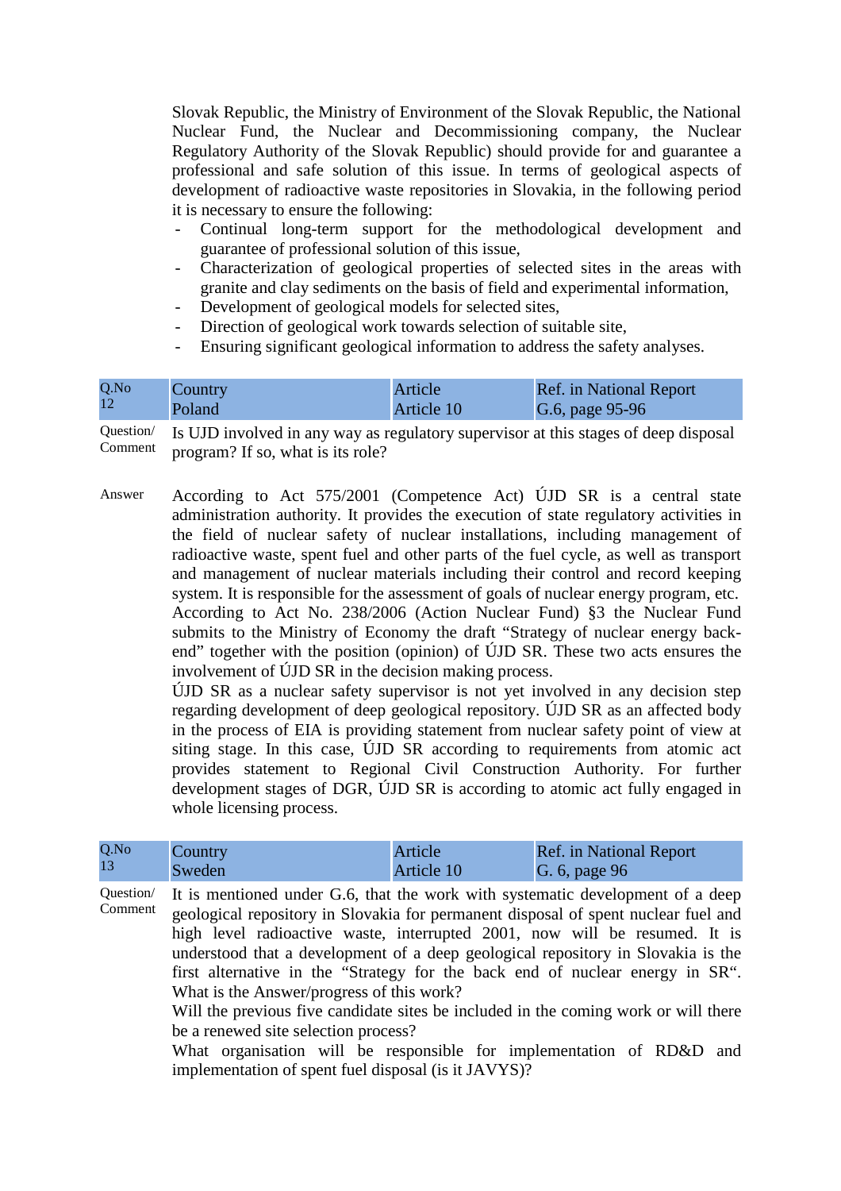Slovak Republic, the Ministry of Environment of the Slovak Republic, the National Nuclear Fund, the Nuclear and Decommissioning company, the Nuclear Regulatory Authority of the Slovak Republic) should provide for and guarantee a professional and safe solution of this issue. In terms of geological aspects of development of radioactive waste repositories in Slovakia, in the following period it is necessary to ensure the following:

- Continual long-term support for the methodological development and guarantee of professional solution of this issue,
- Characterization of geological properties of selected sites in the areas with granite and clay sediments on the basis of field and experimental information,
- Development of geological models for selected sites,
- Direction of geological work towards selection of suitable site,
- Ensuring significant geological information to address the safety analyses.

| Q.No 12 | Country Poland | Article Article 10 | Ref. in National Report G.6, page 95-96 |
|---|---|---|---|

Question/ Comment

Is UJD involved in any way as regulatory supervisor at this stages of deep disposal program? If so, what is its role?

Answer

According to Act 575/2001 (Competence Act) ÚJD SR is a central state administration authority. It provides the execution of state regulatory activities in the field of nuclear safety of nuclear installations, including management of radioactive waste, spent fuel and other parts of the fuel cycle, as well as transport and management of nuclear materials including their control and record keeping system. It is responsible for the assessment of goals of nuclear energy program, etc. According to Act No. 238/2006 (Action Nuclear Fund) §3 the Nuclear Fund submits to the Ministry of Economy the draft "Strategy of nuclear energy back-end" together with the position (opinion) of ÚJD SR. These two acts ensures the involvement of ÚJD SR in the decision making process.

ÚJD SR as a nuclear safety supervisor is not yet involved in any decision step regarding development of deep geological repository. ÚJD SR as an affected body in the process of EIA is providing statement from nuclear safety point of view at siting stage. In this case, ÚJD SR according to requirements from atomic act provides statement to Regional Civil Construction Authority. For further development stages of DGR, ÚJD SR is according to atomic act fully engaged in whole licensing process.

| Q.No 13 | Country Sweden | Article Article 10 | Ref. in National Report G. 6, page 96 |
|---|---|---|---|

Question/ Comment

It is mentioned under G.6, that the work with systematic development of a deep geological repository in Slovakia for permanent disposal of spent nuclear fuel and high level radioactive waste, interrupted 2001, now will be resumed. It is understood that a development of a deep geological repository in Slovakia is the first alternative in the "Strategy for the back end of nuclear energy in SR". What is the Answer/progress of this work?

Will the previous five candidate sites be included in the coming work or will there be a renewed site selection process?

What organisation will be responsible for implementation of RD&D and implementation of spent fuel disposal (is it JAVYS)?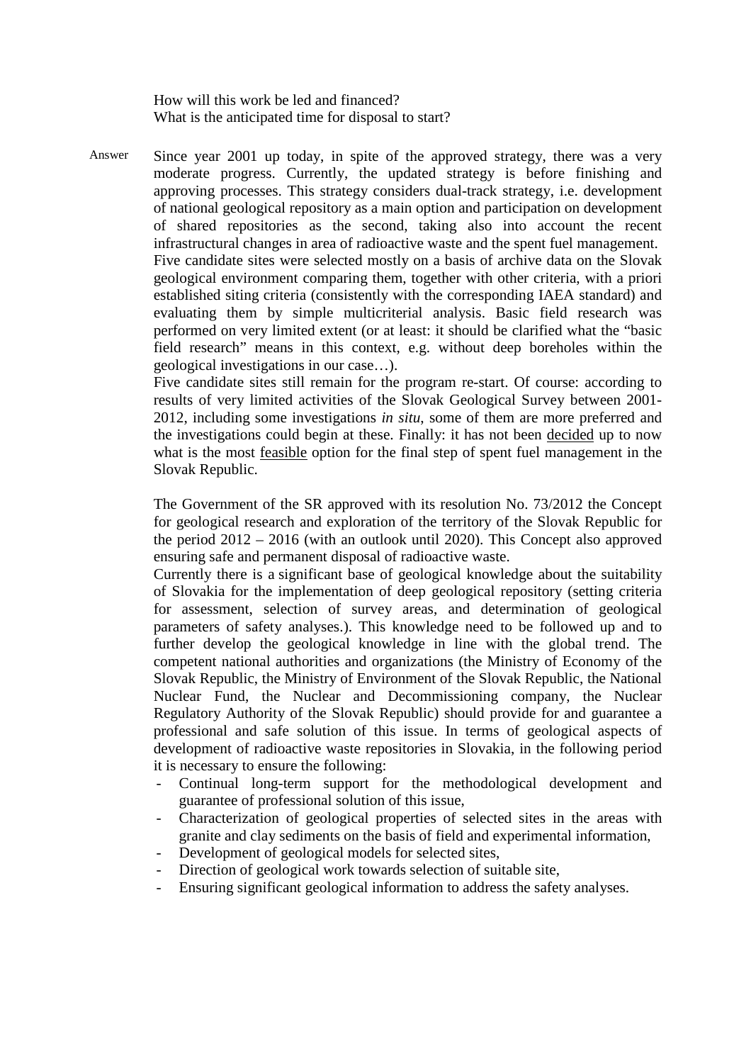How will this work be led and financed?
What is the anticipated time for disposal to start?

Answer

Since year 2001 up today, in spite of the approved strategy, there was a very moderate progress. Currently, the updated strategy is before finishing and approving processes. This strategy considers dual-track strategy, i.e. development of national geological repository as a main option and participation on development of shared repositories as the second, taking also into account the recent infrastructural changes in area of radioactive waste and the spent fuel management.
Five candidate sites were selected mostly on a basis of archive data on the Slovak geological environment comparing them, together with other criteria, with a priori established siting criteria (consistently with the corresponding IAEA standard) and evaluating them by simple multicriterial analysis. Basic field research was performed on very limited extent (or at least: it should be clarified what the "basic field research" means in this context, e.g. without deep boreholes within the geological investigations in our case…).
Five candidate sites still remain for the program re-start. Of course: according to results of very limited activities of the Slovak Geological Survey between 2001-2012, including some investigations *in situ*, some of them are more preferred and the investigations could begin at these. Finally: it has not been <u>decided</u> up to now what is the most <u>feasible</u> option for the final step of spent fuel management in the Slovak Republic.

The Government of the SR approved with its resolution No. 73/2012 the Concept for geological research and exploration of the territory of the Slovak Republic for the period 2012 – 2016 (with an outlook until 2020). This Concept also approved ensuring safe and permanent disposal of radioactive waste.
Currently there is a significant base of geological knowledge about the suitability of Slovakia for the implementation of deep geological repository (setting criteria for assessment, selection of survey areas, and determination of geological parameters of safety analyses.). This knowledge need to be followed up and to further develop the geological knowledge in line with the global trend. The competent national authorities and organizations (the Ministry of Economy of the Slovak Republic, the Ministry of Environment of the Slovak Republic, the National Nuclear Fund, the Nuclear and Decommissioning company, the Nuclear Regulatory Authority of the Slovak Republic) should provide for and guarantee a professional and safe solution of this issue. In terms of geological aspects of development of radioactive waste repositories in Slovakia, in the following period it is necessary to ensure the following:

- Continual long-term support for the methodological development and guarantee of professional solution of this issue,
- Characterization of geological properties of selected sites in the areas with granite and clay sediments on the basis of field and experimental information,
- Development of geological models for selected sites,
- Direction of geological work towards selection of suitable site,
- Ensuring significant geological information to address the safety analyses.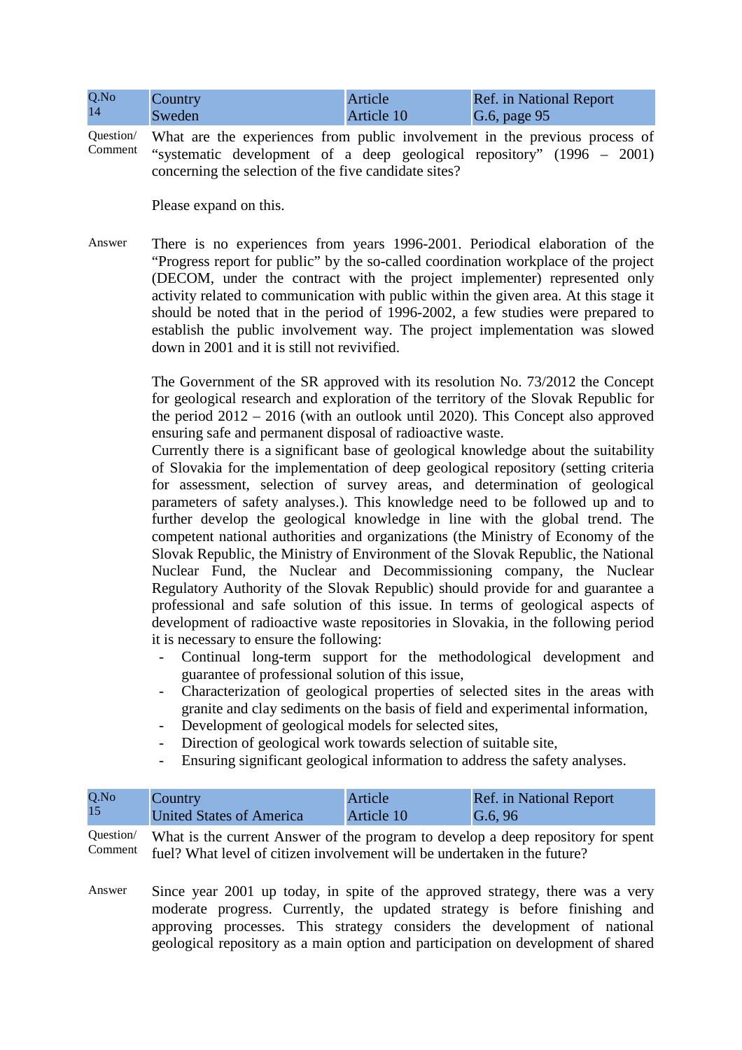| Q.No 14 | Country Sweden | Article Article 10 | Ref. in National Report G.6, page 95 |
|---|---|---|---|

Question/ Comment

What are the experiences from public involvement in the previous process of "systematic development of a deep geological repository" (1996 – 2001) concerning the selection of the five candidate sites?

Please expand on this.

Answer

There is no experiences from years 1996-2001. Periodical elaboration of the "Progress report for public" by the so-called coordination workplace of the project (DECOM, under the contract with the project implementer) represented only activity related to communication with public within the given area. At this stage it should be noted that in the period of 1996-2002, a few studies were prepared to establish the public involvement way. The project implementation was slowed down in 2001 and it is still not revivified.

The Government of the SR approved with its resolution No. 73/2012 the Concept for geological research and exploration of the territory of the Slovak Republic for the period 2012 – 2016 (with an outlook until 2020). This Concept also approved ensuring safe and permanent disposal of radioactive waste.
Currently there is a significant base of geological knowledge about the suitability of Slovakia for the implementation of deep geological repository (setting criteria for assessment, selection of survey areas, and determination of geological parameters of safety analyses.). This knowledge need to be followed up and to further develop the geological knowledge in line with the global trend. The competent national authorities and organizations (the Ministry of Economy of the Slovak Republic, the Ministry of Environment of the Slovak Republic, the National Nuclear Fund, the Nuclear and Decommissioning company, the Nuclear Regulatory Authority of the Slovak Republic) should provide for and guarantee a professional and safe solution of this issue. In terms of geological aspects of development of radioactive waste repositories in Slovakia, in the following period it is necessary to ensure the following:

- Continual long-term support for the methodological development and guarantee of professional solution of this issue,
- Characterization of geological properties of selected sites in the areas with granite and clay sediments on the basis of field and experimental information,
- Development of geological models for selected sites,
- Direction of geological work towards selection of suitable site,
- Ensuring significant geological information to address the safety analyses.

| Q.No 15 | Country United States of America | Article Article 10 | Ref. in National Report G.6, 96 |
|---|---|---|---|

Question/ Comment

What is the current Answer of the program to develop a deep repository for spent fuel? What level of citizen involvement will be undertaken in the future?

Answer

Since year 2001 up today, in spite of the approved strategy, there was a very moderate progress. Currently, the updated strategy is before finishing and approving processes. This strategy considers the development of national geological repository as a main option and participation on development of shared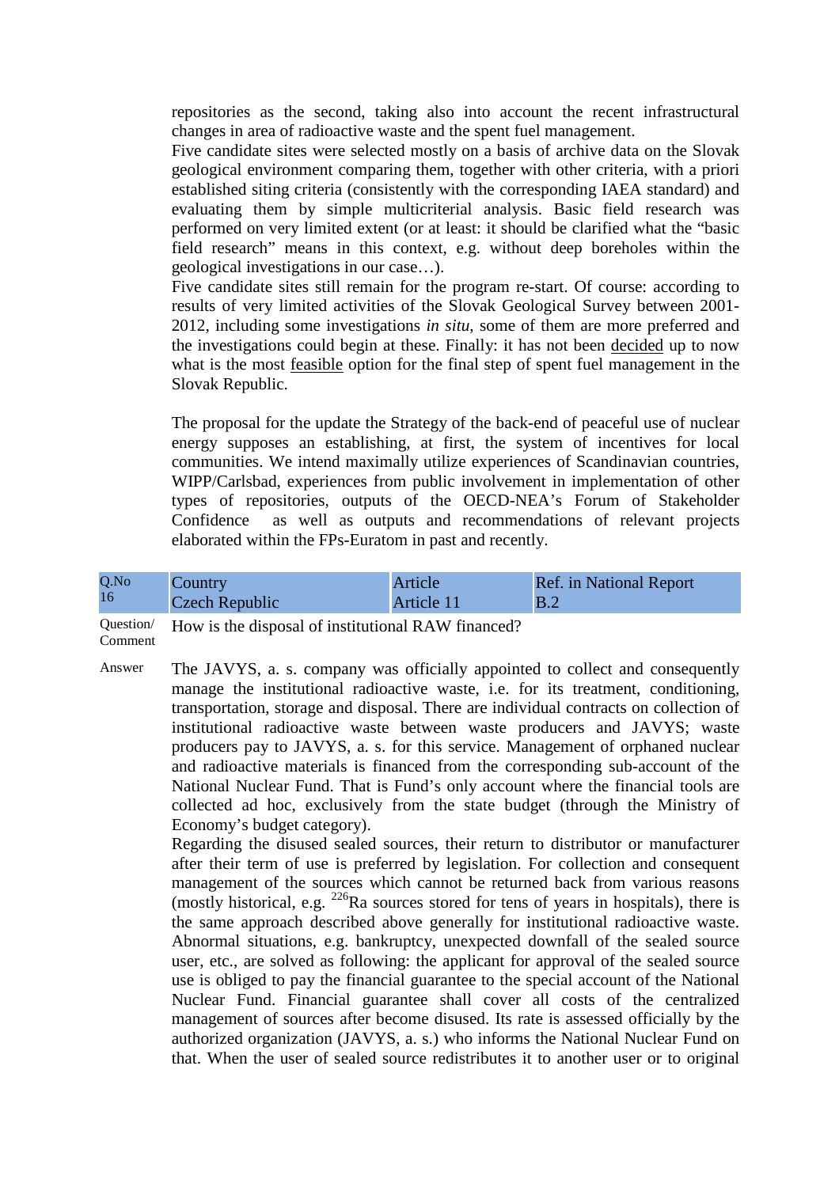repositories as the second, taking also into account the recent infrastructural changes in area of radioactive waste and the spent fuel management.

Five candidate sites were selected mostly on a basis of archive data on the Slovak geological environment comparing them, together with other criteria, with a priori established siting criteria (consistently with the corresponding IAEA standard) and evaluating them by simple multicriterial analysis. Basic field research was performed on very limited extent (or at least: it should be clarified what the "basic field research" means in this context, e.g. without deep boreholes within the geological investigations in our case…).

Five candidate sites still remain for the program re-start. Of course: according to results of very limited activities of the Slovak Geological Survey between 2001-2012, including some investigations *in situ*, some of them are more preferred and the investigations could begin at these. Finally: it has not been decided up to now what is the most feasible option for the final step of spent fuel management in the Slovak Republic.

The proposal for the update the Strategy of the back-end of peaceful use of nuclear energy supposes an establishing, at first, the system of incentives for local communities. We intend maximally utilize experiences of Scandinavian countries, WIPP/Carlsbad, experiences from public involvement in implementation of other types of repositories, outputs of the OECD-NEA's Forum of Stakeholder Confidence as well as outputs and recommendations of relevant projects elaborated within the FPs-Euratom in past and recently.

| Q.No 16 | Country Czech Republic | Article Article 11 | Ref. in National Report B.2 |
|---|---|---|---|

Question/ Comment: How is the disposal of institutional RAW financed?

Answer: The JAVYS, a. s. company was officially appointed to collect and consequently manage the institutional radioactive waste, i.e. for its treatment, conditioning, transportation, storage and disposal. There are individual contracts on collection of institutional radioactive waste between waste producers and JAVYS; waste producers pay to JAVYS, a. s. for this service. Management of orphaned nuclear and radioactive materials is financed from the corresponding sub-account of the National Nuclear Fund. That is Fund's only account where the financial tools are collected ad hoc, exclusively from the state budget (through the Ministry of Economy's budget category).

Regarding the disused sealed sources, their return to distributor or manufacturer after their term of use is preferred by legislation. For collection and consequent management of the sources which cannot be returned back from various reasons (mostly historical, e.g. $^{226}$Ra sources stored for tens of years in hospitals), there is the same approach described above generally for institutional radioactive waste. Abnormal situations, e.g. bankruptcy, unexpected downfall of the sealed source user, etc., are solved as following: the applicant for approval of the sealed source use is obliged to pay the financial guarantee to the special account of the National Nuclear Fund. Financial guarantee shall cover all costs of the centralized management of sources after become disused. Its rate is assessed officially by the authorized organization (JAVYS, a. s.) who informs the National Nuclear Fund on that. When the user of sealed source redistributes it to another user or to original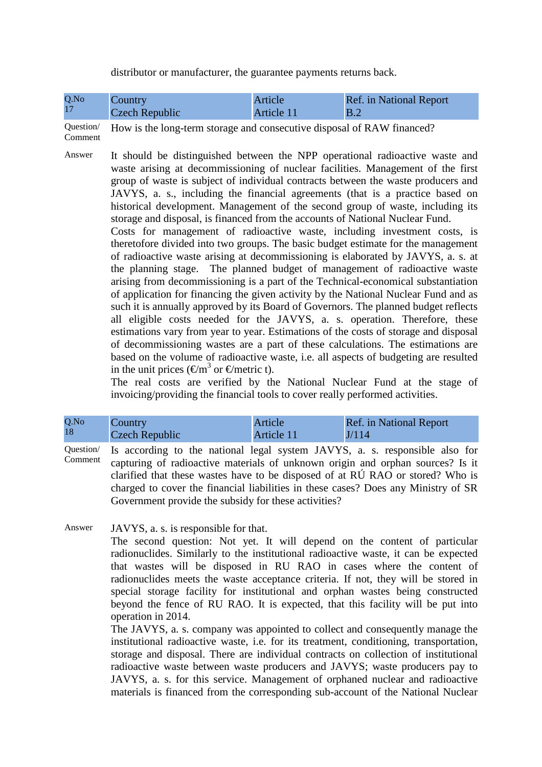distributor or manufacturer, the guarantee payments returns back.

| Q.No 17 | Country Czech Republic | Article Article 11 | Ref. in National Report B.2 |
|---|---|---|---|

Question/ Comment: How is the long-term storage and consecutive disposal of RAW financed?

Answer: It should be distinguished between the NPP operational radioactive waste and waste arising at decommissioning of nuclear facilities. Management of the first group of waste is subject of individual contracts between the waste producers and JAVYS, a. s., including the financial agreements (that is a practice based on historical development. Management of the second group of waste, including its storage and disposal, is financed from the accounts of National Nuclear Fund.

Costs for management of radioactive waste, including investment costs, is theretofore divided into two groups. The basic budget estimate for the management of radioactive waste arising at decommissioning is elaborated by JAVYS, a. s. at the planning stage. The planned budget of management of radioactive waste arising from decommissioning is a part of the Technical-economical substantiation of application for financing the given activity by the National Nuclear Fund and as such it is annually approved by its Board of Governors. The planned budget reflects all eligible costs needed for the JAVYS, a. s. operation. Therefore, these estimations vary from year to year. Estimations of the costs of storage and disposal of decommissioning wastes are a part of these calculations. The estimations are based on the volume of radioactive waste, i.e. all aspects of budgeting are resulted in the unit prices (€/$m^3$ or €/metric t).

The real costs are verified by the National Nuclear Fund at the stage of invoicing/providing the financial tools to cover really performed activities.

| Q.No 18 | Country Czech Republic | Article Article 11 | Ref. in National Report J/114 |
|---|---|---|---|

Question/ Comment: Is according to the national legal system JAVYS, a. s. responsible also for capturing of radioactive materials of unknown origin and orphan sources? Is it clarified that these wastes have to be disposed of at RÚ RAO or stored? Who is charged to cover the financial liabilities in these cases? Does any Ministry of SR Government provide the subsidy for these activities?

Answer: JAVYS, a. s. is responsible for that.

The second question: Not yet. It will depend on the content of particular radionuclides. Similarly to the institutional radioactive waste, it can be expected that wastes will be disposed in RU RAO in cases where the content of radionuclides meets the waste acceptance criteria. If not, they will be stored in special storage facility for institutional and orphan wastes being constructed beyond the fence of RU RAO. It is expected, that this facility will be put into operation in 2014.

The JAVYS, a. s. company was appointed to collect and consequently manage the institutional radioactive waste, i.e. for its treatment, conditioning, transportation, storage and disposal. There are individual contracts on collection of institutional radioactive waste between waste producers and JAVYS; waste producers pay to JAVYS, a. s. for this service. Management of orphaned nuclear and radioactive materials is financed from the corresponding sub-account of the National Nuclear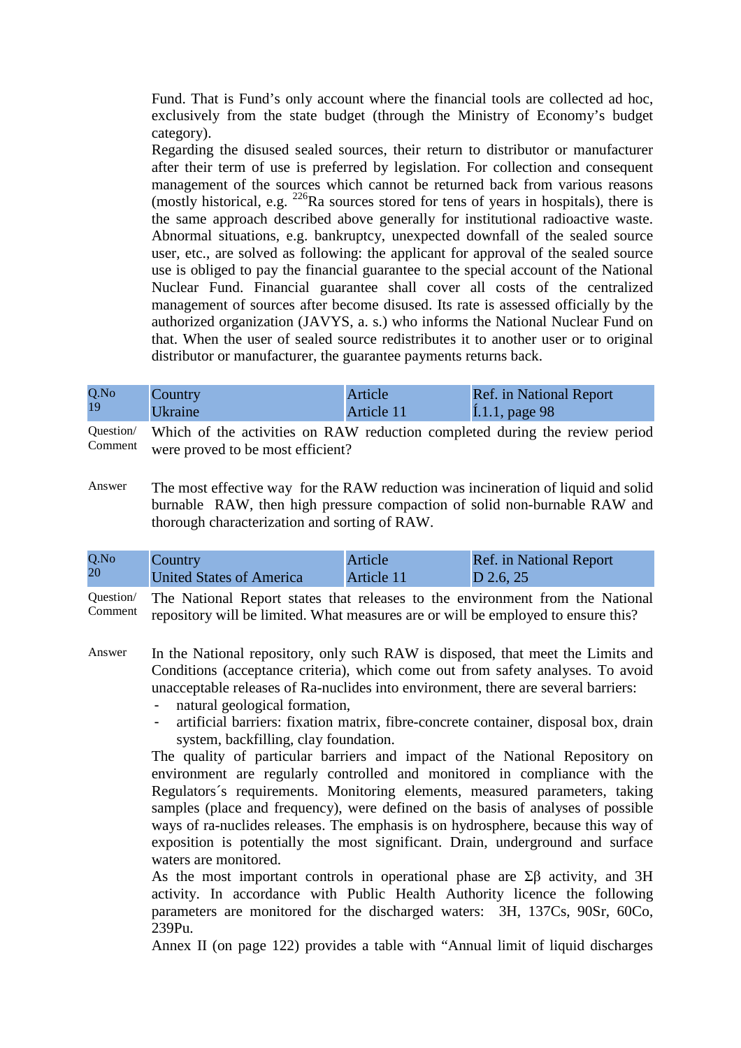Fund. That is Fund's only account where the financial tools are collected ad hoc, exclusively from the state budget (through the Ministry of Economy's budget category).

Regarding the disused sealed sources, their return to distributor or manufacturer after their term of use is preferred by legislation. For collection and consequent management of the sources which cannot be returned back from various reasons (mostly historical, e.g. $^{226}$Ra sources stored for tens of years in hospitals), there is the same approach described above generally for institutional radioactive waste. Abnormal situations, e.g. bankruptcy, unexpected downfall of the sealed source user, etc., are solved as following: the applicant for approval of the sealed source use is obliged to pay the financial guarantee to the special account of the National Nuclear Fund. Financial guarantee shall cover all costs of the centralized management of sources after become disused. Its rate is assessed officially by the authorized organization (JAVYS, a. s.) who informs the National Nuclear Fund on that. When the user of sealed source redistributes it to another user or to original distributor or manufacturer, the guarantee payments returns back.

| Q.No 19 | Country Ukraine | Article Article 11 | Ref. in National Report Í.1.1, page 98 |
|---|---|---|---|

**Question/ Comment** Which of the activities on RAW reduction completed during the review period were proved to be most efficient?

**Answer** The most effective way for the RAW reduction was incineration of liquid and solid burnable RAW, then high pressure compaction of solid non-burnable RAW and thorough characterization and sorting of RAW.

| Q.No 20 | Country United States of America | Article Article 11 | Ref. in National Report D 2.6, 25 |
|---|---|---|---|

**Question/ Comment** The National Report states that releases to the environment from the National repository will be limited. What measures are or will be employed to ensure this?

**Answer** In the National repository, only such RAW is disposed, that meet the Limits and Conditions (acceptance criteria), which come out from safety analyses. To avoid unacceptable releases of Ra-nuclides into environment, there are several barriers:

- natural geological formation,
- artificial barriers: fixation matrix, fibre-concrete container, disposal box, drain system, backfilling, clay foundation.

The quality of particular barriers and impact of the National Repository on environment are regularly controlled and monitored in compliance with the Regulators´s requirements. Monitoring elements, measured parameters, taking samples (place and frequency), were defined on the basis of analyses of possible ways of ra-nuclides releases. The emphasis is on hydrosphere, because this way of exposition is potentially the most significant. Drain, underground and surface waters are monitored.

As the most important controls in operational phase are $\Sigma\beta$ activity, and $^{3}$H activity. In accordance with Public Health Authority licence the following parameters are monitored for the discharged waters: $^{3}$H, $^{137}$Cs, $^{90}$Sr, $^{60}$Co, $^{239}$Pu.

Annex II (on page 122) provides a table with "Annual limit of liquid discharges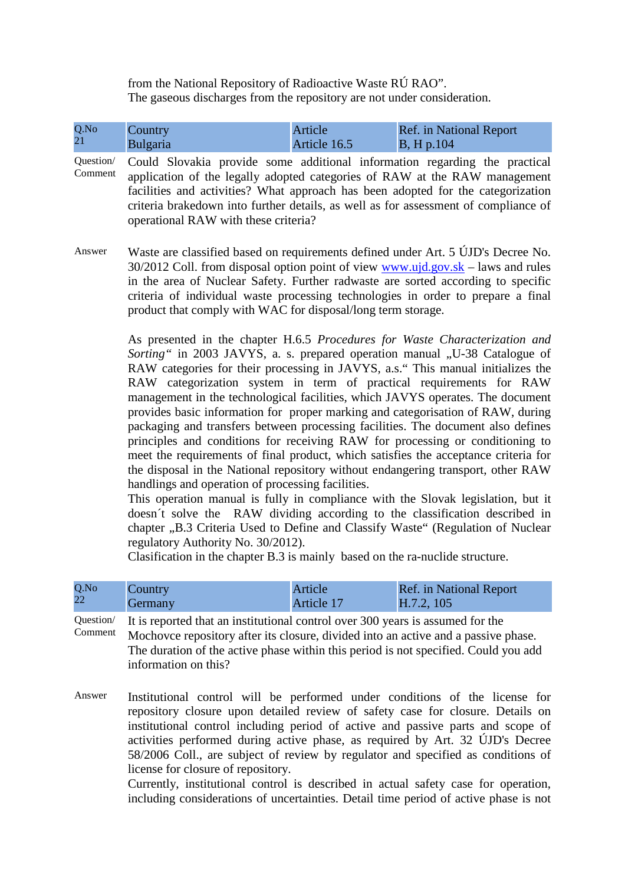from the National Repository of Radioactive Waste RÚ RAO”.
The gaseous discharges from the repository are not under consideration.

| Q.No 21 | Country Bulgaria | Article Article 16.5 | Ref. in National Report B, H p.104 |
|---|---|---|---|

Question/ Comment

Could Slovakia provide some additional information regarding the practical application of the legally adopted categories of RAW at the RAW management facilities and activities? What approach has been adopted for the categorization criteria brakedown into further details, as well as for assessment of compliance of operational RAW with these criteria?

Answer

Waste are classified based on requirements defined under Art. 5 ÚJD's Decree No. 30/2012 Coll. from disposal option point of view [www.ujd.gov.sk](www.ujd.gov.sk) – laws and rules in the area of Nuclear Safety. Further radwaste are sorted according to specific criteria of individual waste processing technologies in order to prepare a final product that comply with WAC for disposal/long term storage.

As presented in the chapter H.6.5 *Procedures for Waste Characterization and Sorting*“ in 2003 JAVYS, a. s. prepared operation manual „U-38 Catalogue of RAW categories for their processing in JAVYS, a.s.“ This manual initializes the RAW categorization system in term of practical requirements for RAW management in the technological facilities, which JAVYS operates. The document provides basic information for proper marking and categorisation of RAW, during packaging and transfers between processing facilities. The document also defines principles and conditions for receiving RAW for processing or conditioning to meet the requirements of final product, which satisfies the acceptance criteria for the disposal in the National repository without endangering transport, other RAW handlings and operation of processing facilities.
This operation manual is fully in compliance with the Slovak legislation, but it doesn´t solve the RAW dividing according to the classification described in chapter „B.3 Criteria Used to Define and Classify Waste“ (Regulation of Nuclear regulatory Authority No. 30/2012).
Clasification in the chapter B.3 is mainly based on the ra-nuclide structure.

| Q.No 22 | Country Germany | Article Article 17 | Ref. in National Report H.7.2, 105 |
|---|---|---|---|

Question/ Comment

It is reported that an institutional control over 300 years is assumed for the Mochovce repository after its closure, divided into an active and a passive phase. The duration of the active phase within this period is not specified. Could you add information on this?

Answer

Institutional control will be performed under conditions of the license for repository closure upon detailed review of safety case for closure. Details on institutional control including period of active and passive parts and scope of activities performed during active phase, as required by Art. 32 ÚJD's Decree 58/2006 Coll., are subject of review by regulator and specified as conditions of license for closure of repository.
Currently, institutional control is described in actual safety case for operation, including considerations of uncertainties. Detail time period of active phase is not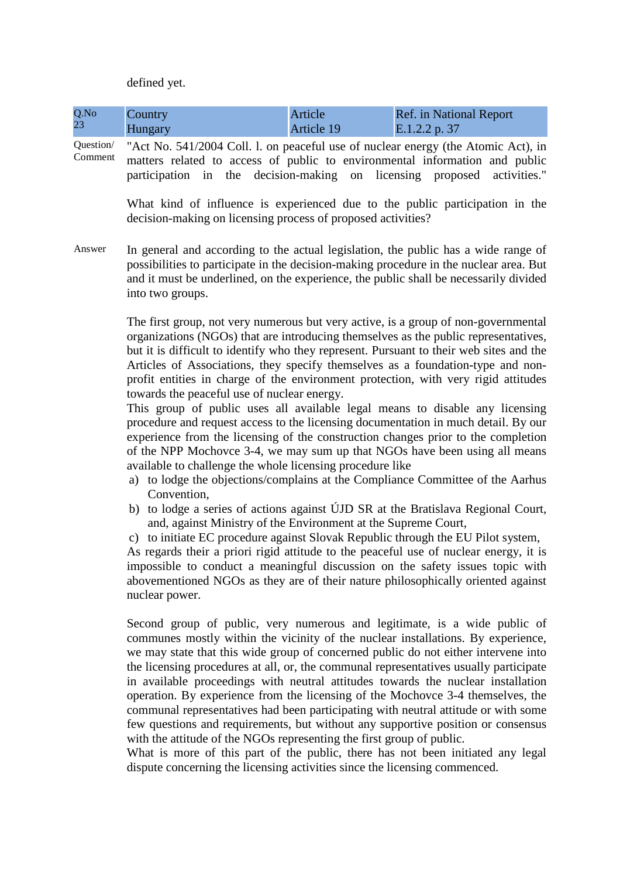defined yet.

| Q.No 23 | Country Hungary | Article Article 19 | Ref. in National Report E.1.2.2 p. 37 |
|---|---|---|---|

Question/ Comment

"Act No. 541/2004 Coll. l. on peaceful use of nuclear energy (the Atomic Act), in matters related to access of public to environmental information and public participation in the decision-making on licensing proposed activities."

What kind of influence is experienced due to the public participation in the decision-making on licensing process of proposed activities?

Answer

In general and according to the actual legislation, the public has a wide range of possibilities to participate in the decision-making procedure in the nuclear area. But and it must be underlined, on the experience, the public shall be necessarily divided into two groups.

The first group, not very numerous but very active, is a group of non-governmental organizations (NGOs) that are introducing themselves as the public representatives, but it is difficult to identify who they represent. Pursuant to their web sites and the Articles of Associations, they specify themselves as a foundation-type and non-profit entities in charge of the environment protection, with very rigid attitudes towards the peaceful use of nuclear energy.
This group of public uses all available legal means to disable any licensing procedure and request access to the licensing documentation in much detail. By our experience from the licensing of the construction changes prior to the completion of the NPP Mochovce 3-4, we may sum up that NGOs have been using all means available to challenge the whole licensing procedure like

a) to lodge the objections/complains at the Compliance Committee of the Aarhus Convention,
b) to lodge a series of actions against ÚJD SR at the Bratislava Regional Court, and, against Ministry of the Environment at the Supreme Court,
c) to initiate EC procedure against Slovak Republic through the EU Pilot system,

As regards their a priori rigid attitude to the peaceful use of nuclear energy, it is impossible to conduct a meaningful discussion on the safety issues topic with abovementioned NGOs as they are of their nature philosophically oriented against nuclear power.

Second group of public, very numerous and legitimate, is a wide public of communes mostly within the vicinity of the nuclear installations. By experience, we may state that this wide group of concerned public do not either intervene into the licensing procedures at all, or, the communal representatives usually participate in available proceedings with neutral attitudes towards the nuclear installation operation. By experience from the licensing of the Mochovce 3-4 themselves, the communal representatives had been participating with neutral attitude or with some few questions and requirements, but without any supportive position or consensus with the attitude of the NGOs representing the first group of public.
What is more of this part of the public, there has not been initiated any legal dispute concerning the licensing activities since the licensing commenced.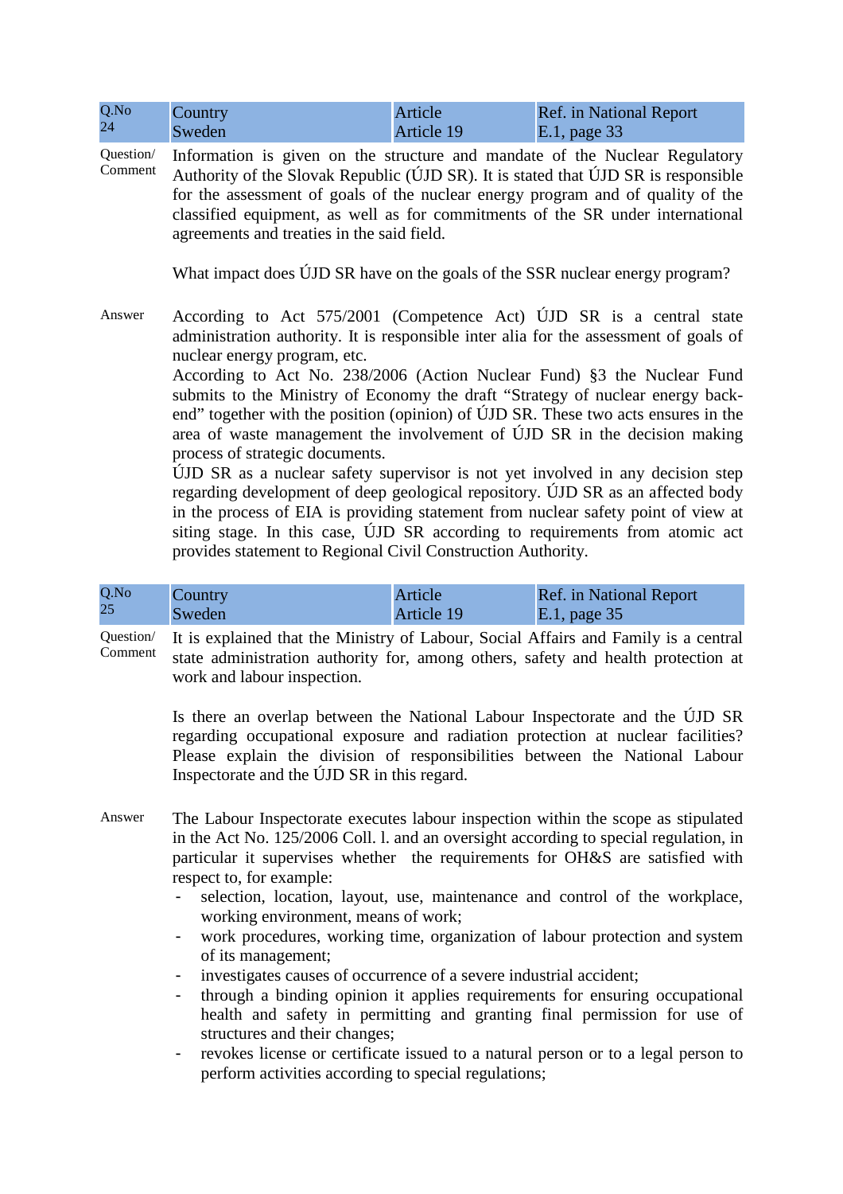| Q.No 24 | Country Sweden | Article Article 19 | Ref. in National Report E.1, page 33 |
| --- | --- | --- | --- |

Question/ Comment

Information is given on the structure and mandate of the Nuclear Regulatory Authority of the Slovak Republic (ÚJD SR). It is stated that ÚJD SR is responsible for the assessment of goals of the nuclear energy program and of quality of the classified equipment, as well as for commitments of the SR under international agreements and treaties in the said field.

What impact does ÚJD SR have on the goals of the SSR nuclear energy program?

Answer

According to Act 575/2001 (Competence Act) ÚJD SR is a central state administration authority. It is responsible inter alia for the assessment of goals of nuclear energy program, etc.

According to Act No. 238/2006 (Action Nuclear Fund) §3 the Nuclear Fund submits to the Ministry of Economy the draft "Strategy of nuclear energy back-end" together with the position (opinion) of ÚJD SR. These two acts ensures in the area of waste management the involvement of ÚJD SR in the decision making process of strategic documents.

ÚJD SR as a nuclear safety supervisor is not yet involved in any decision step regarding development of deep geological repository. ÚJD SR as an affected body in the process of EIA is providing statement from nuclear safety point of view at siting stage. In this case, ÚJD SR according to requirements from atomic act provides statement to Regional Civil Construction Authority.

| Q.No 25 | Country Sweden | Article Article 19 | Ref. in National Report E.1, page 35 |
| --- | --- | --- | --- |

Question/ Comment

It is explained that the Ministry of Labour, Social Affairs and Family is a central state administration authority for, among others, safety and health protection at work and labour inspection.

Is there an overlap between the National Labour Inspectorate and the ÚJD SR regarding occupational exposure and radiation protection at nuclear facilities? Please explain the division of responsibilities between the National Labour Inspectorate and the ÚJD SR in this regard.

Answer

The Labour Inspectorate executes labour inspection within the scope as stipulated in the Act No. 125/2006 Coll. l. and an oversight according to special regulation, in particular it supervises whether the requirements for OH&S are satisfied with respect to, for example:

- selection, location, layout, use, maintenance and control of the workplace, working environment, means of work;
- work procedures, working time, organization of labour protection and system of its management;
- investigates causes of occurrence of a severe industrial accident;
- through a binding opinion it applies requirements for ensuring occupational health and safety in permitting and granting final permission for use of structures and their changes;
- revokes license or certificate issued to a natural person or to a legal person to perform activities according to special regulations;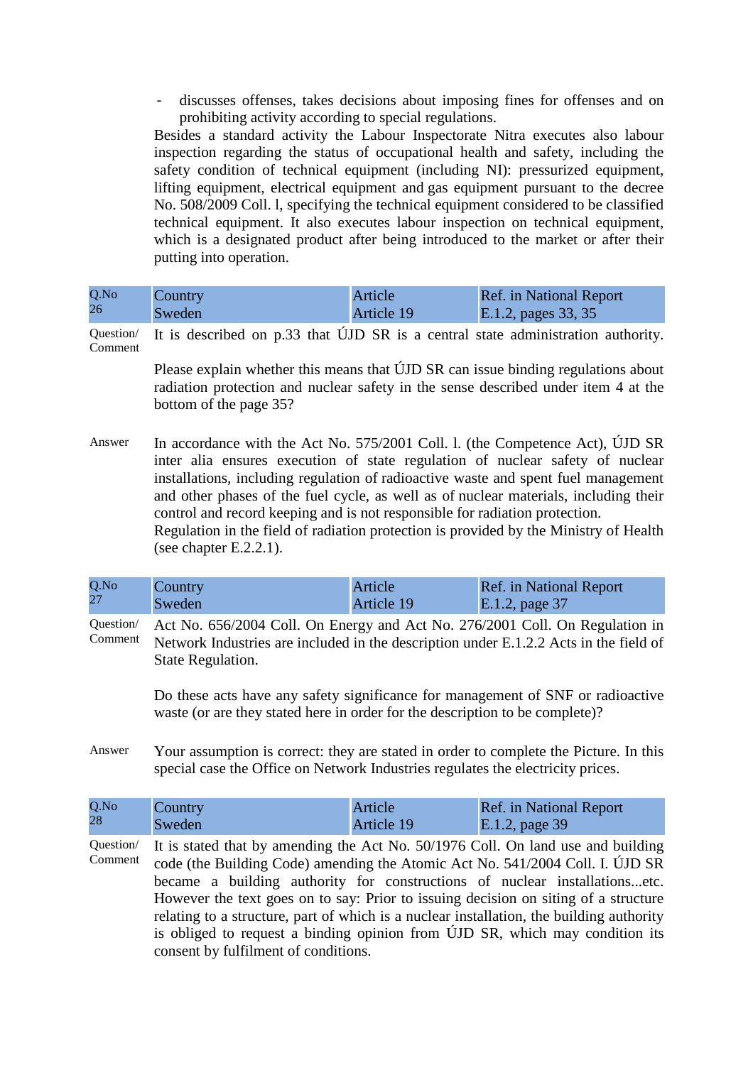- discusses offenses, takes decisions about imposing fines for offenses and on prohibiting activity according to special regulations.

Besides a standard activity the Labour Inspectorate Nitra executes also labour inspection regarding the status of occupational health and safety, including the safety condition of technical equipment (including NI): pressurized equipment, lifting equipment, electrical equipment and gas equipment pursuant to the decree No. 508/2009 Coll. l, specifying the technical equipment considered to be classified technical equipment. It also executes labour inspection on technical equipment, which is a designated product after being introduced to the market or after their putting into operation.

| Q.No 26 | Country Sweden | Article Article 19 | Ref. in National Report E.1.2, pages 33, 35 |
|---|---|---|---|

**Question/ Comment**

It is described on p.33 that ÚJD SR is a central state administration authority.

Please explain whether this means that ÚJD SR can issue binding regulations about radiation protection and nuclear safety in the sense described under item 4 at the bottom of the page 35?

**Answer**

In accordance with the Act No. 575/2001 Coll. l. (the Competence Act), ÚJD SR inter alia ensures execution of state regulation of nuclear safety of nuclear installations, including regulation of radioactive waste and spent fuel management and other phases of the fuel cycle, as well as of nuclear materials, including their control and record keeping and is not responsible for radiation protection.

Regulation in the field of radiation protection is provided by the Ministry of Health (see chapter E.2.2.1).

| Q.No 27 | Country Sweden | Article Article 19 | Ref. in National Report E.1.2, page 37 |
|---|---|---|---|

**Question/ Comment**

Act No. 656/2004 Coll. On Energy and Act No. 276/2001 Coll. On Regulation in Network Industries are included in the description under E.1.2.2 Acts in the field of State Regulation.

Do these acts have any safety significance for management of SNF or radioactive waste (or are they stated here in order for the description to be complete)?

**Answer**

Your assumption is correct: they are stated in order to complete the Picture. In this special case the Office on Network Industries regulates the electricity prices.

| Q.No 28 | Country Sweden | Article Article 19 | Ref. in National Report E.1.2, page 39 |
|---|---|---|---|

**Question/ Comment**

It is stated that by amending the Act No. 50/1976 Coll. On land use and building code (the Building Code) amending the Atomic Act No. 541/2004 Coll. I. ÚJD SR became a building authority for constructions of nuclear installations...etc. However the text goes on to say: Prior to issuing decision on siting of a structure relating to a structure, part of which is a nuclear installation, the building authority is obliged to request a binding opinion from ÚJD SR, which may condition its consent by fulfilment of conditions.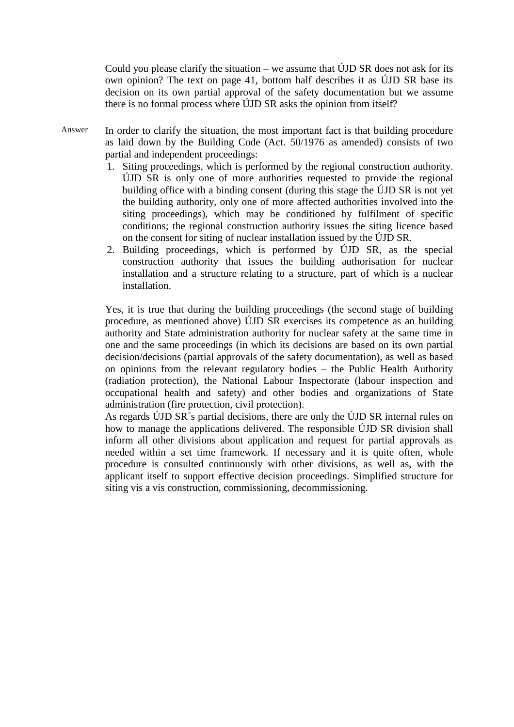Could you please clarify the situation – we assume that ÚJD SR does not ask for its own opinion? The text on page 41, bottom half describes it as ÚJD SR base its decision on its own partial approval of the safety documentation but we assume there is no formal process where ÚJD SR asks the opinion from itself?

Answer

In order to clarify the situation, the most important fact is that building procedure as laid down by the Building Code (Act. 50/1976 as amended) consists of two partial and independent proceedings:

1. Siting proceedings, which is performed by the regional construction authority. ÚJD SR is only one of more authorities requested to provide the regional building office with a binding consent (during this stage the ÚJD SR is not yet the building authority, only one of more affected authorities involved into the siting proceedings), which may be conditioned by fulfilment of specific conditions; the regional construction authority issues the siting licence based on the consent for siting of nuclear installation issued by the ÚJD SR.
2. Building proceedings, which is performed by ÚJD SR, as the special construction authority that issues the building authorisation for nuclear installation and a structure relating to a structure, part of which is a nuclear installation.

Yes, it is true that during the building proceedings (the second stage of building procedure, as mentioned above) ÚJD SR exercises its competence as an building authority and State administration authority for nuclear safety at the same time in one and the same proceedings (in which its decisions are based on its own partial decision/decisions (partial approvals of the safety documentation), as well as based on opinions from the relevant regulatory bodies – the Public Health Authority (radiation protection), the National Labour Inspectorate (labour inspection and occupational health and safety) and other bodies and organizations of State administration (fire protection, civil protection).

As regards ÚJD SR´s partial decisions, there are only the ÚJD SR internal rules on how to manage the applications delivered. The responsible ÚJD SR division shall inform all other divisions about application and request for partial approvals as needed within a set time framework. If necessary and it is quite often, whole procedure is consulted continuously with other divisions, as well as, with the applicant itself to support effective decision proceedings. Simplified structure for siting vis a vis construction, commissioning, decommissioning.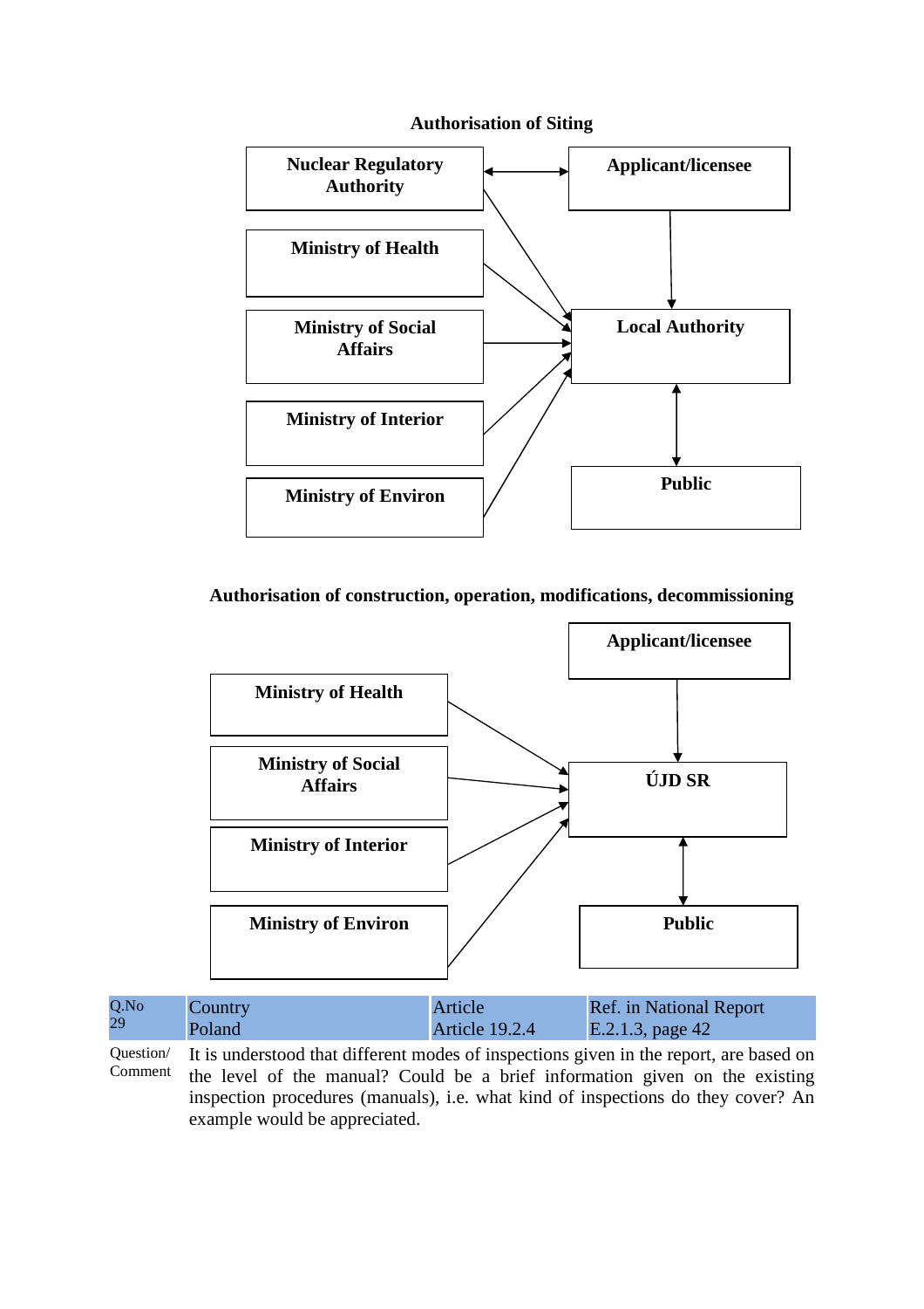**Authorisation of Siting**

Nuclear Regulatory Authority

Applicant/licensee

Ministry of Health

Ministry of Social Affairs

Local Authority

Ministry of Interior

Ministry of Environ

Public

**Authorisation of construction, operation, modifications, decommissioning**

Applicant/licensee

Ministry of Health

Ministry of Social Affairs

ÚJD SR

Ministry of Interior

Ministry of Environ

Public

| Q.No 29 | Country Poland | Article Article 19.2.4 | Ref. in National Report E.2.1.3, page 42 |
|---|---|---|---|
| Question/ Comment | It is understood that different modes of inspections given in the report, are based on the level of the manual? Could be a brief information given on the existing inspection procedures (manuals), i.e. what kind of inspections do they cover? An example would be appreciated. | | |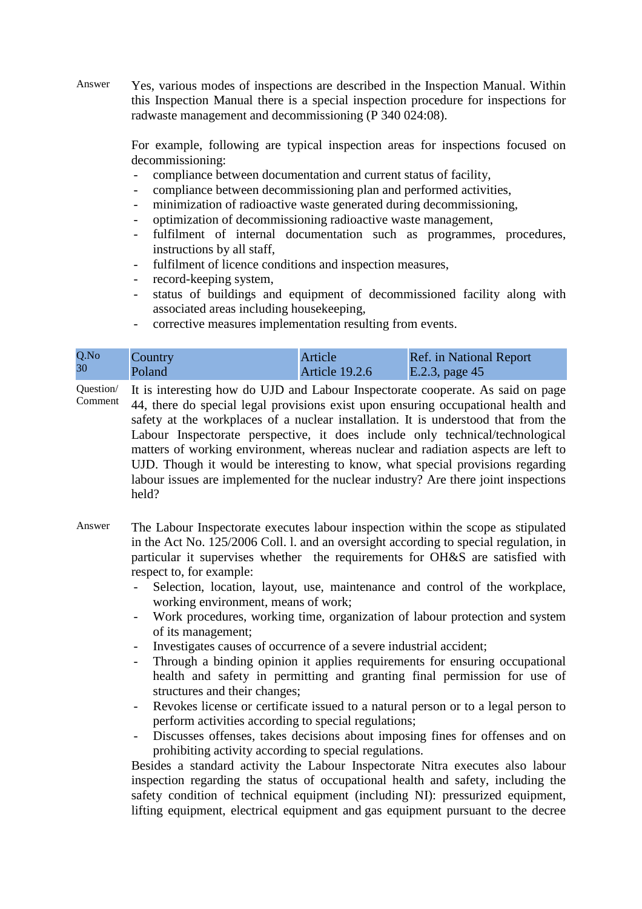Answer

Yes, various modes of inspections are described in the Inspection Manual. Within this Inspection Manual there is a special inspection procedure for inspections for radwaste management and decommissioning (P 340 024:08).

For example, following are typical inspection areas for inspections focused on decommissioning:

- compliance between documentation and current status of facility,
- compliance between decommissioning plan and performed activities,
- minimization of radioactive waste generated during decommissioning,
- optimization of decommissioning radioactive waste management,
- fulfilment of internal documentation such as programmes, procedures, instructions by all staff,
- fulfilment of licence conditions and inspection measures,
- record-keeping system,
- status of buildings and equipment of decommissioned facility along with associated areas including housekeeping,
- corrective measures implementation resulting from events.

| Q.No | Country | Article | Ref. in National Report |
|---|---|---|---|
| 30 | Poland | Article 19.2.6 | E.2.3, page 45 |

Question/ Comment

It is interesting how do UJD and Labour Inspectorate cooperate. As said on page 44, there do special legal provisions exist upon ensuring occupational health and safety at the workplaces of a nuclear installation. It is understood that from the Labour Inspectorate perspective, it does include only technical/technological matters of working environment, whereas nuclear and radiation aspects are left to UJD. Though it would be interesting to know, what special provisions regarding labour issues are implemented for the nuclear industry? Are there joint inspections held?

Answer

The Labour Inspectorate executes labour inspection within the scope as stipulated in the Act No. 125/2006 Coll. l. and an oversight according to special regulation, in particular it supervises whether the requirements for OH&S are satisfied with respect to, for example:

- Selection, location, layout, use, maintenance and control of the workplace, working environment, means of work;
- Work procedures, working time, organization of labour protection and system of its management;
- Investigates causes of occurrence of a severe industrial accident;
- Through a binding opinion it applies requirements for ensuring occupational health and safety in permitting and granting final permission for use of structures and their changes;
- Revokes license or certificate issued to a natural person or to a legal person to perform activities according to special regulations;
- Discusses offenses, takes decisions about imposing fines for offenses and on prohibiting activity according to special regulations.

Besides a standard activity the Labour Inspectorate Nitra executes also labour inspection regarding the status of occupational health and safety, including the safety condition of technical equipment (including NI): pressurized equipment, lifting equipment, electrical equipment and gas equipment pursuant to the decree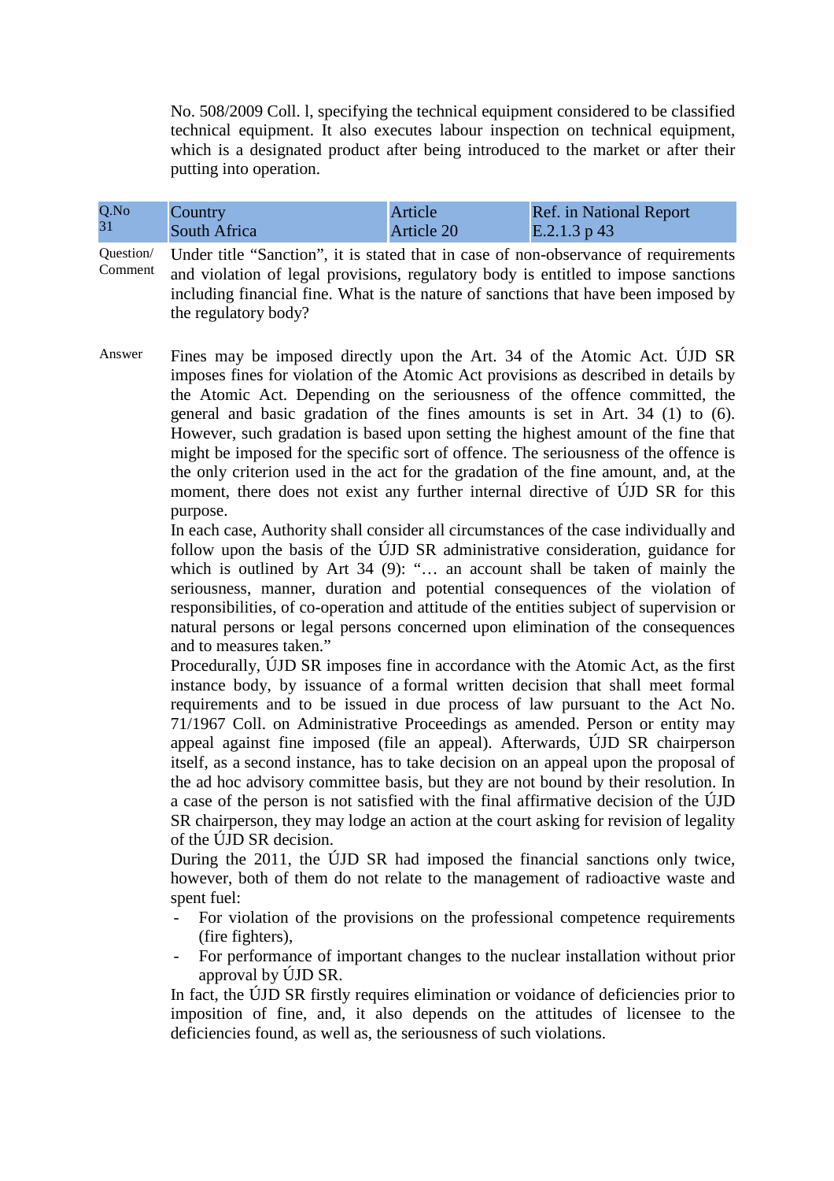No. 508/2009 Coll. l, specifying the technical equipment considered to be classified technical equipment. It also executes labour inspection on technical equipment, which is a designated product after being introduced to the market or after their putting into operation.

| Q.No | Country | Article | Ref. in National Report |
| --- | --- | --- | --- |
| 31 | South Africa | Article 20 | E.2.1.3 p 43 |

Question/ Comment

Under title "Sanction", it is stated that in case of non-observance of requirements and violation of legal provisions, regulatory body is entitled to impose sanctions including financial fine. What is the nature of sanctions that have been imposed by the regulatory body?

Answer

Fines may be imposed directly upon the Art. 34 of the Atomic Act. ÚJD SR imposes fines for violation of the Atomic Act provisions as described in details by the Atomic Act. Depending on the seriousness of the offence committed, the general and basic gradation of the fines amounts is set in Art. 34 (1) to (6). However, such gradation is based upon setting the highest amount of the fine that might be imposed for the specific sort of offence. The seriousness of the offence is the only criterion used in the act for the gradation of the fine amount, and, at the moment, there does not exist any further internal directive of ÚJD SR for this purpose.

In each case, Authority shall consider all circumstances of the case individually and follow upon the basis of the ÚJD SR administrative consideration, guidance for which is outlined by Art 34 (9): "… an account shall be taken of mainly the seriousness, manner, duration and potential consequences of the violation of responsibilities, of co-operation and attitude of the entities subject of supervision or natural persons or legal persons concerned upon elimination of the consequences and to measures taken."

Procedurally, ÚJD SR imposes fine in accordance with the Atomic Act, as the first instance body, by issuance of a formal written decision that shall meet formal requirements and to be issued in due process of law pursuant to the Act No. 71/1967 Coll. on Administrative Proceedings as amended. Person or entity may appeal against fine imposed (file an appeal). Afterwards, ÚJD SR chairperson itself, as a second instance, has to take decision on an appeal upon the proposal of the ad hoc advisory committee basis, but they are not bound by their resolution. In a case of the person is not satisfied with the final affirmative decision of the ÚJD SR chairperson, they may lodge an action at the court asking for revision of legality of the ÚJD SR decision.

During the 2011, the ÚJD SR had imposed the financial sanctions only twice, however, both of them do not relate to the management of radioactive waste and spent fuel:

- For violation of the provisions on the professional competence requirements (fire fighters),
- For performance of important changes to the nuclear installation without prior approval by ÚJD SR.

In fact, the ÚJD SR firstly requires elimination or voidance of deficiencies prior to imposition of fine, and, it also depends on the attitudes of licensee to the deficiencies found, as well as, the seriousness of such violations.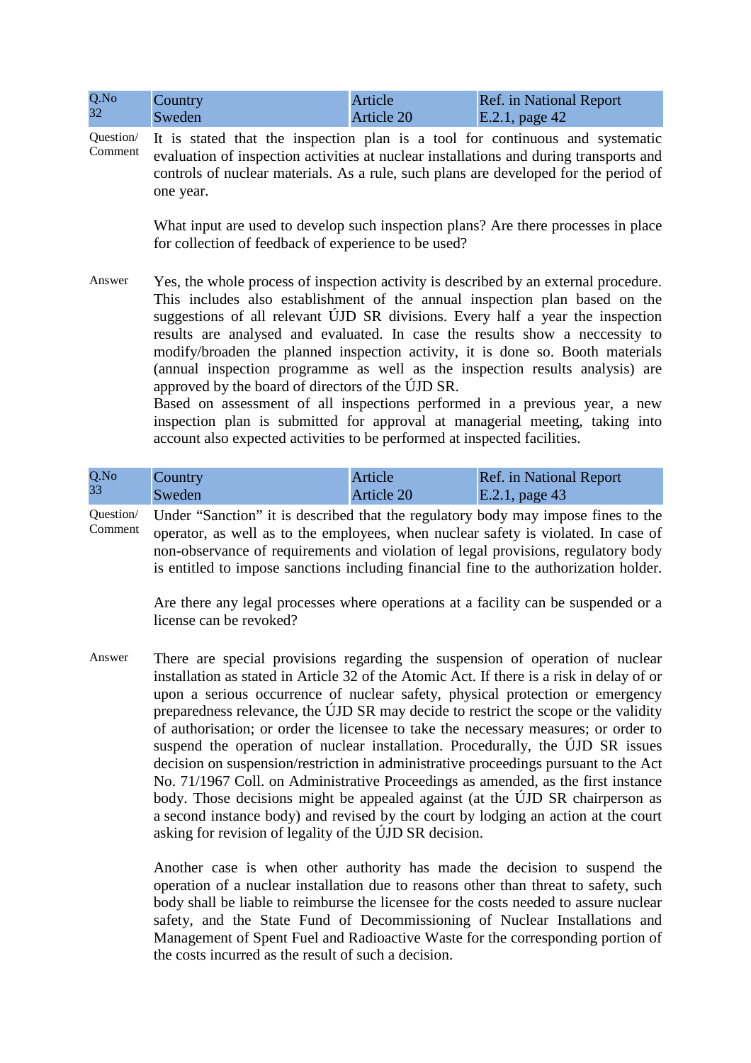| Q.No 32 | Country Sweden | Article Article 20 | Ref. in National Report E.2.1, page 42 |
|---|---|---|---|

Question/ Comment

It is stated that the inspection plan is a tool for continuous and systematic evaluation of inspection activities at nuclear installations and during transports and controls of nuclear materials. As a rule, such plans are developed for the period of one year.

What input are used to develop such inspection plans? Are there processes in place for collection of feedback of experience to be used?

Answer

Yes, the whole process of inspection activity is described by an external procedure. This includes also establishment of the annual inspection plan based on the suggestions of all relevant ÚJD SR divisions. Every half a year the inspection results are analysed and evaluated. In case the results show a neccessity to modify/broaden the planned inspection activity, it is done so. Booth materials (annual inspection programme as well as the inspection results analysis) are approved by the board of directors of the ÚJD SR.
Based on assessment of all inspections performed in a previous year, a new inspection plan is submitted for approval at managerial meeting, taking into account also expected activities to be performed at inspected facilities.

| Q.No 33 | Country Sweden | Article Article 20 | Ref. in National Report E.2.1, page 43 |
|---|---|---|---|

Question/ Comment

Under "Sanction" it is described that the regulatory body may impose fines to the operator, as well as to the employees, when nuclear safety is violated. In case of non-observance of requirements and violation of legal provisions, regulatory body is entitled to impose sanctions including financial fine to the authorization holder.

Are there any legal processes where operations at a facility can be suspended or a license can be revoked?

Answer

There are special provisions regarding the suspension of operation of nuclear installation as stated in Article 32 of the Atomic Act. If there is a risk in delay of or upon a serious occurrence of nuclear safety, physical protection or emergency preparedness relevance, the ÚJD SR may decide to restrict the scope or the validity of authorisation; or order the licensee to take the necessary measures; or order to suspend the operation of nuclear installation. Procedurally, the ÚJD SR issues decision on suspension/restriction in administrative proceedings pursuant to the Act No. 71/1967 Coll. on Administrative Proceedings as amended, as the first instance body. Those decisions might be appealed against (at the ÚJD SR chairperson as a second instance body) and revised by the court by lodging an action at the court asking for revision of legality of the ÚJD SR decision.

Another case is when other authority has made the decision to suspend the operation of a nuclear installation due to reasons other than threat to safety, such body shall be liable to reimburse the licensee for the costs needed to assure nuclear safety, and the State Fund of Decommissioning of Nuclear Installations and Management of Spent Fuel and Radioactive Waste for the corresponding portion of the costs incurred as the result of such a decision.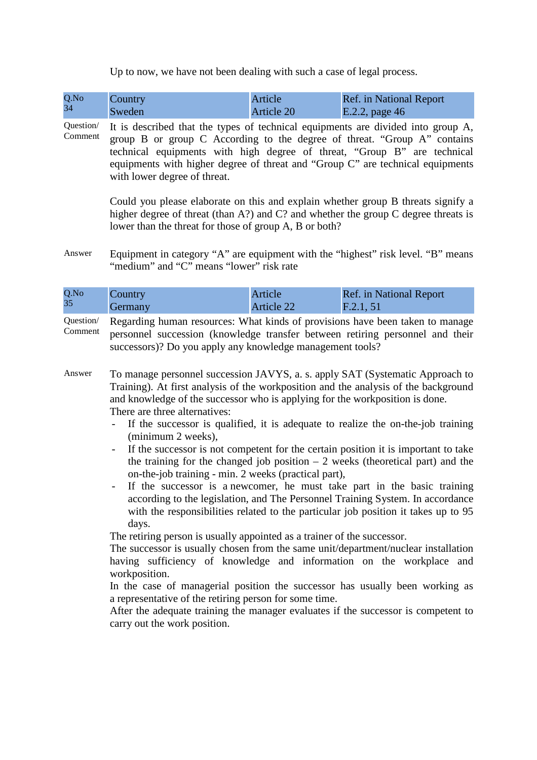Up to now, we have not been dealing with such a case of legal process.

| Q.No 34 | Country Sweden | Article Article 20 | Ref. in National Report E.2.2, page 46 |
|---|---|---|---|

**Question/ Comment**

It is described that the types of technical equipments are divided into group A, group B or group C According to the degree of threat. “Group A” contains technical equipments with high degree of threat, “Group B” are technical equipments with higher degree of threat and “Group C” are technical equipments with lower degree of threat.

Could you please elaborate on this and explain whether group B threats signify a higher degree of threat (than A?) and C? and whether the group C degree threats is lower than the threat for those of group A, B or both?

**Answer**

Equipment in category “A” are equipment with the “highest” risk level. “B” means “medium” and “C” means “lower” risk rate

| Q.No 35 | Country Germany | Article Article 22 | Ref. in National Report F.2.1, 51 |
|---|---|---|---|

**Question/ Comment**

Regarding human resources: What kinds of provisions have been taken to manage personnel succession (knowledge transfer between retiring personnel and their successors)? Do you apply any knowledge management tools?

**Answer**

To manage personnel succession JAVYS, a. s. apply SAT (Systematic Approach to Training). At first analysis of the workposition and the analysis of the background and knowledge of the successor who is applying for the workposition is done.
There are three alternatives:

- If the successor is qualified, it is adequate to realize the on-the-job training (minimum 2 weeks),
- If the successor is not competent for the certain position it is important to take the training for the changed job position – 2 weeks (theoretical part) and the on-the-job training - min. 2 weeks (practical part),
- If the successor is a newcomer, he must take part in the basic training according to the legislation, and The Personnel Training System. In accordance with the responsibilities related to the particular job position it takes up to 95 days.

The retiring person is usually appointed as a trainer of the successor.
The successor is usually chosen from the same unit/department/nuclear installation having sufficiency of knowledge and information on the workplace and workposition.
In the case of managerial position the successor has usually been working as a representative of the retiring person for some time.
After the adequate training the manager evaluates if the successor is competent to carry out the work position.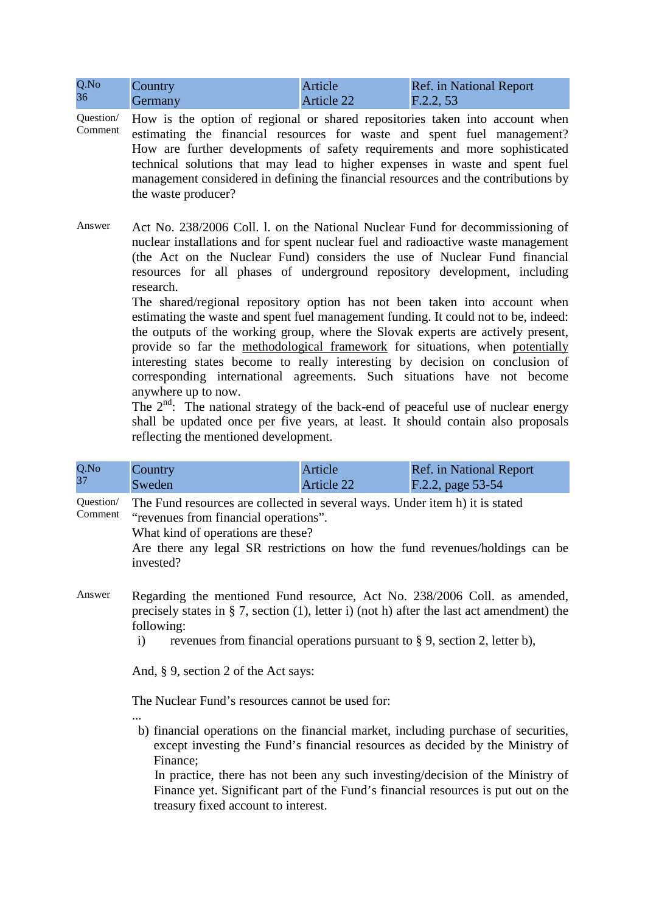| Q.No 36 | Country Germany | Article Article 22 | Ref. in National Report F.2.2, 53 |
|---|---|---|---|

Question/ Comment

How is the option of regional or shared repositories taken into account when estimating the financial resources for waste and spent fuel management? How are further developments of safety requirements and more sophisticated technical solutions that may lead to higher expenses in waste and spent fuel management considered in defining the financial resources and the contributions by the waste producer?

Answer

Act No. 238/2006 Coll. l. on the National Nuclear Fund for decommissioning of nuclear installations and for spent nuclear fuel and radioactive waste management (the Act on the Nuclear Fund) considers the use of Nuclear Fund financial resources for all phases of underground repository development, including research.

The shared/regional repository option has not been taken into account when estimating the waste and spent fuel management funding. It could not to be, indeed: the outputs of the working group, where the Slovak experts are actively present, provide so far the methodological framework for situations, when potentially interesting states become to really interesting by decision on conclusion of corresponding international agreements. Such situations have not become anywhere up to now.

The 2[nd]: The national strategy of the back-end of peaceful use of nuclear energy shall be updated once per five years, at least. It should contain also proposals reflecting the mentioned development.

| Q.No 37 | Country Sweden | Article Article 22 | Ref. in National Report F.2.2, page 53-54 |
|---|---|---|---|

Question/ Comment

The Fund resources are collected in several ways. Under item h) it is stated “revenues from financial operations”.

What kind of operations are these?

Are there any legal SR restrictions on how the fund revenues/holdings can be invested?

Answer

Regarding the mentioned Fund resource, Act No. 238/2006 Coll. as amended, precisely states in § 7, section (1), letter i) (not h) after the last act amendment) the following:

i) revenues from financial operations pursuant to § 9, section 2, letter b),

And, § 9, section 2 of the Act says:

The Nuclear Fund’s resources cannot be used for:

...

b) financial operations on the financial market, including purchase of securities, except investing the Fund’s financial resources as decided by the Ministry of Finance;

In practice, there has not been any such investing/decision of the Ministry of Finance yet. Significant part of the Fund’s financial resources is put out on the treasury fixed account to interest.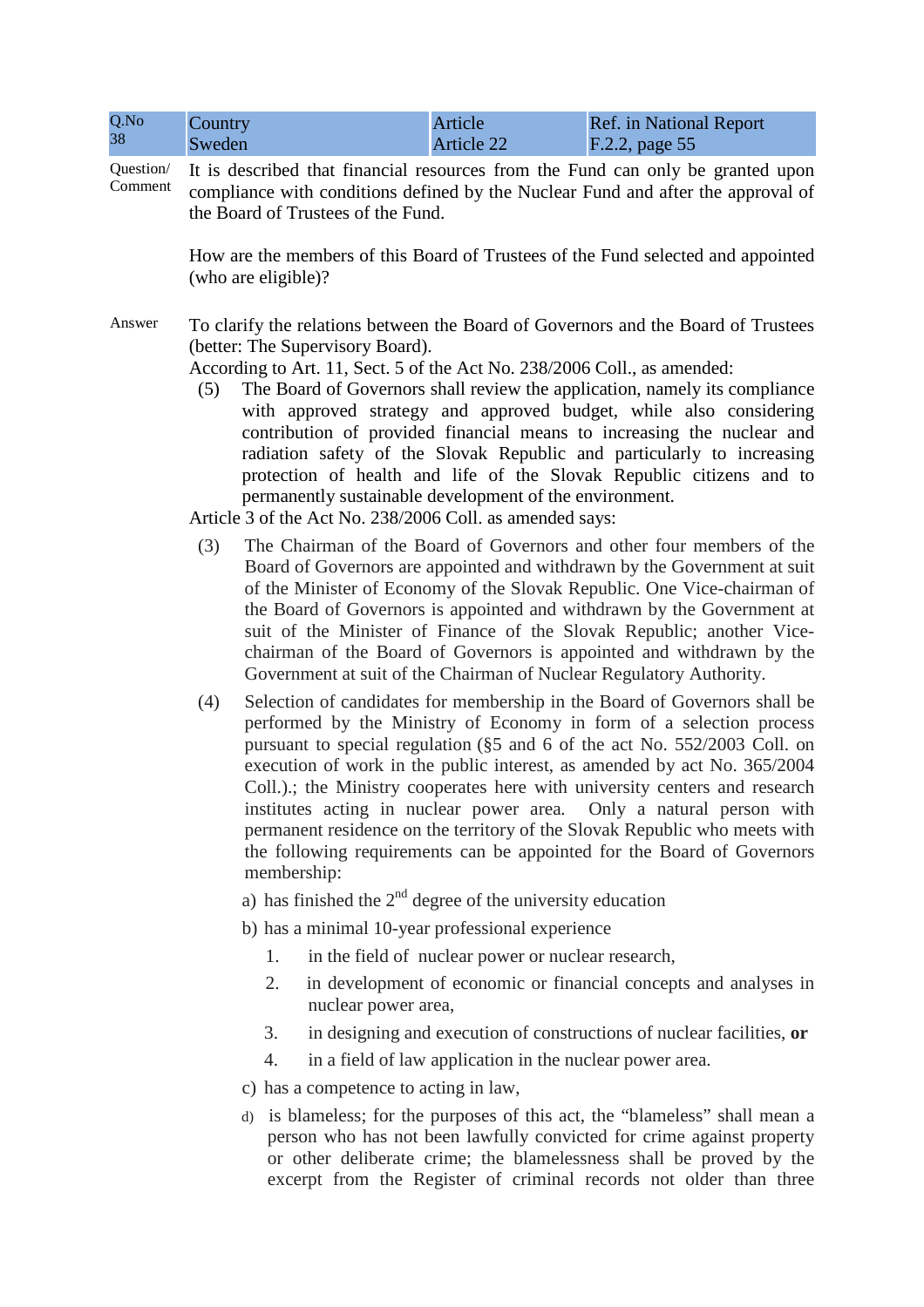| Q.No 38 | Country Sweden | Article Article 22 | Ref. in National Report F.2.2, page 55 |
|---|---|---|---|

Question/ Comment

It is described that financial resources from the Fund can only be granted upon compliance with conditions defined by the Nuclear Fund and after the approval of the Board of Trustees of the Fund.

How are the members of this Board of Trustees of the Fund selected and appointed (who are eligible)?

Answer

To clarify the relations between the Board of Governors and the Board of Trustees (better: The Supervisory Board).

According to Art. 11, Sect. 5 of the Act No. 238/2006 Coll., as amended:

(5) The Board of Governors shall review the application, namely its compliance with approved strategy and approved budget, while also considering contribution of provided financial means to increasing the nuclear and radiation safety of the Slovak Republic and particularly to increasing protection of health and life of the Slovak Republic citizens and to permanently sustainable development of the environment.

Article 3 of the Act No. 238/2006 Coll. as amended says:

(3) The Chairman of the Board of Governors and other four members of the Board of Governors are appointed and withdrawn by the Government at suit of the Minister of Economy of the Slovak Republic. One Vice-chairman of the Board of Governors is appointed and withdrawn by the Government at suit of the Minister of Finance of the Slovak Republic; another Vice-chairman of the Board of Governors is appointed and withdrawn by the Government at suit of the Chairman of Nuclear Regulatory Authority.

(4) Selection of candidates for membership in the Board of Governors shall be performed by the Ministry of Economy in form of a selection process pursuant to special regulation (§5 and 6 of the act No. 552/2003 Coll. on execution of work in the public interest, as amended by act No. 365/2004 Coll.).; the Ministry cooperates here with university centers and research institutes acting in nuclear power area. Only a natural person with permanent residence on the territory of the Slovak Republic who meets with the following requirements can be appointed for the Board of Governors membership:

a) has finished the 2nd degree of the university education
b) has a minimal 10-year professional experience
   1. in the field of nuclear power or nuclear research,
   2. in development of economic or financial concepts and analyses in nuclear power area,
   3. in designing and execution of constructions of nuclear facilities, **or**
   4. in a field of law application in the nuclear power area.
c) has a competence to acting in law,
d) is blameless; for the purposes of this act, the "blameless" shall mean a person who has not been lawfully convicted for crime against property or other deliberate crime; the blamelessness shall be proved by the excerpt from the Register of criminal records not older than three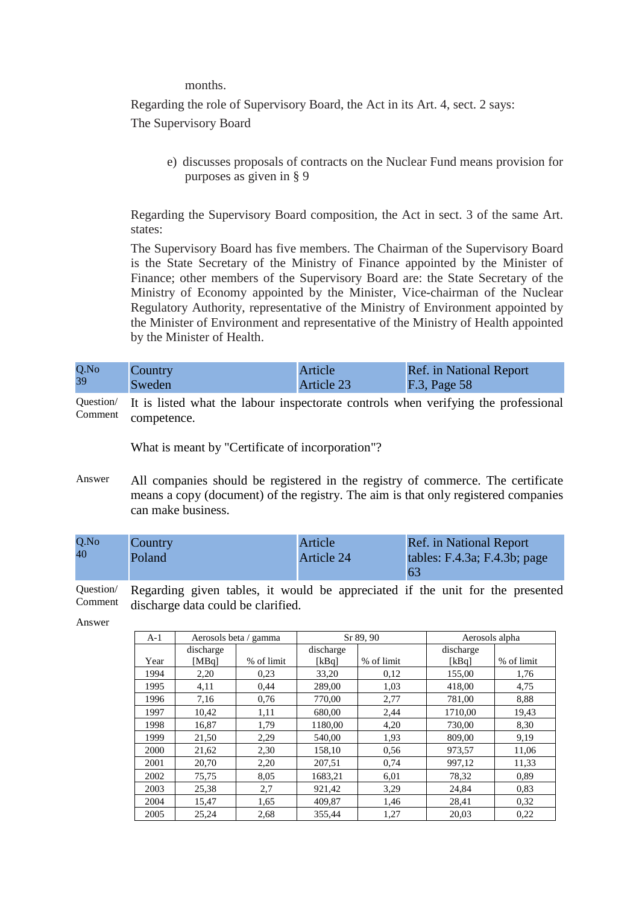months.

Regarding the role of Supervisory Board, the Act in its Art. 4, sect. 2 says:

The Supervisory Board

e) discusses proposals of contracts on the Nuclear Fund means provision for purposes as given in § 9

Regarding the Supervisory Board composition, the Act in sect. 3 of the same Art. states:

The Supervisory Board has five members. The Chairman of the Supervisory Board is the State Secretary of the Ministry of Finance appointed by the Minister of Finance; other members of the Supervisory Board are: the State Secretary of the Ministry of Economy appointed by the Minister, Vice-chairman of the Nuclear Regulatory Authority, representative of the Ministry of Environment appointed by the Minister of Environment and representative of the Ministry of Health appointed by the Minister of Health.

| Q.No | Country | Article | Ref. in National Report |
|---|---|---|---|
| 39 | Sweden | Article 23 | F.3, Page 58 |

Question/ Comment: It is listed what the labour inspectorate controls when verifying the professional competence.

What is meant by "Certificate of incorporation"?

Answer: All companies should be registered in the registry of commerce. The certificate means a copy (document) of the registry. The aim is that only registered companies can make business.

| Q.No | Country | Article | Ref. in National Report |
|---|---|---|---|
| 40 | Poland | Article 24 | tables: F.4.3a; F.4.3b; page 63 |

Question/ Comment: Regarding given tables, it would be appreciated if the unit for the presented discharge data could be clarified.

Answer:

| A-1 | Aerosols beta / gamma | | Sr 89, 90 | | Aerosols alpha | |
|---|---|---|---|---|---|---|
| Year | discharge [MBq] | % of limit | discharge [kBq] | % of limit | discharge [kBq] | % of limit |
| 1994 | 2,20 | 0,23 | 33,20 | 0,12 | 155,00 | 1,76 |
| 1995 | 4,11 | 0,44 | 289,00 | 1,03 | 418,00 | 4,75 |
| 1996 | 7,16 | 0,76 | 770,00 | 2,77 | 781,00 | 8,88 |
| 1997 | 10,42 | 1,11 | 680,00 | 2,44 | 1710,00 | 19,43 |
| 1998 | 16,87 | 1,79 | 1180,00 | 4,20 | 730,00 | 8,30 |
| 1999 | 21,50 | 2,29 | 540,00 | 1,93 | 809,00 | 9,19 |
| 2000 | 21,62 | 2,30 | 158,10 | 0,56 | 973,57 | 11,06 |
| 2001 | 20,70 | 2,20 | 207,51 | 0,74 | 997,12 | 11,33 |
| 2002 | 75,75 | 8,05 | 1683,21 | 6,01 | 78,32 | 0,89 |
| 2003 | 25,38 | 2,7 | 921,42 | 3,29 | 24,84 | 0,83 |
| 2004 | 15,47 | 1,65 | 409,87 | 1,46 | 28,41 | 0,32 |
| 2005 | 25,24 | 2,68 | 355,44 | 1,27 | 20,03 | 0,22 |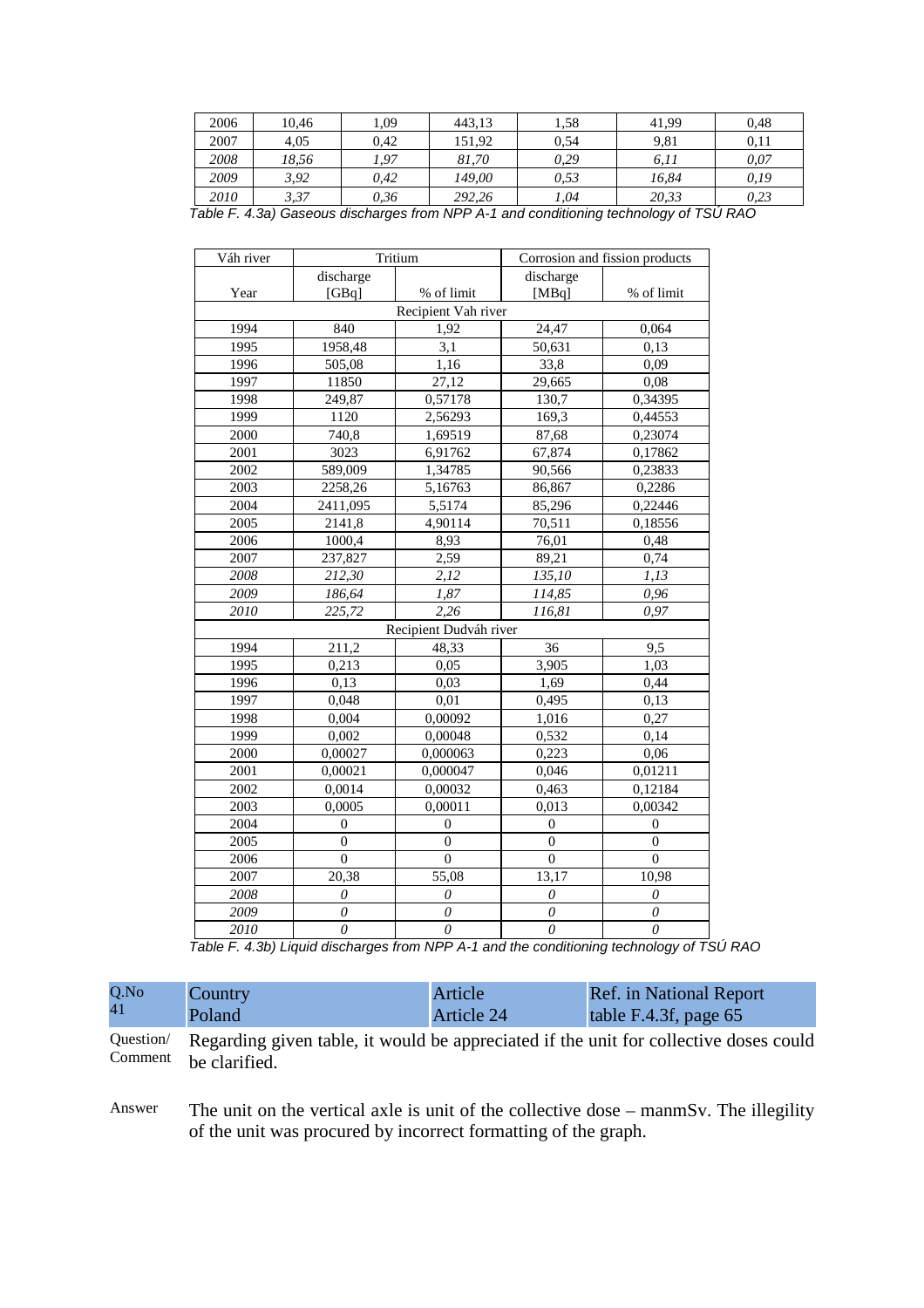| 2006 | 10,46 | 1,09 | 443,13 | 1,58 | 41,99 | 0,48 |
|---|---|---|---|---|---|---|
| 2007 | 4,05 | 0,42 | 151,92 | 0,54 | 9,81 | 0,11 |
| *2008* | *18,56* | *1,97* | *81,70* | *0,29* | *6,11* | *0,07* |
| *2009* | *3,92* | *0,42* | *149,00* | *0,53* | *16,84* | *0,19* |
| *2010* | *3,37* | *0,36* | *292,26* | *1,04* | *20,33* | *0,23* |

*Table F. 4.3a) Gaseous discharges from NPP A-1 and conditioning technology of TSÚ RAO*

| Váh river | Tritium | | Corrosion and fission products | |
|---|---|---|---|---|
| Year | discharge [GBq] | % of limit | discharge [MBq] | % of limit |
| | | Recipient Vah river | | |
| 1994 | 840 | 1,92 | 24,47 | 0,064 |
| 1995 | 1958,48 | 3,1 | 50,631 | 0,13 |
| 1996 | 505,08 | 1,16 | 33,8 | 0,09 |
| 1997 | 11850 | 27,12 | 29,665 | 0,08 |
| 1998 | 249,87 | 0,57178 | 130,7 | 0,34395 |
| 1999 | 1120 | 2,56293 | 169,3 | 0,44553 |
| 2000 | 740,8 | 1,69519 | 87,68 | 0,23074 |
| 2001 | 3023 | 6,91762 | 67,874 | 0,17862 |
| 2002 | 589,009 | 1,34785 | 90,566 | 0,23833 |
| 2003 | 2258,26 | 5,16763 | 86,867 | 0,2286 |
| 2004 | 2411,095 | 5,5174 | 85,296 | 0,22446 |
| 2005 | 2141,8 | 4,90114 | 70,511 | 0,18556 |
| 2006 | 1000,4 | 8,93 | 76,01 | 0,48 |
| 2007 | 237,827 | 2,59 | 89,21 | 0,74 |
| *2008* | *212,30* | *2,12* | *135,10* | *1,13* |
| *2009* | *186,64* | *1,87* | *114,85* | *0,96* |
| *2010* | *225,72* | *2,26* | *116,81* | *0,97* |
| | | Recipient Dudváh river | | |
| 1994 | 211,2 | 48,33 | 36 | 9,5 |
| 1995 | 0,213 | 0,05 | 3,905 | 1,03 |
| 1996 | 0,13 | 0,03 | 1,69 | 0,44 |
| 1997 | 0,048 | 0,01 | 0,495 | 0,13 |
| 1998 | 0,004 | 0,00092 | 1,016 | 0,27 |
| 1999 | 0,002 | 0,00048 | 0,532 | 0,14 |
| 2000 | 0,00027 | 0,000063 | 0,223 | 0,06 |
| 2001 | 0,00021 | 0,000047 | 0,046 | 0,01211 |
| 2002 | 0,0014 | 0,00032 | 0,463 | 0,12184 |
| 2003 | 0,0005 | 0,00011 | 0,013 | 0,00342 |
| 2004 | 0 | 0 | 0 | 0 |
| 2005 | 0 | 0 | 0 | 0 |
| 2006 | 0 | 0 | 0 | 0 |
| 2007 | 20,38 | 55,08 | 13,17 | 10,98 |
| *2008* | *0* | *0* | *0* | *0* |
| *2009* | *0* | *0* | *0* | *0* |
| *2010* | *0* | *0* | *0* | *0* |

*Table F. 4.3b) Liquid discharges from NPP A-1 and the conditioning technology of TSÚ RAO*

| Q.No | Country | Article | Ref. in National Report |
|---|---|---|---|
| 41 | Poland | Article 24 | table F.4.3f, page 65 |

**Question/ Comment** Regarding given table, it would be appreciated if the unit for collective doses could be clarified.

**Answer** The unit on the vertical axle is unit of the collective dose – manmSv. The illegility of the unit was procured by incorrect formatting of the graph.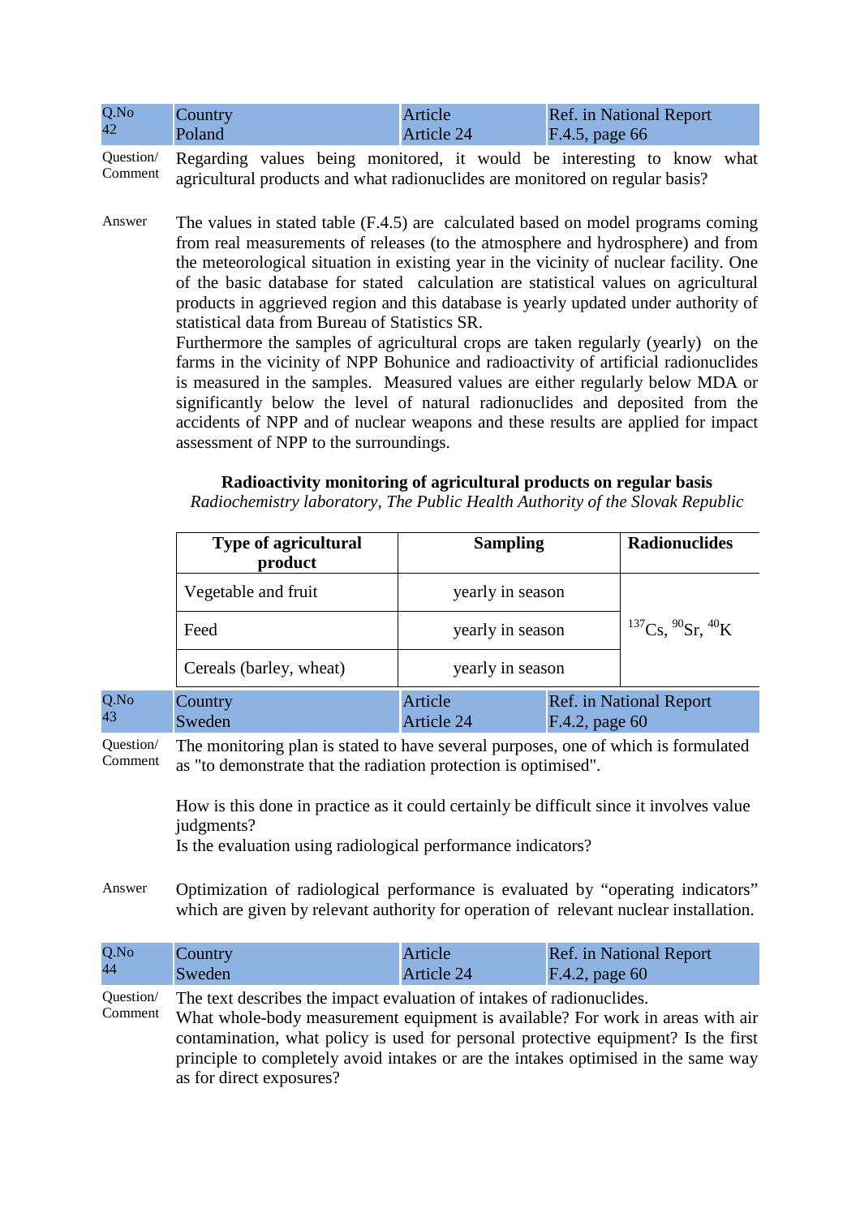| Q.No 42 | Country Poland | Article Article 24 | Ref. in National Report F.4.5, page 66 |
|---|---|---|---|

Question/ Comment

Regarding values being monitored, it would be interesting to know what agricultural products and what radionuclides are monitored on regular basis?

Answer

The values in stated table (F.4.5) are calculated based on model programs coming from real measurements of releases (to the atmosphere and hydrosphere) and from the meteorological situation in existing year in the vicinity of nuclear facility. One of the basic database for stated calculation are statistical values on agricultural products in aggrieved region and this database is yearly updated under authority of statistical data from Bureau of Statistics SR.

Furthermore the samples of agricultural crops are taken regularly (yearly) on the farms in the vicinity of NPP Bohunice and radioactivity of artificial radionuclides is measured in the samples. Measured values are either regularly below MDA or significantly below the level of natural radionuclides and deposited from the accidents of NPP and of nuclear weapons and these results are applied for impact assessment of NPP to the surroundings.

**Radioactivity monitoring of agricultural products on regular basis**

*Radiochemistry laboratory, The Public Health Authority of the Slovak Republic*

| Type of agricultural product | Sampling | Radionuclides |
|---|---|---|
| Vegetable and fruit | yearly in season | $^{137}$Cs, $^{90}$Sr, $^{40}$K |
| Feed | yearly in season | |
| Cereals (barley, wheat) | yearly in season | |

| Q.No 43 | Country Sweden | Article Article 24 | Ref. in National Report F.4.2, page 60 |
|---|---|---|---|

Question/ Comment

The monitoring plan is stated to have several purposes, one of which is formulated as "to demonstrate that the radiation protection is optimised".

How is this done in practice as it could certainly be difficult since it involves value judgments?

Is the evaluation using radiological performance indicators?

Answer

Optimization of radiological performance is evaluated by “operating indicators” which are given by relevant authority for operation of relevant nuclear installation.

| Q.No 44 | Country Sweden | Article Article 24 | Ref. in National Report F.4.2, page 60 |
|---|---|---|---|

Question/ Comment

The text describes the impact evaluation of intakes of radionuclides.

What whole-body measurement equipment is available? For work in areas with air contamination, what policy is used for personal protective equipment? Is the first principle to completely avoid intakes or are the intakes optimised in the same way as for direct exposures?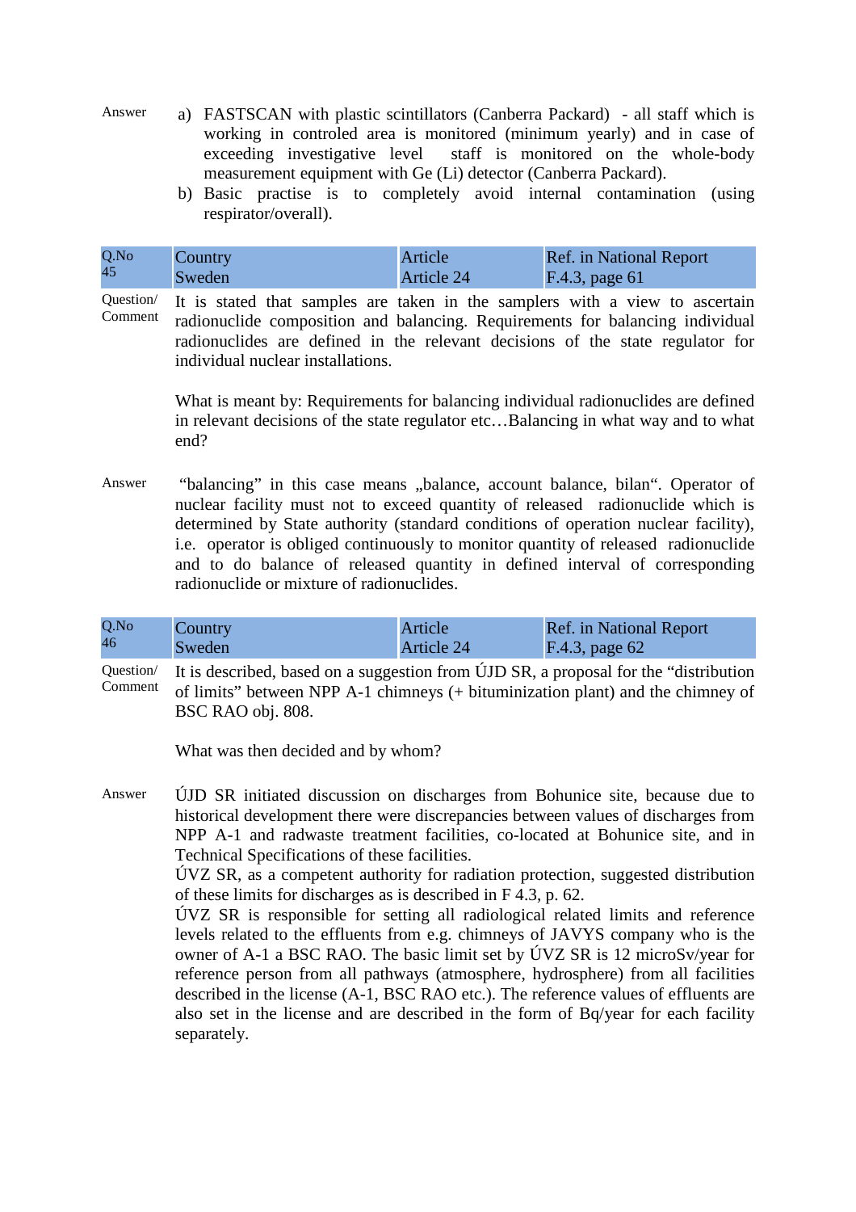Answer

a) FASTSCAN with plastic scintillators (Canberra Packard) - all staff which is working in controled area is monitored (minimum yearly) and in case of exceeding investigative level staff is monitored on the whole-body measurement equipment with Ge (Li) detector (Canberra Packard).

b) Basic practise is to completely avoid internal contamination (using respirator/overall).

| Q.No 45 | Country Sweden | Article Article 24 | Ref. in National Report F.4.3, page 61 |
|---|---|---|---|

Question/ Comment

It is stated that samples are taken in the samplers with a view to ascertain radionuclide composition and balancing. Requirements for balancing individual radionuclides are defined in the relevant decisions of the state regulator for individual nuclear installations.

What is meant by: Requirements for balancing individual radionuclides are defined in relevant decisions of the state regulator etc…Balancing in what way and to what end?

Answer

"balancing" in this case means „balance, account balance, bilan". Operator of nuclear facility must not to exceed quantity of released radionuclide which is determined by State authority (standard conditions of operation nuclear facility), i.e. operator is obliged continuously to monitor quantity of released radionuclide and to do balance of released quantity in defined interval of corresponding radionuclide or mixture of radionuclides.

| Q.No 46 | Country Sweden | Article Article 24 | Ref. in National Report F.4.3, page 62 |
|---|---|---|---|

Question/ Comment

It is described, based on a suggestion from ÚJD SR, a proposal for the "distribution of limits" between NPP A-1 chimneys (+ bituminization plant) and the chimney of BSC RAO obj. 808.

What was then decided and by whom?

Answer

ÚJD SR initiated discussion on discharges from Bohunice site, because due to historical development there were discrepancies between values of discharges from NPP A-1 and radwaste treatment facilities, co-located at Bohunice site, and in Technical Specifications of these facilities.

ÚVZ SR, as a competent authority for radiation protection, suggested distribution of these limits for discharges as is described in F 4.3, p. 62.

ÚVZ SR is responsible for setting all radiological related limits and reference levels related to the effluents from e.g. chimneys of JAVYS company who is the owner of A-1 a BSC RAO. The basic limit set by ÚVZ SR is 12 microSv/year for reference person from all pathways (atmosphere, hydrosphere) from all facilities described in the license (A-1, BSC RAO etc.). The reference values of effluents are also set in the license and are described in the form of Bq/year for each facility separately.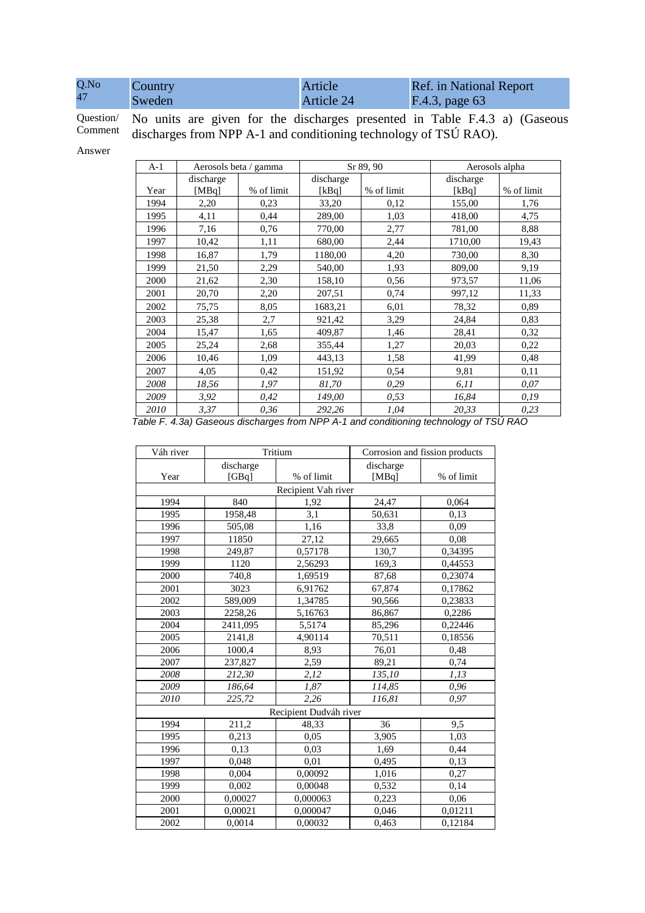| Q.No | Country | Article | Ref. in National Report |
|---|---|---|---|
| 47 | Sweden | Article 24 | F.4.3, page 63 |

Question/ Comment: No units are given for the discharges presented in Table F.4.3 a) (Gaseous discharges from NPP A-1 and conditioning technology of TSÚ RAO).

Answer

| A-1 | Aerosols beta / gamma | | Sr 89, 90 | | Aerosols alpha | |
|---|---|---|---|---|---|---|
| Year | discharge [MBq] | % of limit | discharge [kBq] | % of limit | discharge [kBq] | % of limit |
| 1994 | 2,20 | 0,23 | 33,20 | 0,12 | 155,00 | 1,76 |
| 1995 | 4,11 | 0,44 | 289,00 | 1,03 | 418,00 | 4,75 |
| 1996 | 7,16 | 0,76 | 770,00 | 2,77 | 781,00 | 8,88 |
| 1997 | 10,42 | 1,11 | 680,00 | 2,44 | 1710,00 | 19,43 |
| 1998 | 16,87 | 1,79 | 1180,00 | 4,20 | 730,00 | 8,30 |
| 1999 | 21,50 | 2,29 | 540,00 | 1,93 | 809,00 | 9,19 |
| 2000 | 21,62 | 2,30 | 158,10 | 0,56 | 973,57 | 11,06 |
| 2001 | 20,70 | 2,20 | 207,51 | 0,74 | 997,12 | 11,33 |
| 2002 | 75,75 | 8,05 | 1683,21 | 6,01 | 78,32 | 0,89 |
| 2003 | 25,38 | 2,7 | 921,42 | 3,29 | 24,84 | 0,83 |
| 2004 | 15,47 | 1,65 | 409,87 | 1,46 | 28,41 | 0,32 |
| 2005 | 25,24 | 2,68 | 355,44 | 1,27 | 20,03 | 0,22 |
| 2006 | 10,46 | 1,09 | 443,13 | 1,58 | 41,99 | 0,48 |
| 2007 | 4,05 | 0,42 | 151,92 | 0,54 | 9,81 | 0,11 |
| *2008* | *18,56* | *1,97* | *81,70* | *0,29* | *6,11* | *0,07* |
| *2009* | *3,92* | *0,42* | *149,00* | *0,53* | *16,84* | *0,19* |
| *2010* | *3,37* | *0,36* | *292,26* | *1,04* | *20,33* | *0,23* |

*Table F. 4.3a) Gaseous discharges from NPP A-1 and conditioning technology of TSÚ RAO*

| Váh river | Tritium | | Corrosion and fission products | |
|---|---|---|---|---|
| Year | discharge [GBq] | % of limit | discharge [MBq] | % of limit |
| | | Recipient Vah river | | |
| 1994 | 840 | 1,92 | 24,47 | 0,064 |
| 1995 | 1958,48 | 3,1 | 50,631 | 0,13 |
| 1996 | 505,08 | 1,16 | 33,8 | 0,09 |
| 1997 | 11850 | 27,12 | 29,665 | 0,08 |
| 1998 | 249,87 | 0,57178 | 130,7 | 0,34395 |
| 1999 | 1120 | 2,56293 | 169,3 | 0,44553 |
| 2000 | 740,8 | 1,69519 | 87,68 | 0,23074 |
| 2001 | 3023 | 6,91762 | 67,874 | 0,17862 |
| 2002 | 589,009 | 1,34785 | 90,566 | 0,23833 |
| 2003 | 2258,26 | 5,16763 | 86,867 | 0,2286 |
| 2004 | 2411,095 | 5,5174 | 85,296 | 0,22446 |
| 2005 | 2141,8 | 4,90114 | 70,511 | 0,18556 |
| 2006 | 1000,4 | 8,93 | 76,01 | 0,48 |
| 2007 | 237,827 | 2,59 | 89,21 | 0,74 |
| *2008* | *212,30* | *2,12* | *135,10* | *1,13* |
| *2009* | *186,64* | *1,87* | *114,85* | *0,96* |
| *2010* | *225,72* | *2,26* | *116,81* | *0,97* |
| | | Recipient Dudváh river | | |
| 1994 | 211,2 | 48,33 | 36 | 9,5 |
| 1995 | 0,213 | 0,05 | 3,905 | 1,03 |
| 1996 | 0,13 | 0,03 | 1,69 | 0,44 |
| 1997 | 0,048 | 0,01 | 0,495 | 0,13 |
| 1998 | 0,004 | 0,00092 | 1,016 | 0,27 |
| 1999 | 0,002 | 0,00048 | 0,532 | 0,14 |
| 2000 | 0,00027 | 0,000063 | 0,223 | 0,06 |
| 2001 | 0,00021 | 0,000047 | 0,046 | 0,01211 |
| 2002 | 0,0014 | 0,00032 | 0,463 | 0,12184 |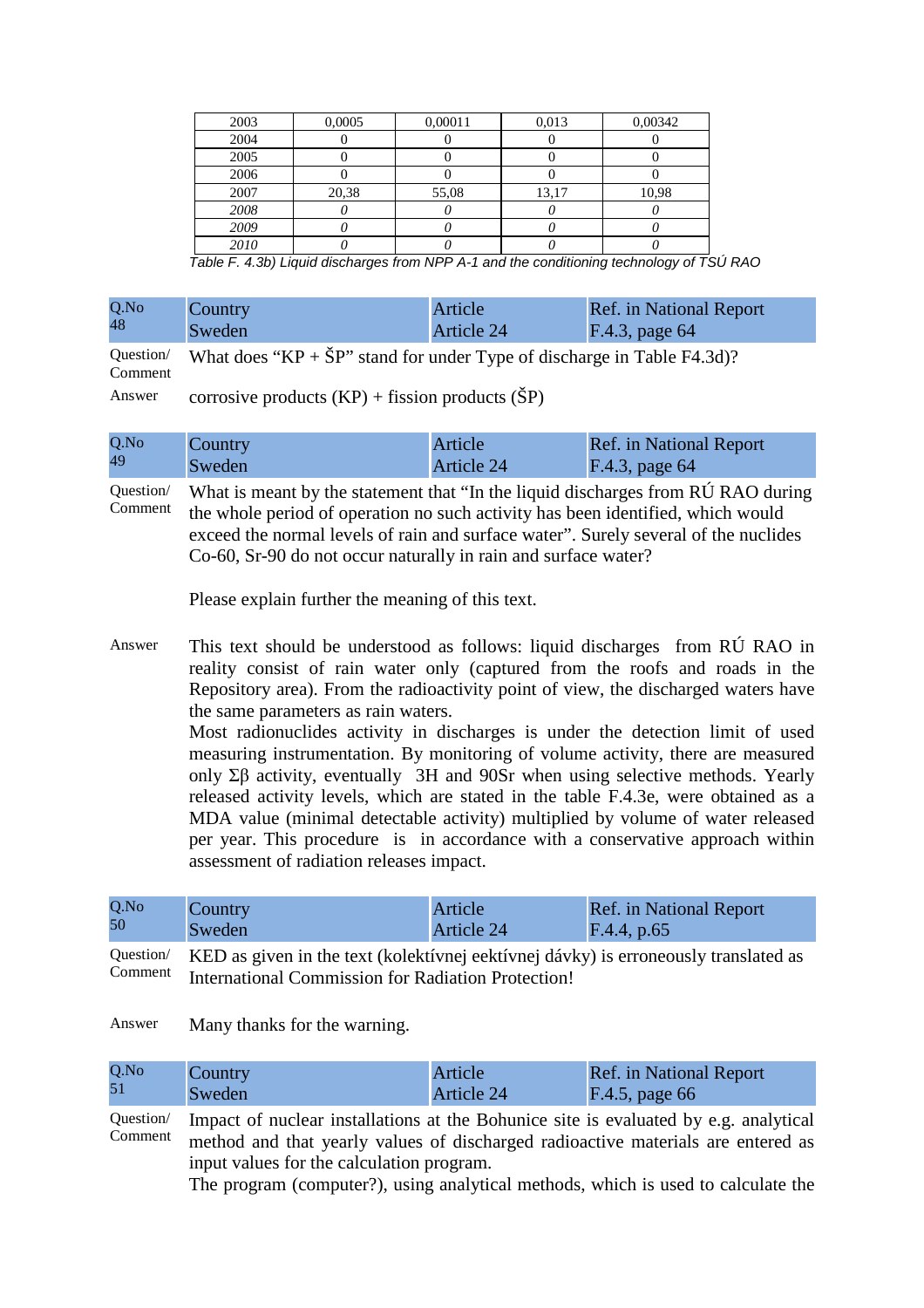| 2003 | 0,0005 | 0,00011 | 0,013 | 0,00342 |
|---|---|---|---|---|
| 2004 | 0 | 0 | 0 | 0 |
| 2005 | 0 | 0 | 0 | 0 |
| 2006 | 0 | 0 | 0 | 0 |
| 2007 | 20,38 | 55,08 | 13,17 | 10,98 |
| *2008* | *0* | *0* | *0* | *0* |
| *2009* | *0* | *0* | *0* | *0* |
| *2010* | *0* | *0* | *0* | *0* |

*Table F. 4.3b) Liquid discharges from NPP A-1 and the conditioning technology of TSÚ RAO*

| Q.No 48 | Country Sweden | Article Article 24 | Ref. in National Report F.4.3, page 64 |
|---|---|---|---|

Question/ Comment: What does "KP + ŠP" stand for under Type of discharge in Table F4.3d)?

Answer: corrosive products (KP) + fission products (ŠP)

| Q.No 49 | Country Sweden | Article Article 24 | Ref. in National Report F.4.3, page 64 |
|---|---|---|---|

Question/ Comment: What is meant by the statement that "In the liquid discharges from RÚ RAO during the whole period of operation no such activity has been identified, which would exceed the normal levels of rain and surface water". Surely several of the nuclides Co-60, Sr-90 do not occur naturally in rain and surface water?

Please explain further the meaning of this text.

Answer: This text should be understood as follows: liquid discharges from RÚ RAO in reality consist of rain water only (captured from the roofs and roads in the Repository area). From the radioactivity point of view, the discharged waters have the same parameters as rain waters.
Most radionuclides activity in discharges is under the detection limit of used measuring instrumentation. By monitoring of volume activity, there are measured only Σβ activity, eventually 3H and 90Sr when using selective methods. Yearly released activity levels, which are stated in the table F.4.3e, were obtained as a MDA value (minimal detectable activity) multiplied by volume of water released per year. This procedure is in accordance with a conservative approach within assessment of radiation releases impact.

| Q.No 50 | Country Sweden | Article Article 24 | Ref. in National Report F.4.4, p.65 |
|---|---|---|---|

Question/ Comment: KED as given in the text (kolektívnej eektívnej dávky) is erroneously translated as International Commission for Radiation Protection!

Answer: Many thanks for the warning.

| Q.No 51 | Country Sweden | Article Article 24 | Ref. in National Report F.4.5, page 66 |
|---|---|---|---|

Question/ Comment: Impact of nuclear installations at the Bohunice site is evaluated by e.g. analytical method and that yearly values of discharged radioactive materials are entered as input values for the calculation program.
The program (computer?), using analytical methods, which is used to calculate the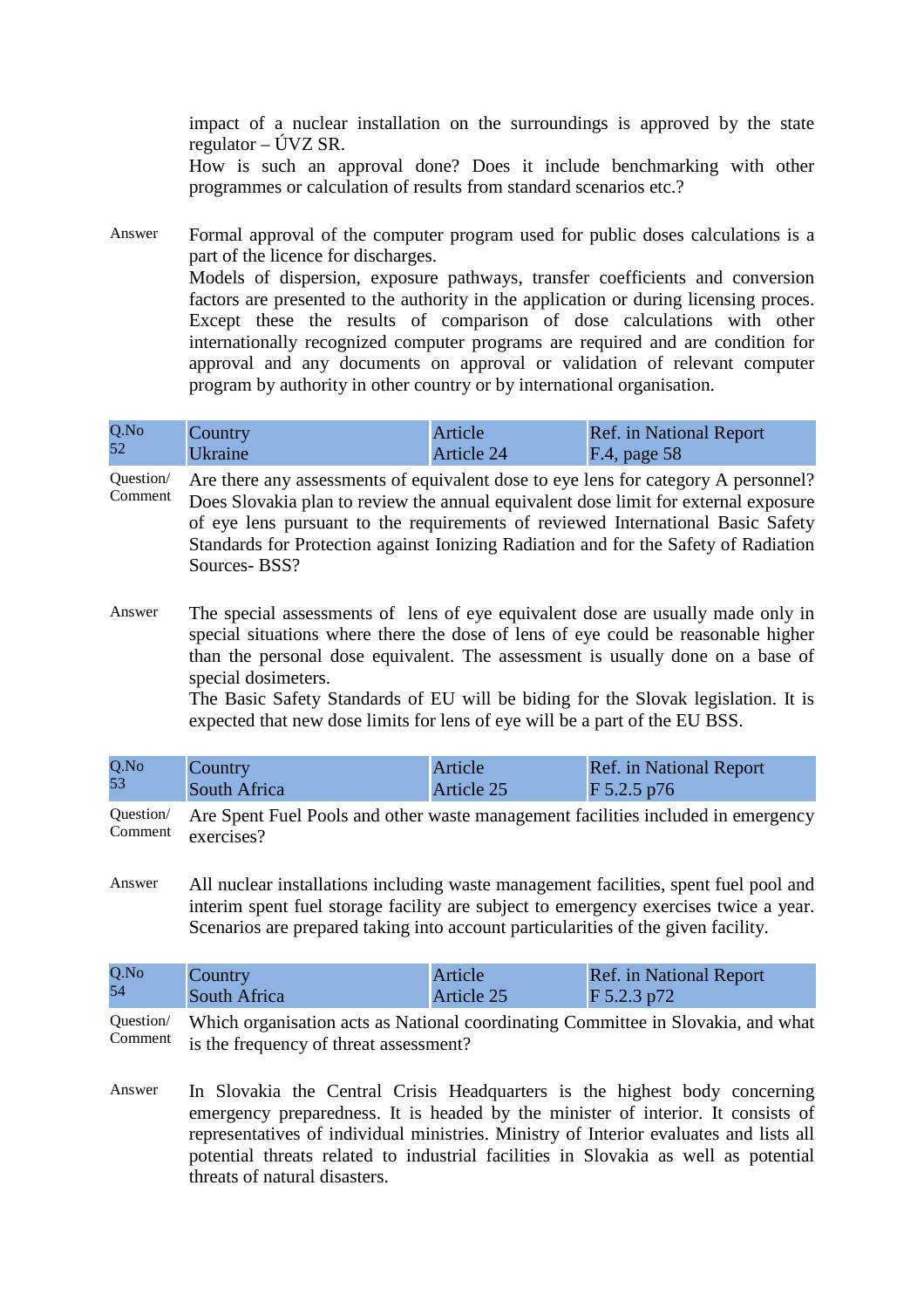impact of a nuclear installation on the surroundings is approved by the state regulator – ÚVZ SR.
How is such an approval done? Does it include benchmarking with other programmes or calculation of results from standard scenarios etc.?

Answer

Formal approval of the computer program used for public doses calculations is a part of the licence for discharges.
Models of dispersion, exposure pathways, transfer coefficients and conversion factors are presented to the authority in the application or during licensing proces. Except these the results of comparison of dose calculations with other internationally recognized computer programs are required and are condition for approval and any documents on approval or validation of relevant computer program by authority in other country or by international organisation.

| Q.No 52 | Country Ukraine | Article Article 24 | Ref. in National Report F.4, page 58 |
|---|---|---|---|

Question/ Comment

Are there any assessments of equivalent dose to eye lens for category A personnel? Does Slovakia plan to review the annual equivalent dose limit for external exposure of eye lens pursuant to the requirements of reviewed International Basic Safety Standards for Protection against Ionizing Radiation and for the Safety of Radiation Sources- BSS?

Answer

The special assessments of lens of eye equivalent dose are usually made only in special situations where there the dose of lens of eye could be reasonable higher than the personal dose equivalent. The assessment is usually done on a base of special dosimeters.
The Basic Safety Standards of EU will be biding for the Slovak legislation. It is expected that new dose limits for lens of eye will be a part of the EU BSS.

| Q.No 53 | Country South Africa | Article Article 25 | Ref. in National Report F 5.2.5 p76 |
|---|---|---|---|

Question/ Comment

Are Spent Fuel Pools and other waste management facilities included in emergency exercises?

Answer

All nuclear installations including waste management facilities, spent fuel pool and interim spent fuel storage facility are subject to emergency exercises twice a year. Scenarios are prepared taking into account particularities of the given facility.

| Q.No 54 | Country South Africa | Article Article 25 | Ref. in National Report F 5.2.3 p72 |
|---|---|---|---|

Question/ Comment

Which organisation acts as National coordinating Committee in Slovakia, and what is the frequency of threat assessment?

Answer

In Slovakia the Central Crisis Headquarters is the highest body concerning emergency preparedness. It is headed by the minister of interior. It consists of representatives of individual ministries. Ministry of Interior evaluates and lists all potential threats related to industrial facilities in Slovakia as well as potential threats of natural disasters.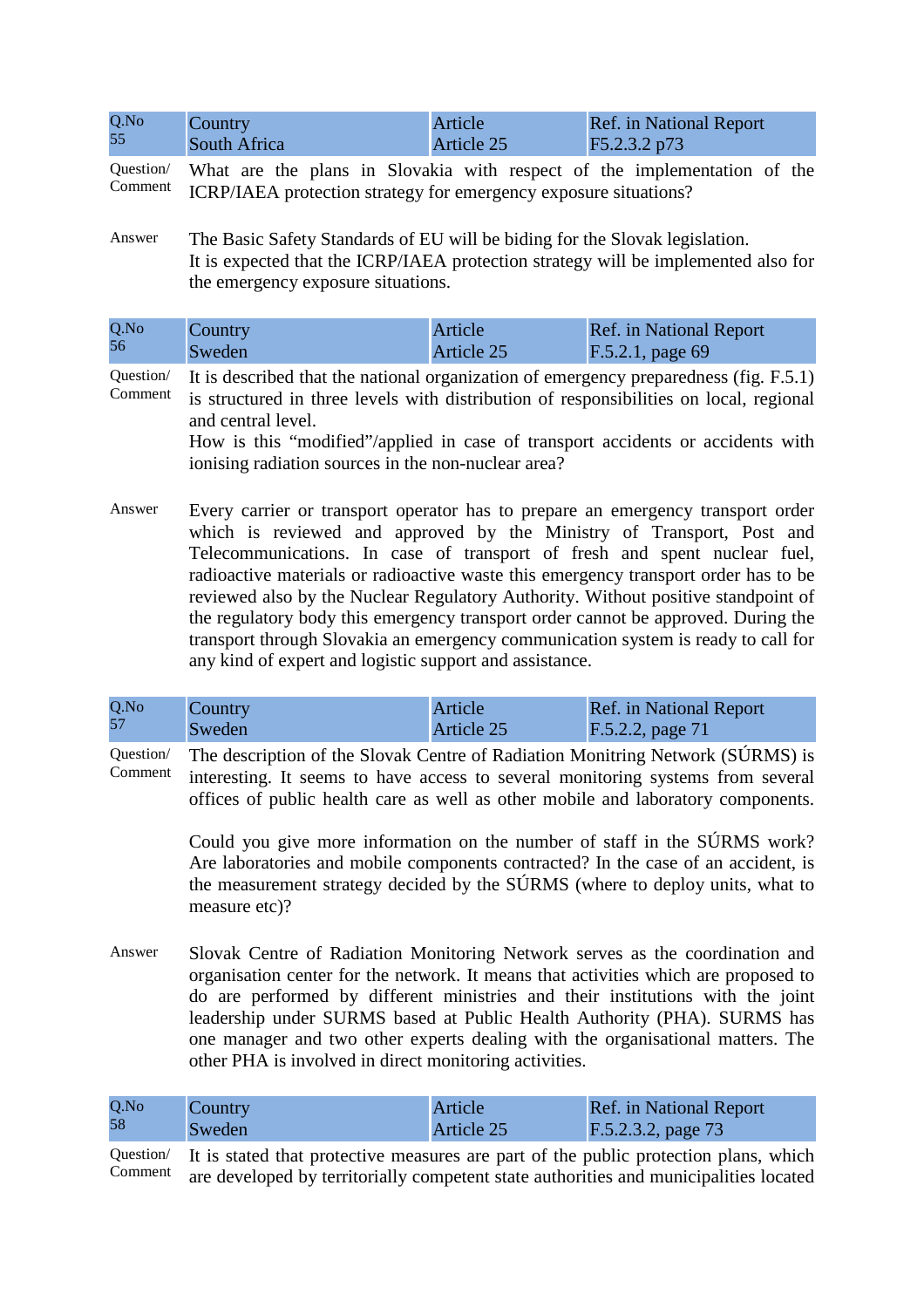| Q.No 55 | Country South Africa | Article Article 25 | Ref. in National Report F5.2.3.2 p73 |
|---|---|---|---|

Question/ Comment

What are the plans in Slovakia with respect of the implementation of the ICRP/IAEA protection strategy for emergency exposure situations?

Answer

The Basic Safety Standards of EU will be biding for the Slovak legislation.
It is expected that the ICRP/IAEA protection strategy will be implemented also for the emergency exposure situations.

| Q.No 56 | Country Sweden | Article Article 25 | Ref. in National Report F.5.2.1, page 69 |
|---|---|---|---|

Question/ Comment

It is described that the national organization of emergency preparedness (fig. F.5.1) is structured in three levels with distribution of responsibilities on local, regional and central level.
How is this "modified"/applied in case of transport accidents or accidents with ionising radiation sources in the non-nuclear area?

Answer

Every carrier or transport operator has to prepare an emergency transport order which is reviewed and approved by the Ministry of Transport, Post and Telecommunications. In case of transport of fresh and spent nuclear fuel, radioactive materials or radioactive waste this emergency transport order has to be reviewed also by the Nuclear Regulatory Authority. Without positive standpoint of the regulatory body this emergency transport order cannot be approved. During the transport through Slovakia an emergency communication system is ready to call for any kind of expert and logistic support and assistance.

| Q.No 57 | Country Sweden | Article Article 25 | Ref. in National Report F.5.2.2, page 71 |
|---|---|---|---|

Question/ Comment

The description of the Slovak Centre of Radiation Monitring Network (SÚRMS) is interesting. It seems to have access to several monitoring systems from several offices of public health care as well as other mobile and laboratory components.

Could you give more information on the number of staff in the SÚRMS work? Are laboratories and mobile components contracted? In the case of an accident, is the measurement strategy decided by the SÚRMS (where to deploy units, what to measure etc)?

Answer

Slovak Centre of Radiation Monitoring Network serves as the coordination and organisation center for the network. It means that activities which are proposed to do are performed by different ministries and their institutions with the joint leadership under SURMS based at Public Health Authority (PHA). SURMS has one manager and two other experts dealing with the organisational matters. The other PHA is involved in direct monitoring activities.

| Q.No 58 | Country Sweden | Article Article 25 | Ref. in National Report F.5.2.3.2, page 73 |
|---|---|---|---|

Question/ Comment

It is stated that protective measures are part of the public protection plans, which are developed by territorially competent state authorities and municipalities located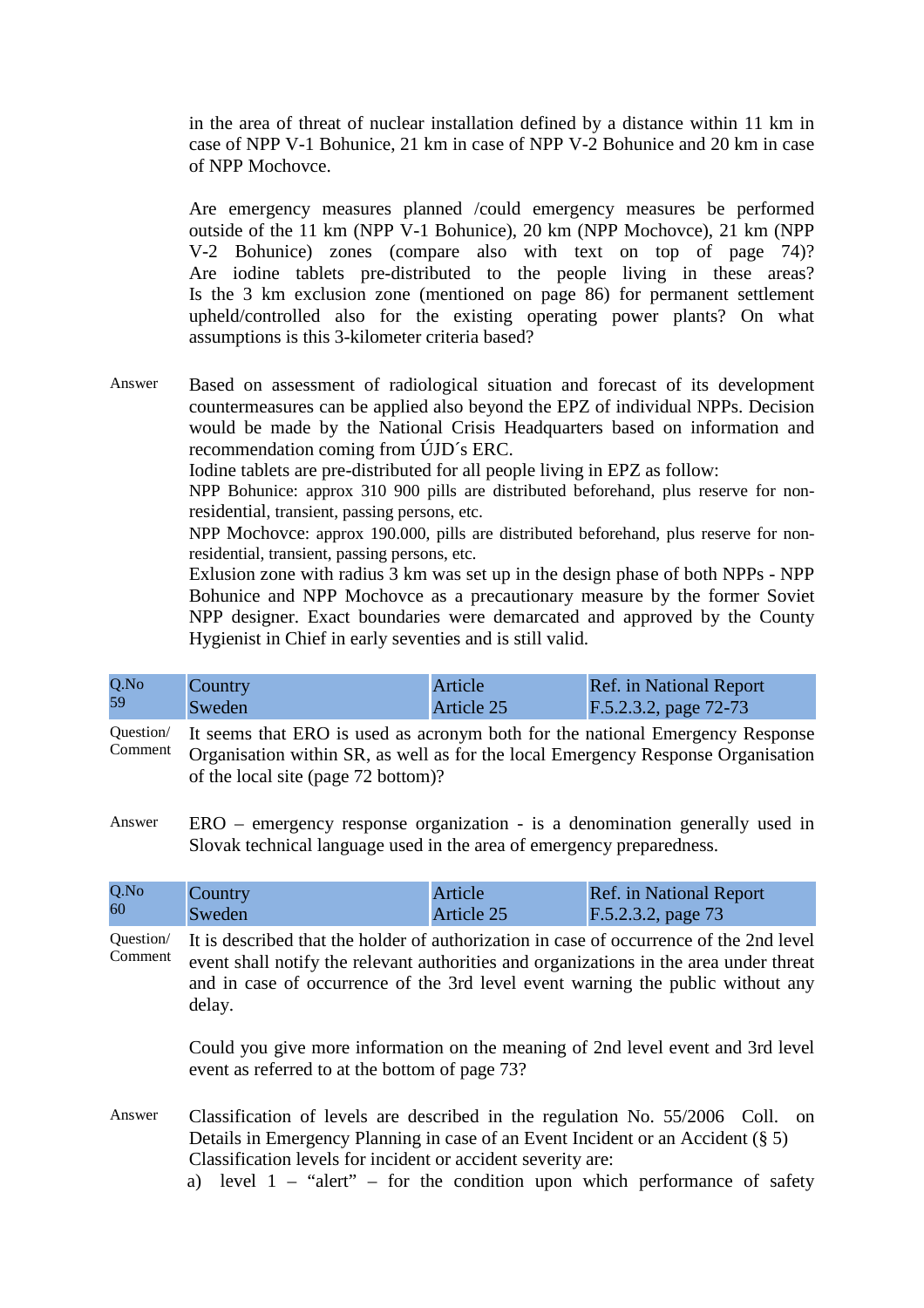in the area of threat of nuclear installation defined by a distance within 11 km in case of NPP V-1 Bohunice, 21 km in case of NPP V-2 Bohunice and 20 km in case of NPP Mochovce.

Are emergency measures planned /could emergency measures be performed outside of the 11 km (NPP V-1 Bohunice), 20 km (NPP Mochovce), 21 km (NPP V-2 Bohunice) zones (compare also with text on top of page 74)? Are iodine tablets pre-distributed to the people living in these areas? Is the 3 km exclusion zone (mentioned on page 86) for permanent settlement upheld/controlled also for the existing operating power plants? On what assumptions is this 3-kilometer criteria based?

Answer

Based on assessment of radiological situation and forecast of its development countermeasures can be applied also beyond the EPZ of individual NPPs. Decision would be made by the National Crisis Headquarters based on information and recommendation coming from ÚJD´s ERC.
Iodine tablets are pre-distributed for all people living in EPZ as follow:
NPP Bohunice: approx 310 900 pills are distributed beforehand, plus reserve for non-residential, transient, passing persons, etc.
NPP Mochovce: approx 190.000, pills are distributed beforehand, plus reserve for non-residential, transient, passing persons, etc.
Exlusion zone with radius 3 km was set up in the design phase of both NPPs - NPP Bohunice and NPP Mochovce as a precautionary measure by the former Soviet NPP designer. Exact boundaries were demarcated and approved by the County Hygienist in Chief in early seventies and is still valid.

| Q.No 59 | Country Sweden | Article Article 25 | Ref. in National Report F.5.2.3.2, page 72-73 |
|---|---|---|---|

Question/ Comment

It seems that ERO is used as acronym both for the national Emergency Response Organisation within SR, as well as for the local Emergency Response Organisation of the local site (page 72 bottom)?

Answer

ERO – emergency response organization - is a denomination generally used in Slovak technical language used in the area of emergency preparedness.

| Q.No 60 | Country Sweden | Article Article 25 | Ref. in National Report F.5.2.3.2, page 73 |
|---|---|---|---|

Question/ Comment

It is described that the holder of authorization in case of occurrence of the 2nd level event shall notify the relevant authorities and organizations in the area under threat and in case of occurrence of the 3rd level event warning the public without any delay.

Could you give more information on the meaning of 2nd level event and 3rd level event as referred to at the bottom of page 73?

Answer

Classification of levels are described in the regulation No. 55/2006 Coll. on Details in Emergency Planning in case of an Event Incident or an Accident (§ 5)
Classification levels for incident or accident severity are:

a) level 1 – “alert” – for the condition upon which performance of safety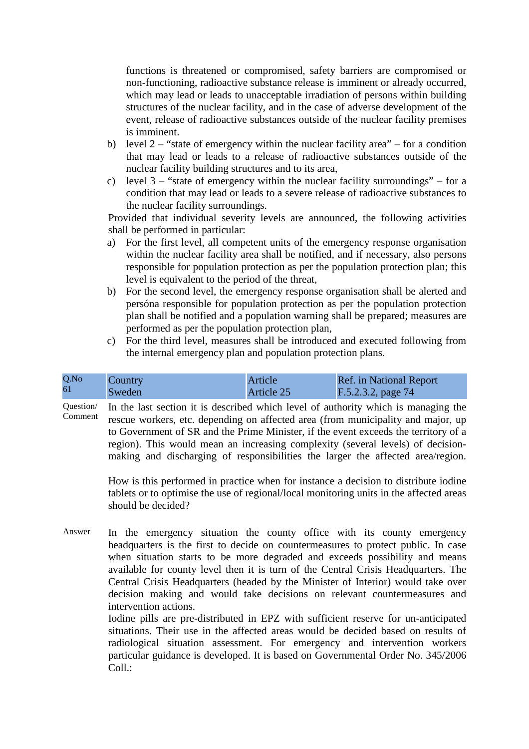functions is threatened or compromised, safety barriers are compromised or non-functioning, radioactive substance release is imminent or already occurred, which may lead or leads to unacceptable irradiation of persons within building structures of the nuclear facility, and in the case of adverse development of the event, release of radioactive substances outside of the nuclear facility premises is imminent.

b) level 2 – "state of emergency within the nuclear facility area" – for a condition that may lead or leads to a release of radioactive substances outside of the nuclear facility building structures and to its area,

c) level 3 – "state of emergency within the nuclear facility surroundings" – for a condition that may lead or leads to a severe release of radioactive substances to the nuclear facility surroundings.

Provided that individual severity levels are announced, the following activities shall be performed in particular:

a) For the first level, all competent units of the emergency response organisation within the nuclear facility area shall be notified, and if necessary, also persons responsible for population protection as per the population protection plan; this level is equivalent to the period of the threat,

b) For the second level, the emergency response organisation shall be alerted and persóna responsible for population protection as per the population protection plan shall be notified and a population warning shall be prepared; measures are performed as per the population protection plan,

c) For the third level, measures shall be introduced and executed following from the internal emergency plan and population protection plans.

| Q.No 61 | Country Sweden | Article Article 25 | Ref. in National Report F.5.2.3.2, page 74 |
|---|---|---|---|

Question/ Comment

In the last section it is described which level of authority which is managing the rescue workers, etc. depending on affected area (from municipality and major, up to Government of SR and the Prime Minister, if the event exceeds the territory of a region). This would mean an increasing complexity (several levels) of decision-making and discharging of responsibilities the larger the affected area/region.

How is this performed in practice when for instance a decision to distribute iodine tablets or to optimise the use of regional/local monitoring units in the affected areas should be decided?

Answer

In the emergency situation the county office with its county emergency headquarters is the first to decide on countermeasures to protect public. In case when situation starts to be more degraded and exceeds possibility and means available for county level then it is turn of the Central Crisis Headquarters. The Central Crisis Headquarters (headed by the Minister of Interior) would take over decision making and would take decisions on relevant countermeasures and intervention actions.

Iodine pills are pre-distributed in EPZ with sufficient reserve for un-anticipated situations. Their use in the affected areas would be decided based on results of radiological situation assessment. For emergency and intervention workers particular guidance is developed. It is based on Governmental Order No. 345/2006 Coll.: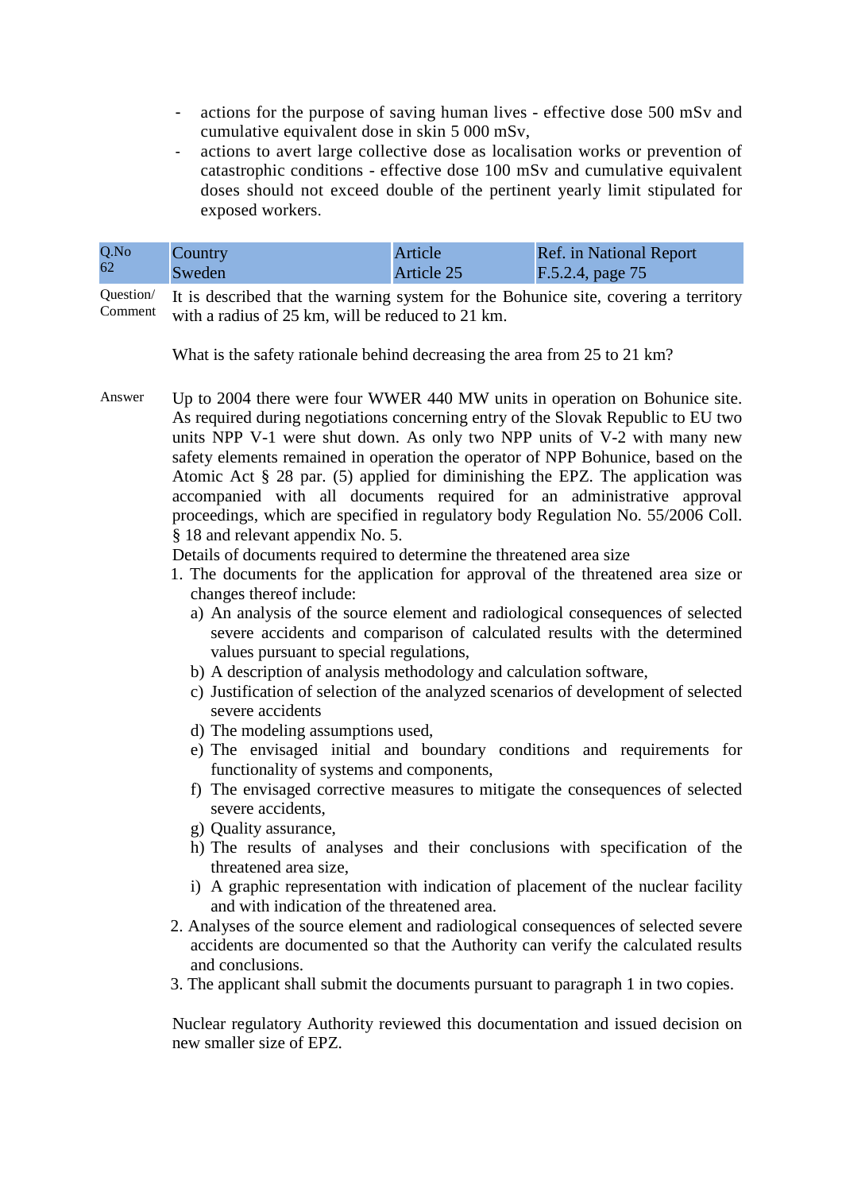- actions for the purpose of saving human lives - effective dose 500 mSv and cumulative equivalent dose in skin 5 000 mSv,
- actions to avert large collective dose as localisation works or prevention of catastrophic conditions - effective dose 100 mSv and cumulative equivalent doses should not exceed double of the pertinent yearly limit stipulated for exposed workers.

| Q.No 62 | Country Sweden | Article Article 25 | Ref. in National Report F.5.2.4, page 75 |
|---|---|---|---|

Question/ Comment

It is described that the warning system for the Bohunice site, covering a territory with a radius of 25 km, will be reduced to 21 km.

What is the safety rationale behind decreasing the area from 25 to 21 km?

Answer

Up to 2004 there were four WWER 440 MW units in operation on Bohunice site. As required during negotiations concerning entry of the Slovak Republic to EU two units NPP V-1 were shut down. As only two NPP units of V-2 with many new safety elements remained in operation the operator of NPP Bohunice, based on the Atomic Act § 28 par. (5) applied for diminishing the EPZ. The application was accompanied with all documents required for an administrative approval proceedings, which are specified in regulatory body Regulation No. 55/2006 Coll. § 18 and relevant appendix No. 5.

Details of documents required to determine the threatened area size

1. The documents for the application for approval of the threatened area size or changes thereof include:
   a) An analysis of the source element and radiological consequences of selected severe accidents and comparison of calculated results with the determined values pursuant to special regulations,
   b) A description of analysis methodology and calculation software,
   c) Justification of selection of the analyzed scenarios of development of selected severe accidents
   d) The modeling assumptions used,
   e) The envisaged initial and boundary conditions and requirements for functionality of systems and components,
   f) The envisaged corrective measures to mitigate the consequences of selected severe accidents,
   g) Quality assurance,
   h) The results of analyses and their conclusions with specification of the threatened area size,
   i) A graphic representation with indication of placement of the nuclear facility and with indication of the threatened area.
2. Analyses of the source element and radiological consequences of selected severe accidents are documented so that the Authority can verify the calculated results and conclusions.
3. The applicant shall submit the documents pursuant to paragraph 1 in two copies.

Nuclear regulatory Authority reviewed this documentation and issued decision on new smaller size of EPZ.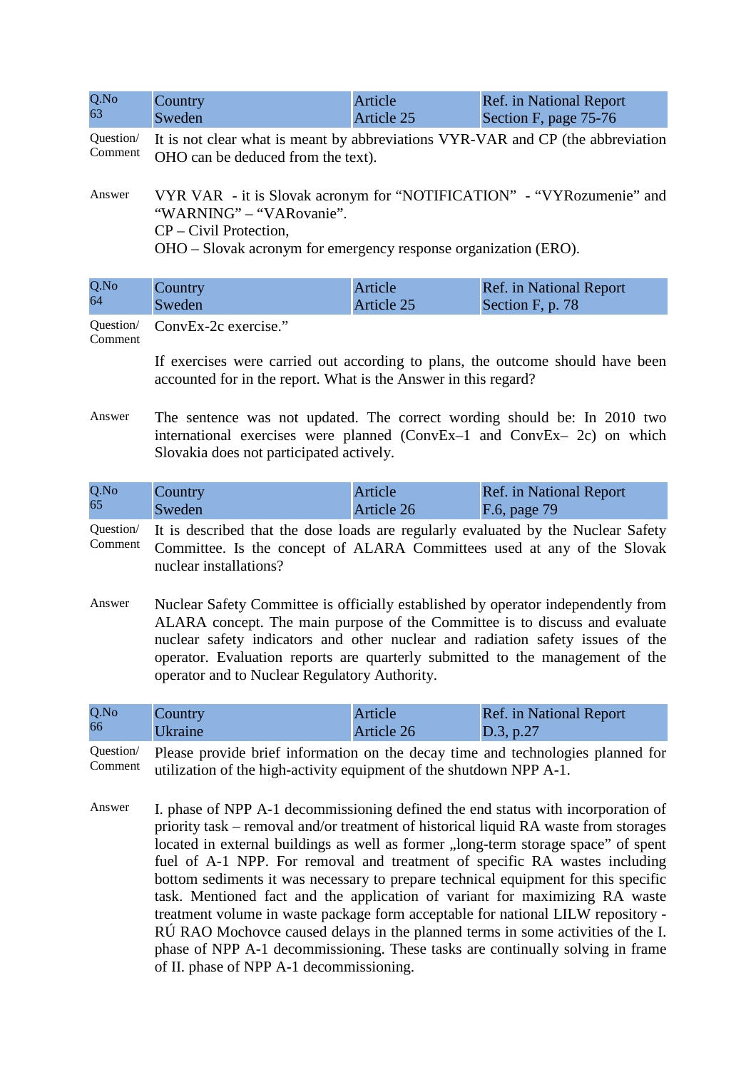| Q.No 63 | Country Sweden | Article Article 25 | Ref. in National Report Section F, page 75-76 |
|---|---|---|---|

Question/ Comment

It is not clear what is meant by abbreviations VYR-VAR and CP (the abbreviation OHO can be deduced from the text).

Answer

VYR VAR - it is Slovak acronym for "NOTIFICATION" - "VYRozumenie" and "WARNING" – "VARovanie".
CP – Civil Protection,
OHO – Slovak acronym for emergency response organization (ERO).

| Q.No 64 | Country Sweden | Article Article 25 | Ref. in National Report Section F, p. 78 |
|---|---|---|---|

Question/ Comment

ConvEx-2c exercise."

If exercises were carried out according to plans, the outcome should have been accounted for in the report. What is the Answer in this regard?

Answer

The sentence was not updated. The correct wording should be: In 2010 two international exercises were planned (ConvEx–1 and ConvEx– 2c) on which Slovakia does not participated actively.

| Q.No 65 | Country Sweden | Article Article 26 | Ref. in National Report F.6, page 79 |
|---|---|---|---|

Question/ Comment

It is described that the dose loads are regularly evaluated by the Nuclear Safety Committee. Is the concept of ALARA Committees used at any of the Slovak nuclear installations?

Answer

Nuclear Safety Committee is officially established by operator independently from ALARA concept. The main purpose of the Committee is to discuss and evaluate nuclear safety indicators and other nuclear and radiation safety issues of the operator. Evaluation reports are quarterly submitted to the management of the operator and to Nuclear Regulatory Authority.

| Q.No 66 | Country Ukraine | Article Article 26 | Ref. in National Report D.3, p.27 |
|---|---|---|---|

Question/ Comment

Please provide brief information on the decay time and technologies planned for utilization of the high-activity equipment of the shutdown NPP A-1.

Answer

I. phase of NPP A-1 decommissioning defined the end status with incorporation of priority task – removal and/or treatment of historical liquid RA waste from storages located in external buildings as well as former „long-term storage space" of spent fuel of A-1 NPP. For removal and treatment of specific RA wastes including bottom sediments it was necessary to prepare technical equipment for this specific task. Mentioned fact and the application of variant for maximizing RA waste treatment volume in waste package form acceptable for national LILW repository - RÚ RAO Mochovce caused delays in the planned terms in some activities of the I. phase of NPP A-1 decommissioning. These tasks are continually solving in frame of II. phase of NPP A-1 decommissioning.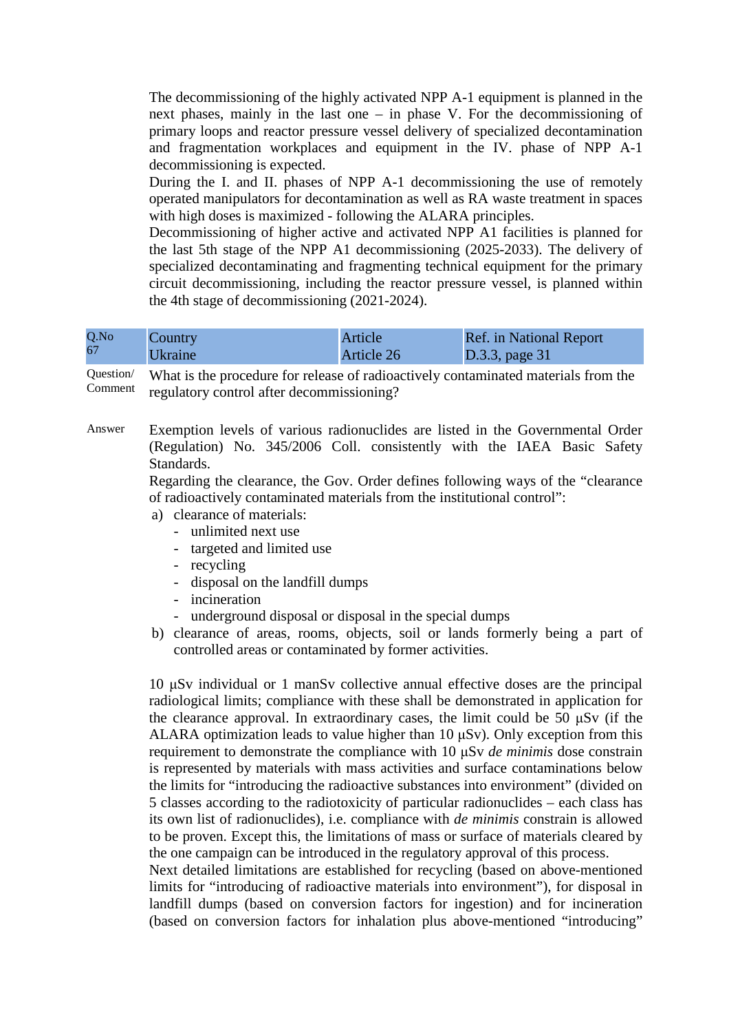The decommissioning of the highly activated NPP A-1 equipment is planned in the next phases, mainly in the last one – in phase V. For the decommissioning of primary loops and reactor pressure vessel delivery of specialized decontamination and fragmentation workplaces and equipment in the IV. phase of NPP A-1 decommissioning is expected.

During the I. and II. phases of NPP A-1 decommissioning the use of remotely operated manipulators for decontamination as well as RA waste treatment in spaces with high doses is maximized - following the ALARA principles.

Decommissioning of higher active and activated NPP A1 facilities is planned for the last 5th stage of the NPP A1 decommissioning (2025-2033). The delivery of specialized decontaminating and fragmenting technical equipment for the primary circuit decommissioning, including the reactor pressure vessel, is planned within the 4th stage of decommissioning (2021-2024).

| Q.No 67 | Country Ukraine | Article Article 26 | Ref. in National Report D.3.3, page 31 |
|---|---|---|---|

Question/ Comment: What is the procedure for release of radioactively contaminated materials from the regulatory control after decommissioning?

Answer: Exemption levels of various radionuclides are listed in the Governmental Order (Regulation) No. 345/2006 Coll. consistently with the IAEA Basic Safety Standards.

Regarding the clearance, the Gov. Order defines following ways of the “clearance of radioactively contaminated materials from the institutional control”:

a) clearance of materials:
   - unlimited next use
   - targeted and limited use
   - recycling
   - disposal on the landfill dumps
   - incineration
   - underground disposal or disposal in the special dumps
b) clearance of areas, rooms, objects, soil or lands formerly being a part of controlled areas or contaminated by former activities.

10 μSv individual or 1 manSv collective annual effective doses are the principal radiological limits; compliance with these shall be demonstrated in application for the clearance approval. In extraordinary cases, the limit could be 50 μSv (if the ALARA optimization leads to value higher than 10 μSv). Only exception from this requirement to demonstrate the compliance with 10 μSv *de minimis* dose constrain is represented by materials with mass activities and surface contaminations below the limits for “introducing the radioactive substances into environment” (divided on 5 classes according to the radiotoxicity of particular radionuclides – each class has its own list of radionuclides), i.e. compliance with *de minimis* constrain is allowed to be proven. Except this, the limitations of mass or surface of materials cleared by the one campaign can be introduced in the regulatory approval of this process.

Next detailed limitations are established for recycling (based on above-mentioned limits for “introducing of radioactive materials into environment”), for disposal in landfill dumps (based on conversion factors for ingestion) and for incineration (based on conversion factors for inhalation plus above-mentioned “introducing”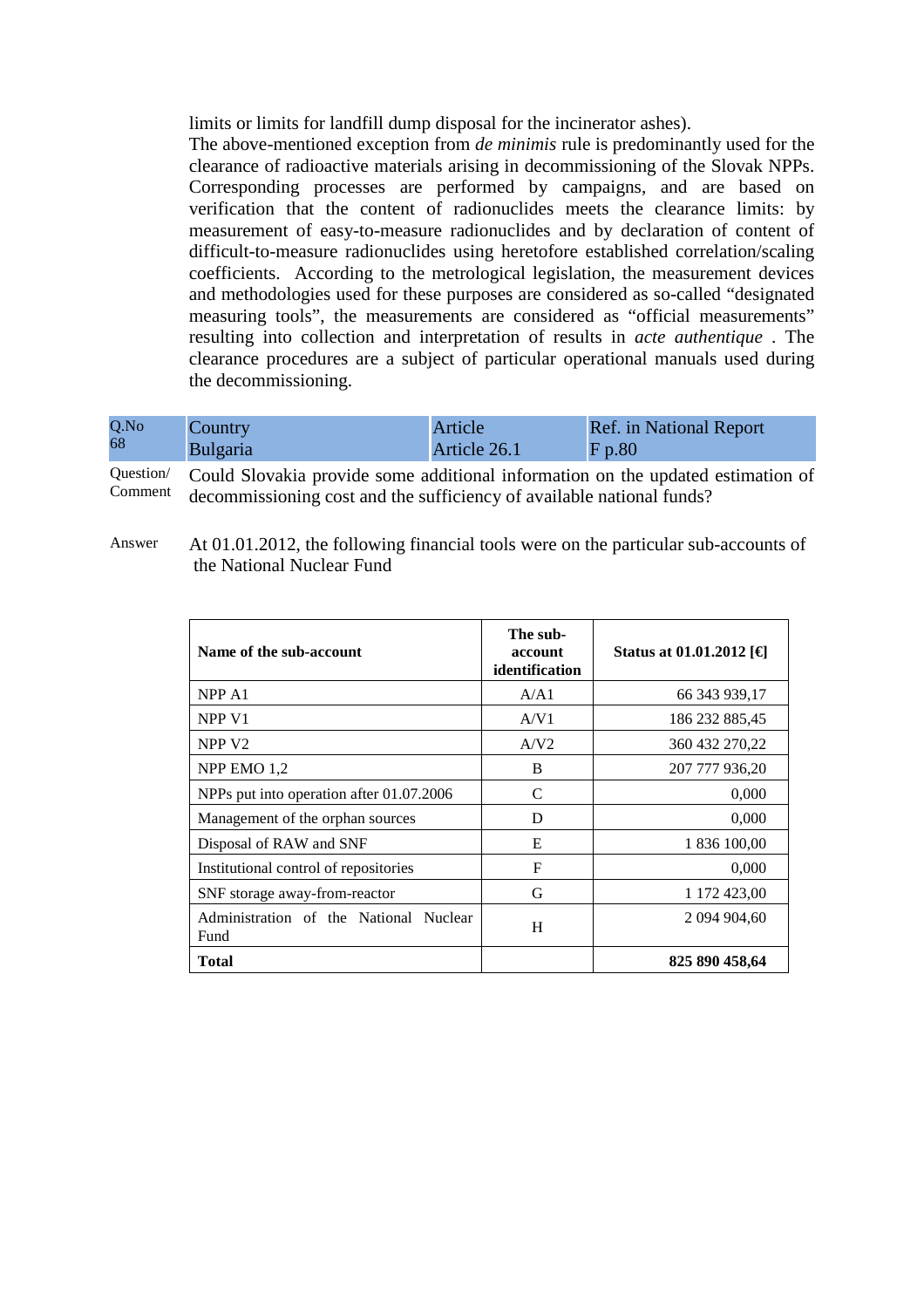limits or limits for landfill dump disposal for the incinerator ashes).

The above-mentioned exception from *de minimis* rule is predominantly used for the clearance of radioactive materials arising in decommissioning of the Slovak NPPs. Corresponding processes are performed by campaigns, and are based on verification that the content of radionuclides meets the clearance limits: by measurement of easy-to-measure radionuclides and by declaration of content of difficult-to-measure radionuclides using heretofore established correlation/scaling coefficients. According to the metrological legislation, the measurement devices and methodologies used for these purposes are considered as so-called "designated measuring tools", the measurements are considered as "official measurements" resulting into collection and interpretation of results in *acte authentique* . The clearance procedures are a subject of particular operational manuals used during the decommissioning.

| Q.No 68 | Country Bulgaria | Article Article 26.1 | Ref. in National Report F p.80 |
|---|---|---|---|

Question/ Comment: Could Slovakia provide some additional information on the updated estimation of decommissioning cost and the sufficiency of available national funds?

Answer: At 01.01.2012, the following financial tools were on the particular sub-accounts of the National Nuclear Fund

| **Name of the sub-account** | **The sub-account identification** | **Status at 01.01.2012 [€]** |
|---|---|---|
| NPP A1 | A/A1 | 66 343 939,17 |
| NPP V1 | A/V1 | 186 232 885,45 |
| NPP V2 | A/V2 | 360 432 270,22 |
| NPP EMO 1,2 | B | 207 777 936,20 |
| NPPs put into operation after 01.07.2006 | C | 0,000 |
| Management of the orphan sources | D | 0,000 |
| Disposal of RAW and SNF | E | 1 836 100,00 |
| Institutional control of repositories | F | 0,000 |
| SNF storage away-from-reactor | G | 1 172 423,00 |
| Administration of the National Nuclear Fund | H | 2 094 904,60 |
| **Total** | | **825 890 458,64** |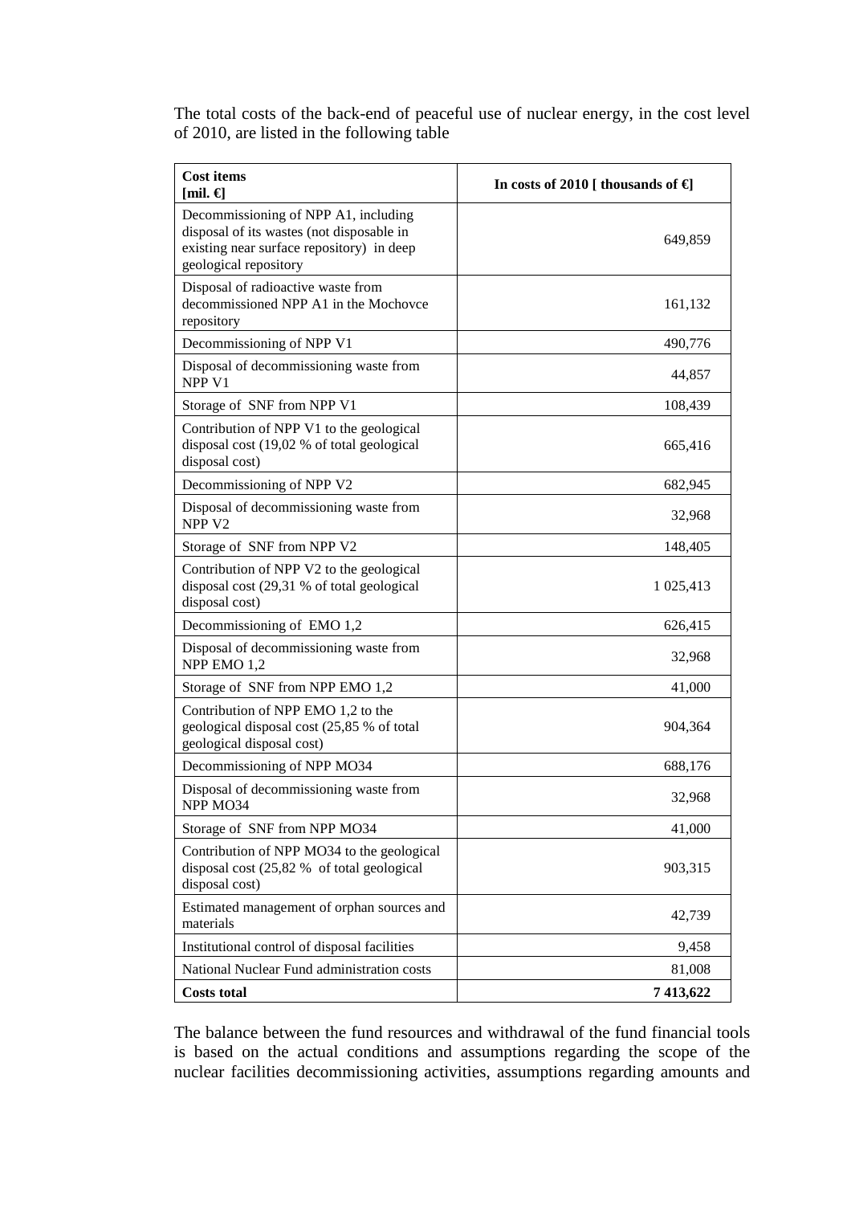The total costs of the back-end of peaceful use of nuclear energy, in the cost level of 2010, are listed in the following table

| **Cost items [mil. €]** | **In costs of 2010 [ thousands of €]** |
|---|---|
| Decommissioning of NPP A1, including disposal of its wastes (not disposable in existing near surface repository) in deep geological repository | 649,859 |
| Disposal of radioactive waste from decommissioned NPP A1 in the Mochovce repository | 161,132 |
| Decommissioning of NPP V1 | 490,776 |
| Disposal of decommissioning waste from NPP V1 | 44,857 |
| Storage of SNF from NPP V1 | 108,439 |
| Contribution of NPP V1 to the geological disposal cost (19,02 % of total geological disposal cost) | 665,416 |
| Decommissioning of NPP V2 | 682,945 |
| Disposal of decommissioning waste from NPP V2 | 32,968 |
| Storage of SNF from NPP V2 | 148,405 |
| Contribution of NPP V2 to the geological disposal cost (29,31 % of total geological disposal cost) | 1 025,413 |
| Decommissioning of EMO 1,2 | 626,415 |
| Disposal of decommissioning waste from NPP EMO 1,2 | 32,968 |
| Storage of SNF from NPP EMO 1,2 | 41,000 |
| Contribution of NPP EMO 1,2 to the geological disposal cost (25,85 % of total geological disposal cost) | 904,364 |
| Decommissioning of NPP MO34 | 688,176 |
| Disposal of decommissioning waste from NPP MO34 | 32,968 |
| Storage of SNF from NPP MO34 | 41,000 |
| Contribution of NPP MO34 to the geological disposal cost (25,82 % of total geological disposal cost) | 903,315 |
| Estimated management of orphan sources and materials | 42,739 |
| Institutional control of disposal facilities | 9,458 |
| National Nuclear Fund administration costs | 81,008 |
| **Costs total** | **7 413,622** |

The balance between the fund resources and withdrawal of the fund financial tools is based on the actual conditions and assumptions regarding the scope of the nuclear facilities decommissioning activities, assumptions regarding amounts and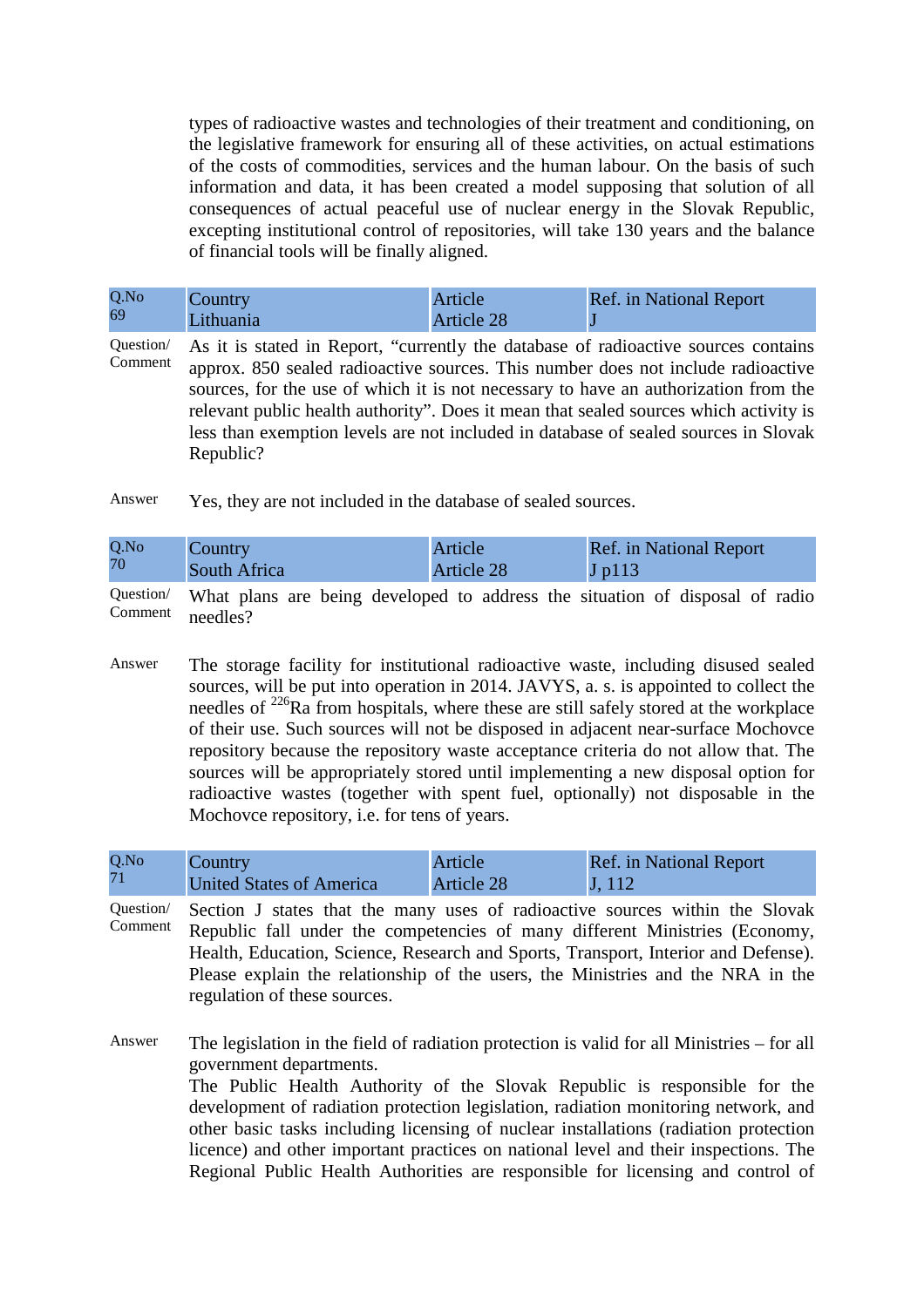types of radioactive wastes and technologies of their treatment and conditioning, on the legislative framework for ensuring all of these activities, on actual estimations of the costs of commodities, services and the human labour. On the basis of such information and data, it has been created a model supposing that solution of all consequences of actual peaceful use of nuclear energy in the Slovak Republic, excepting institutional control of repositories, will take 130 years and the balance of financial tools will be finally aligned.

| Q.No 69 | Country Lithuania | Article Article 28 | Ref. in National Report J |
|---|---|---|---|

Question/ Comment

As it is stated in Report, "currently the database of radioactive sources contains approx. 850 sealed radioactive sources. This number does not include radioactive sources, for the use of which it is not necessary to have an authorization from the relevant public health authority". Does it mean that sealed sources which activity is less than exemption levels are not included in database of sealed sources in Slovak Republic?

Answer

Yes, they are not included in the database of sealed sources.

| Q.No 70 | Country South Africa | Article Article 28 | Ref. in National Report J p113 |
|---|---|---|---|

Question/ Comment

What plans are being developed to address the situation of disposal of radio needles?

Answer

The storage facility for institutional radioactive waste, including disused sealed sources, will be put into operation in 2014. JAVYS, a. s. is appointed to collect the needles of $^{226}$Ra from hospitals, where these are still safely stored at the workplace of their use. Such sources will not be disposed in adjacent near-surface Mochovce repository because the repository waste acceptance criteria do not allow that. The sources will be appropriately stored until implementing a new disposal option for radioactive wastes (together with spent fuel, optionally) not disposable in the Mochovce repository, i.e. for tens of years.

| Q.No 71 | Country United States of America | Article Article 28 | Ref. in National Report J, 112 |
|---|---|---|---|

Question/ Comment

Section J states that the many uses of radioactive sources within the Slovak Republic fall under the competencies of many different Ministries (Economy, Health, Education, Science, Research and Sports, Transport, Interior and Defense). Please explain the relationship of the users, the Ministries and the NRA in the regulation of these sources.

Answer

The legislation in the field of radiation protection is valid for all Ministries – for all government departments.

The Public Health Authority of the Slovak Republic is responsible for the development of radiation protection legislation, radiation monitoring network, and other basic tasks including licensing of nuclear installations (radiation protection licence) and other important practices on national level and their inspections. The Regional Public Health Authorities are responsible for licensing and control of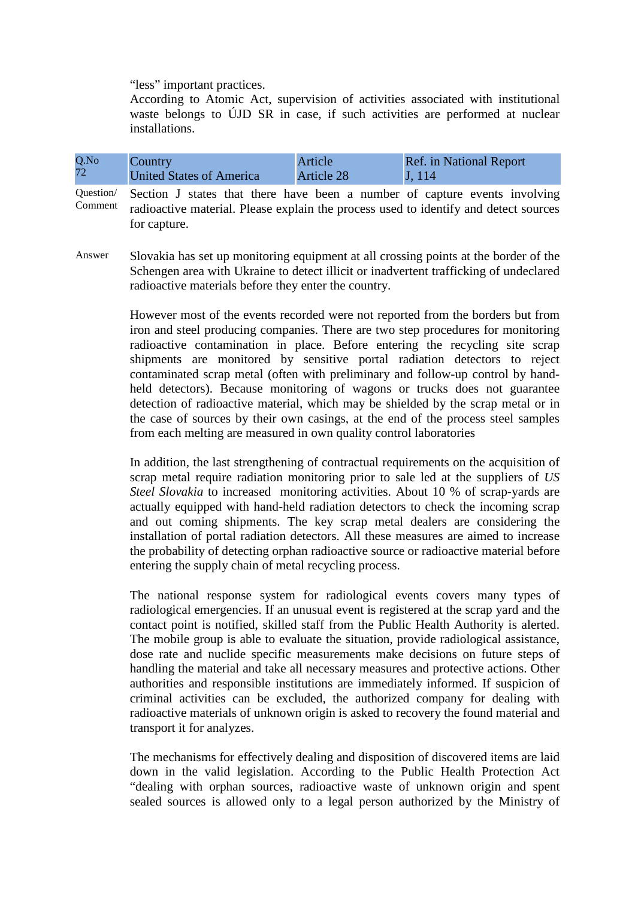"less" important practices.

According to Atomic Act, supervision of activities associated with institutional waste belongs to ÚJD SR in case, if such activities are performed at nuclear installations.

| Q.No 72 | Country United States of America | Article Article 28 | Ref. in National Report J, 114 |
|---|---|---|---|

Question/ Comment

Section J states that there have been a number of capture events involving radioactive material. Please explain the process used to identify and detect sources for capture.

Answer

Slovakia has set up monitoring equipment at all crossing points at the border of the Schengen area with Ukraine to detect illicit or inadvertent trafficking of undeclared radioactive materials before they enter the country.

However most of the events recorded were not reported from the borders but from iron and steel producing companies. There are two step procedures for monitoring radioactive contamination in place. Before entering the recycling site scrap shipments are monitored by sensitive portal radiation detectors to reject contaminated scrap metal (often with preliminary and follow-up control by hand-held detectors). Because monitoring of wagons or trucks does not guarantee detection of radioactive material, which may be shielded by the scrap metal or in the case of sources by their own casings, at the end of the process steel samples from each melting are measured in own quality control laboratories

In addition, the last strengthening of contractual requirements on the acquisition of scrap metal require radiation monitoring prior to sale led at the suppliers of *US Steel Slovakia* to increased monitoring activities. About 10 % of scrap-yards are actually equipped with hand-held radiation detectors to check the incoming scrap and out coming shipments. The key scrap metal dealers are considering the installation of portal radiation detectors. All these measures are aimed to increase the probability of detecting orphan radioactive source or radioactive material before entering the supply chain of metal recycling process.

The national response system for radiological events covers many types of radiological emergencies. If an unusual event is registered at the scrap yard and the contact point is notified, skilled staff from the Public Health Authority is alerted. The mobile group is able to evaluate the situation, provide radiological assistance, dose rate and nuclide specific measurements make decisions on future steps of handling the material and take all necessary measures and protective actions. Other authorities and responsible institutions are immediately informed. If suspicion of criminal activities can be excluded, the authorized company for dealing with radioactive materials of unknown origin is asked to recovery the found material and transport it for analyzes.

The mechanisms for effectively dealing and disposition of discovered items are laid down in the valid legislation. According to the Public Health Protection Act "dealing with orphan sources, radioactive waste of unknown origin and spent sealed sources is allowed only to a legal person authorized by the Ministry of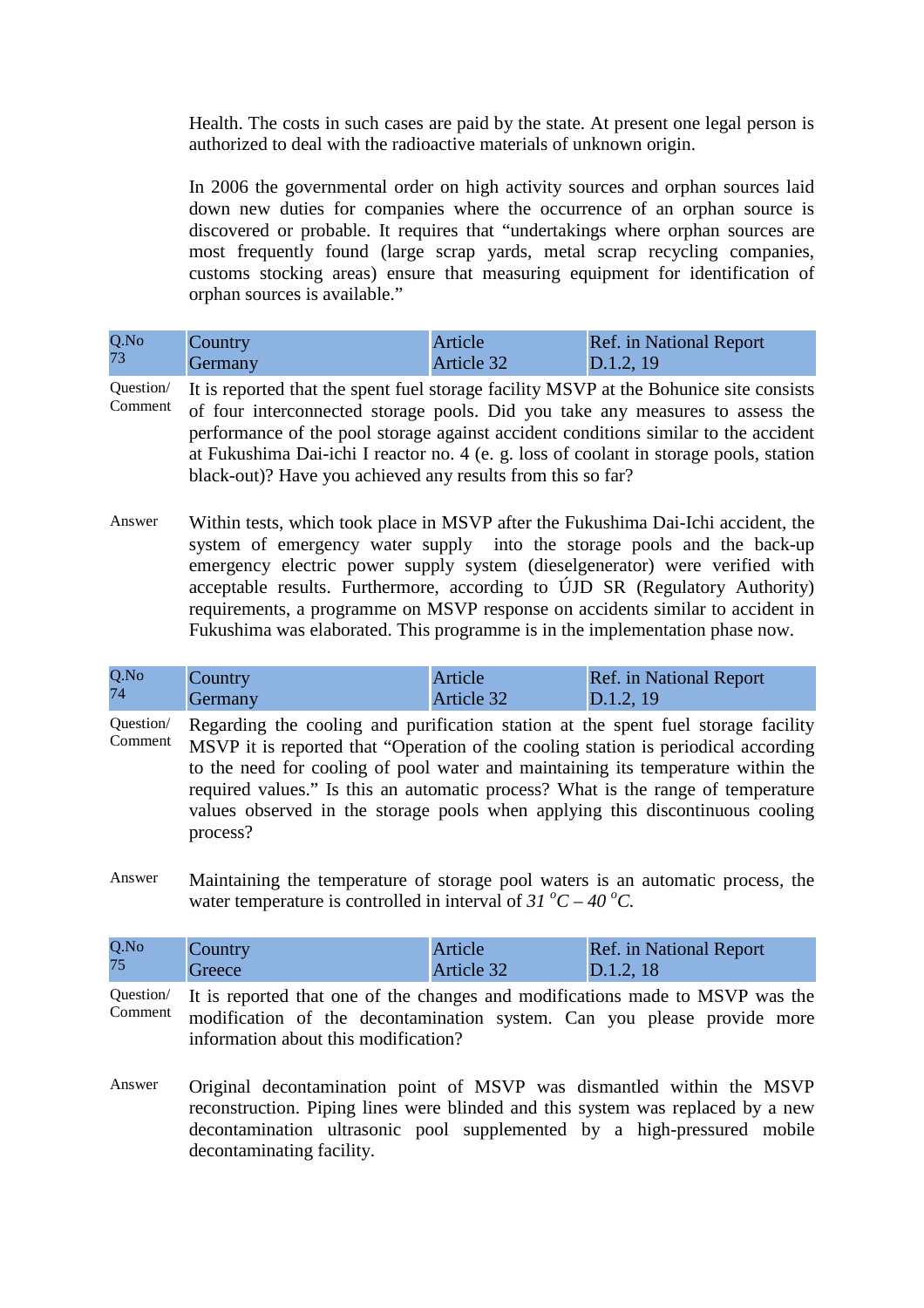Health. The costs in such cases are paid by the state. At present one legal person is authorized to deal with the radioactive materials of unknown origin.

In 2006 the governmental order on high activity sources and orphan sources laid down new duties for companies where the occurrence of an orphan source is discovered or probable. It requires that "undertakings where orphan sources are most frequently found (large scrap yards, metal scrap recycling companies, customs stocking areas) ensure that measuring equipment for identification of orphan sources is available."

| Q.No 73 | Country Germany | Article Article 32 | Ref. in National Report D.1.2, 19 |
|---|---|---|---|

Question/ Comment: It is reported that the spent fuel storage facility MSVP at the Bohunice site consists of four interconnected storage pools. Did you take any measures to assess the performance of the pool storage against accident conditions similar to the accident at Fukushima Dai-ichi I reactor no. 4 (e. g. loss of coolant in storage pools, station black-out)? Have you achieved any results from this so far?

Answer: Within tests, which took place in MSVP after the Fukushima Dai-Ichi accident, the system of emergency water supply into the storage pools and the back-up emergency electric power supply system (dieselgenerator) were verified with acceptable results. Furthermore, according to ÚJD SR (Regulatory Authority) requirements, a programme on MSVP response on accidents similar to accident in Fukushima was elaborated. This programme is in the implementation phase now.

| Q.No 74 | Country Germany | Article Article 32 | Ref. in National Report D.1.2, 19 |
|---|---|---|---|

Question/ Comment: Regarding the cooling and purification station at the spent fuel storage facility MSVP it is reported that "Operation of the cooling station is periodical according to the need for cooling of pool water and maintaining its temperature within the required values." Is this an automatic process? What is the range of temperature values observed in the storage pools when applying this discontinuous cooling process?

Answer: Maintaining the temperature of storage pool waters is an automatic process, the water temperature is controlled in interval of *31 $^{o}$C – 40 $^{o}$C.*

| Q.No 75 | Country Greece | Article Article 32 | Ref. in National Report D.1.2, 18 |
|---|---|---|---|

Question/ Comment: It is reported that one of the changes and modifications made to MSVP was the modification of the decontamination system. Can you please provide more information about this modification?

Answer: Original decontamination point of MSVP was dismantled within the MSVP reconstruction. Piping lines were blinded and this system was replaced by a new decontamination ultrasonic pool supplemented by a high-pressured mobile decontaminating facility.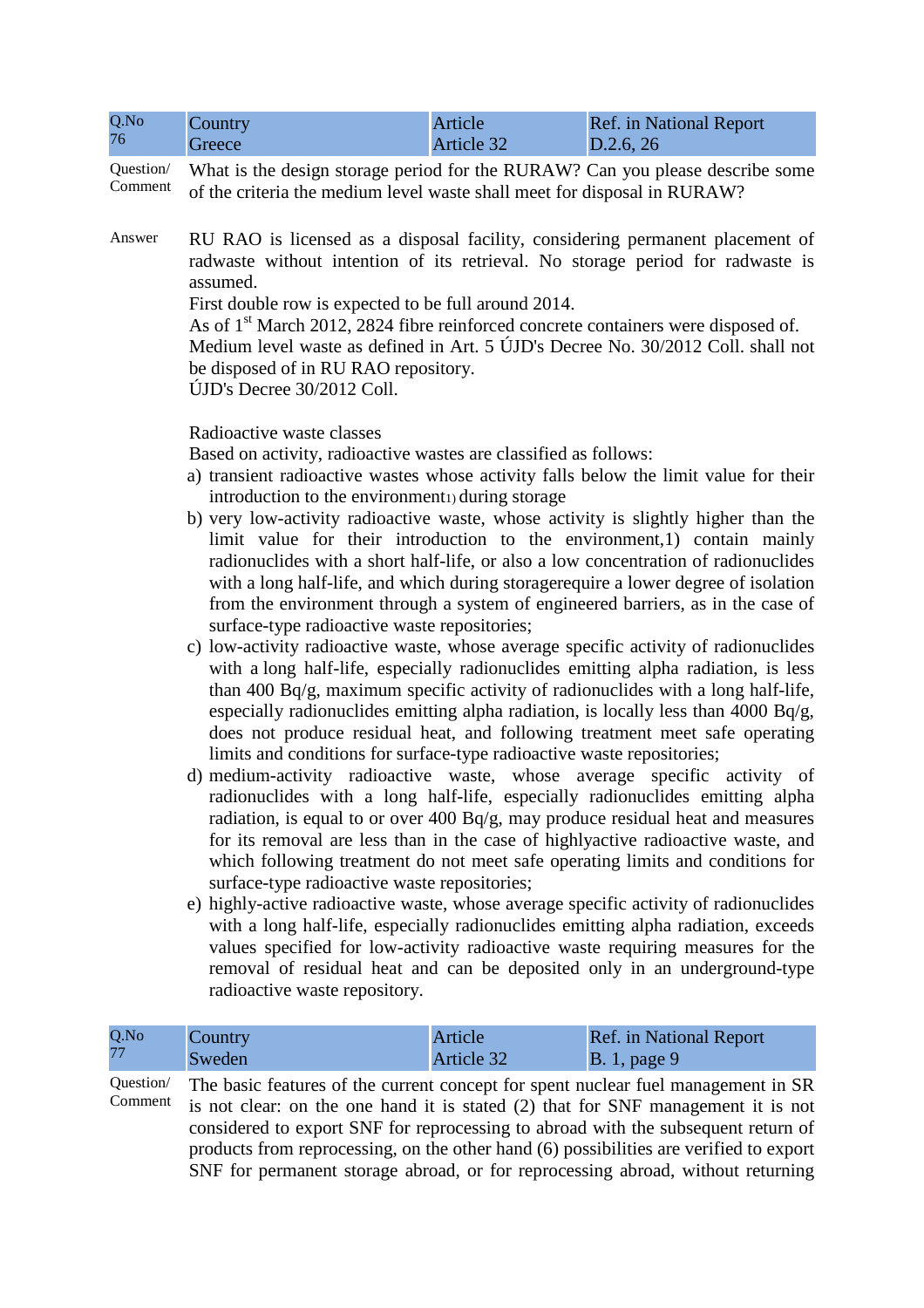| Q.No 76 | Country Greece | Article Article 32 | Ref. in National Report D.2.6, 26 |
|---|---|---|---|

Question/ Comment

What is the design storage period for the RURAW? Can you please describe some of the criteria the medium level waste shall meet for disposal in RURAW?

Answer

RU RAO is licensed as a disposal facility, considering permanent placement of radwaste without intention of its retrieval. No storage period for radwaste is assumed.

First double row is expected to be full around 2014.

As of 1st March 2012, 2824 fibre reinforced concrete containers were disposed of.

Medium level waste as defined in Art. 5 ÚJD's Decree No. 30/2012 Coll. shall not be disposed of in RU RAO repository.

ÚJD's Decree 30/2012 Coll.

Radioactive waste classes

Based on activity, radioactive wastes are classified as follows:

a) transient radioactive wastes whose activity falls below the limit value for their introduction to the environment1) during storage
b) very low-activity radioactive waste, whose activity is slightly higher than the limit value for their introduction to the environment,1) contain mainly radionuclides with a short half-life, or also a low concentration of radionuclides with a long half-life, and which during storagerequire a lower degree of isolation from the environment through a system of engineered barriers, as in the case of surface-type radioactive waste repositories;
c) low-activity radioactive waste, whose average specific activity of radionuclides with a long half-life, especially radionuclides emitting alpha radiation, is less than 400 Bq/g, maximum specific activity of radionuclides with a long half-life, especially radionuclides emitting alpha radiation, is locally less than 4000 Bq/g, does not produce residual heat, and following treatment meet safe operating limits and conditions for surface-type radioactive waste repositories;
d) medium-activity radioactive waste, whose average specific activity of radionuclides with a long half-life, especially radionuclides emitting alpha radiation, is equal to or over 400 Bq/g, may produce residual heat and measures for its removal are less than in the case of highlyactive radioactive waste, and which following treatment do not meet safe operating limits and conditions for surface-type radioactive waste repositories;
e) highly-active radioactive waste, whose average specific activity of radionuclides with a long half-life, especially radionuclides emitting alpha radiation, exceeds values specified for low-activity radioactive waste requiring measures for the removal of residual heat and can be deposited only in an underground-type radioactive waste repository.

| Q.No 77 | Country Sweden | Article Article 32 | Ref. in National Report B. 1, page 9 |
|---|---|---|---|

Question/ Comment

The basic features of the current concept for spent nuclear fuel management in SR is not clear: on the one hand it is stated (2) that for SNF management it is not considered to export SNF for reprocessing to abroad with the subsequent return of products from reprocessing, on the other hand (6) possibilities are verified to export SNF for permanent storage abroad, or for reprocessing abroad, without returning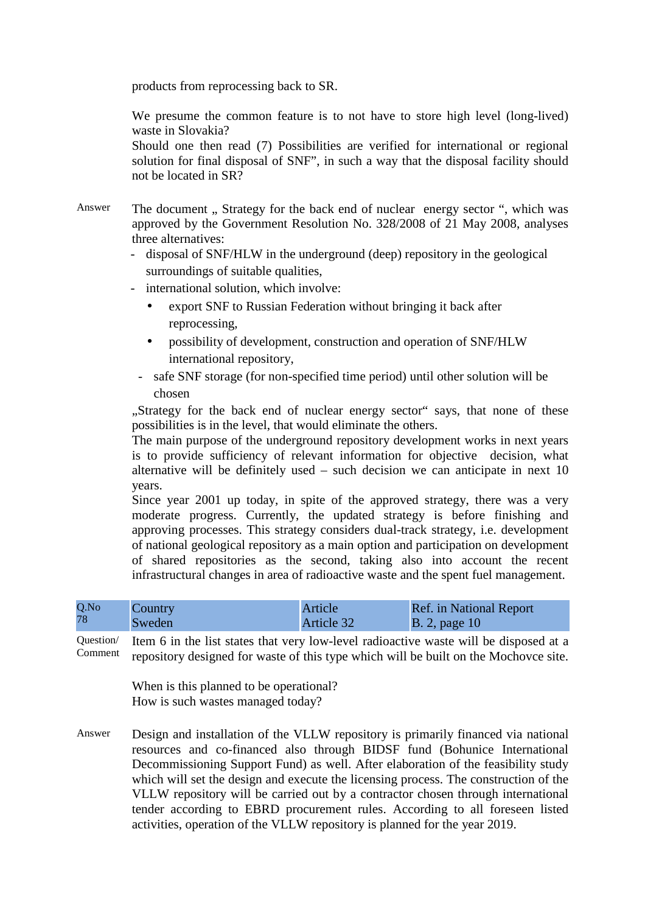products from reprocessing back to SR.

We presume the common feature is to not have to store high level (long-lived) waste in Slovakia?
Should one then read (7) Possibilities are verified for international or regional solution for final disposal of SNF", in such a way that the disposal facility should not be located in SR?

Answer

The document „ Strategy for the back end of nuclear energy sector ", which was approved by the Government Resolution No. 328/2008 of 21 May 2008, analyses three alternatives:

- disposal of SNF/HLW in the underground (deep) repository in the geological surroundings of suitable qualities,
- international solution, which involve:
  - export SNF to Russian Federation without bringing it back after reprocessing,
  - possibility of development, construction and operation of SNF/HLW international repository,
- safe SNF storage (for non-specified time period) until other solution will be chosen

„Strategy for the back end of nuclear energy sector" says, that none of these possibilities is in the level, that would eliminate the others.
The main purpose of the underground repository development works in next years is to provide sufficiency of relevant information for objective decision, what alternative will be definitely used – such decision we can anticipate in next 10 years.
Since year 2001 up today, in spite of the approved strategy, there was a very moderate progress. Currently, the updated strategy is before finishing and approving processes. This strategy considers dual-track strategy, i.e. development of national geological repository as a main option and participation on development of shared repositories as the second, taking also into account the recent infrastructural changes in area of radioactive waste and the spent fuel management.

| Q.No 78 | Country Sweden | Article Article 32 | Ref. in National Report B. 2, page 10 |
|---|---|---|---|

Question/ Comment

Item 6 in the list states that very low-level radioactive waste will be disposed at a repository designed for waste of this type which will be built on the Mochovce site.

When is this planned to be operational?
How is such wastes managed today?

Answer

Design and installation of the VLLW repository is primarily financed via national resources and co-financed also through BIDSF fund (Bohunice International Decommissioning Support Fund) as well. After elaboration of the feasibility study which will set the design and execute the licensing process. The construction of the VLLW repository will be carried out by a contractor chosen through international tender according to EBRD procurement rules. According to all foreseen listed activities, operation of the VLLW repository is planned for the year 2019.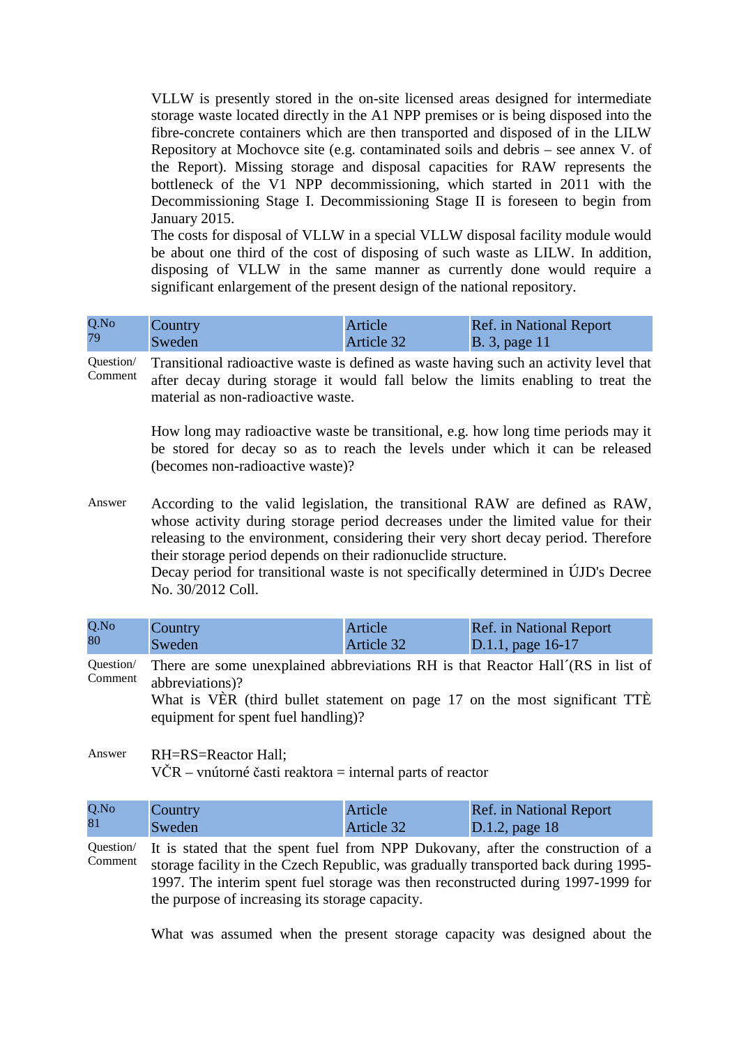VLLW is presently stored in the on-site licensed areas designed for intermediate storage waste located directly in the A1 NPP premises or is being disposed into the fibre-concrete containers which are then transported and disposed of in the LILW Repository at Mochovce site (e.g. contaminated soils and debris – see annex V. of the Report). Missing storage and disposal capacities for RAW represents the bottleneck of the V1 NPP decommissioning, which started in 2011 with the Decommissioning Stage I. Decommissioning Stage II is foreseen to begin from January 2015.

The costs for disposal of VLLW in a special VLLW disposal facility module would be about one third of the cost of disposing of such waste as LILW. In addition, disposing of VLLW in the same manner as currently done would require a significant enlargement of the present design of the national repository.

| Q.No 79 | Country Sweden | Article Article 32 | Ref. in National Report B. 3, page 11 |
|---|---|---|---|

Question/ Comment

Transitional radioactive waste is defined as waste having such an activity level that after decay during storage it would fall below the limits enabling to treat the material as non-radioactive waste.

How long may radioactive waste be transitional, e.g. how long time periods may it be stored for decay so as to reach the levels under which it can be released (becomes non-radioactive waste)?

Answer

According to the valid legislation, the transitional RAW are defined as RAW, whose activity during storage period decreases under the limited value for their releasing to the environment, considering their very short decay period. Therefore their storage period depends on their radionuclide structure.

Decay period for transitional waste is not specifically determined in ÚJD's Decree No. 30/2012 Coll.

| Q.No 80 | Country Sweden | Article Article 32 | Ref. in National Report D.1.1, page 16-17 |
|---|---|---|---|

Question/ Comment

There are some unexplained abbreviations RH is that Reactor Hall´(RS in list of abbreviations)?

What is VÈR (third bullet statement on page 17 on the most significant TTÈ equipment for spent fuel handling)?

Answer

RH=RS=Reactor Hall;

VČR – vnútorné časti reaktora = internal parts of reactor

| Q.No 81 | Country Sweden | Article Article 32 | Ref. in National Report D.1.2, page 18 |
|---|---|---|---|

Question/ Comment

It is stated that the spent fuel from NPP Dukovany, after the construction of a storage facility in the Czech Republic, was gradually transported back during 1995-1997. The interim spent fuel storage was then reconstructed during 1997-1999 for the purpose of increasing its storage capacity.

What was assumed when the present storage capacity was designed about the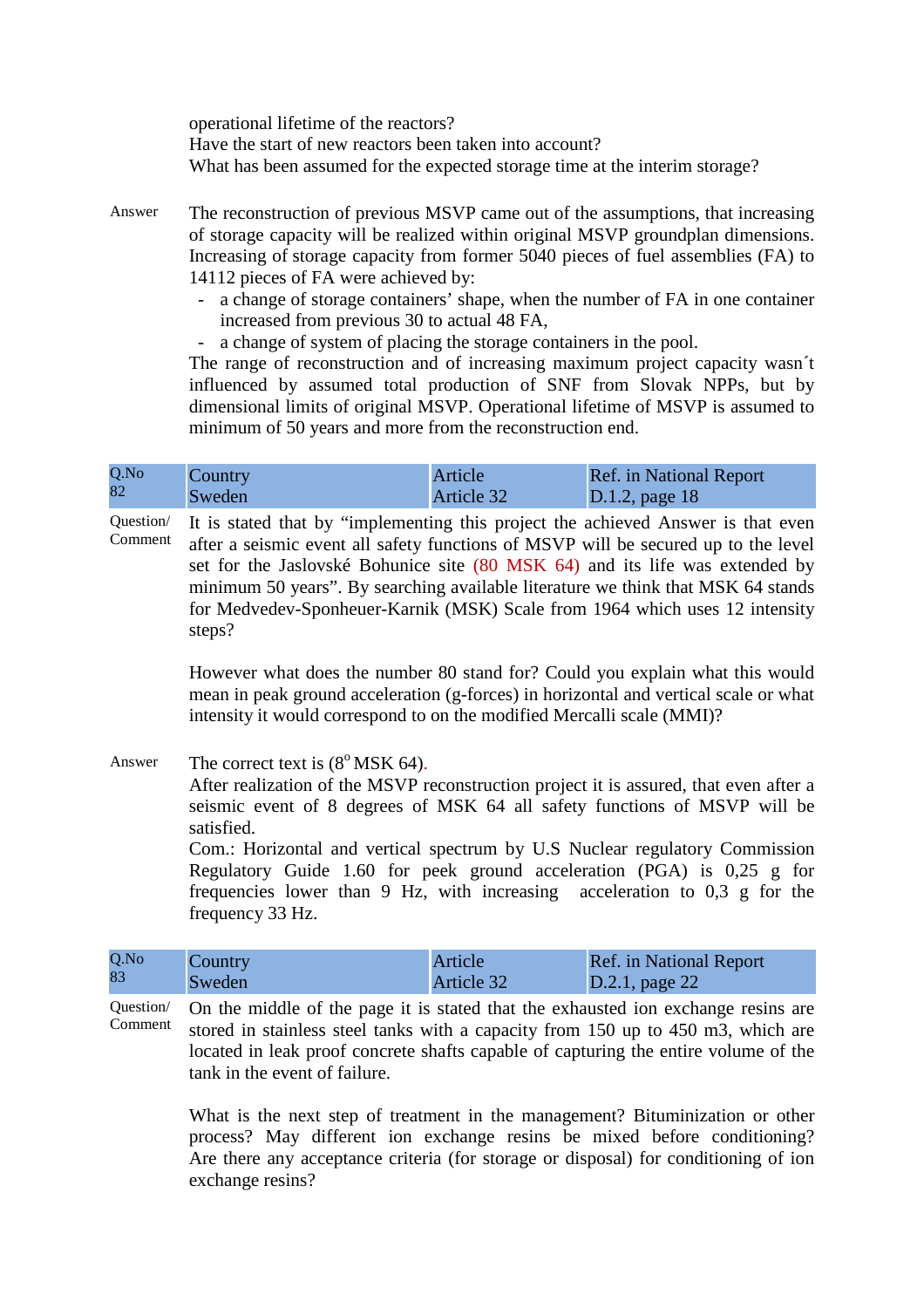operational lifetime of the reactors?
Have the start of new reactors been taken into account?
What has been assumed for the expected storage time at the interim storage?

**Answer**

The reconstruction of previous MSVP came out of the assumptions, that increasing of storage capacity will be realized within original MSVP groundplan dimensions. Increasing of storage capacity from former 5040 pieces of fuel assemblies (FA) to 14112 pieces of FA were achieved by:

- a change of storage containers' shape, when the number of FA in one container increased from previous 30 to actual 48 FA,
- a change of system of placing the storage containers in the pool.

The range of reconstruction and of increasing maximum project capacity wasn´t influenced by assumed total production of SNF from Slovak NPPs, but by dimensional limits of original MSVP. Operational lifetime of MSVP is assumed to minimum of 50 years and more from the reconstruction end.

| Q.No 82 | Country Sweden | Article Article 32 | Ref. in National Report D.1.2, page 18 |
|---|---|---|---|

**Question/ Comment**

It is stated that by "implementing this project the achieved Answer is that even after a seismic event all safety functions of MSVP will be secured up to the level set for the Jaslovské Bohunice site (80 MSK 64) and its life was extended by minimum 50 years". By searching available literature we think that MSK 64 stands for Medvedev-Sponheuer-Karnik (MSK) Scale from 1964 which uses 12 intensity steps?

However what does the number 80 stand for? Could you explain what this would mean in peak ground acceleration (g-forces) in horizontal and vertical scale or what intensity it would correspond to on the modified Mercalli scale (MMI)?

**Answer**

The correct text is ($8^{o}$ MSK 64).
After realization of the MSVP reconstruction project it is assured, that even after a seismic event of 8 degrees of MSK 64 all safety functions of MSVP will be satisfied.
Com.: Horizontal and vertical spectrum by U.S Nuclear regulatory Commission Regulatory Guide 1.60 for peek ground acceleration (PGA) is 0,25 g for frequencies lower than 9 Hz, with increasing acceleration to 0,3 g for the frequency 33 Hz.

| Q.No 83 | Country Sweden | Article Article 32 | Ref. in National Report D.2.1, page 22 |
|---|---|---|---|

**Question/ Comment**

On the middle of the page it is stated that the exhausted ion exchange resins are stored in stainless steel tanks with a capacity from 150 up to 450 m3, which are located in leak proof concrete shafts capable of capturing the entire volume of the tank in the event of failure.

What is the next step of treatment in the management? Bituminization or other process? May different ion exchange resins be mixed before conditioning? Are there any acceptance criteria (for storage or disposal) for conditioning of ion exchange resins?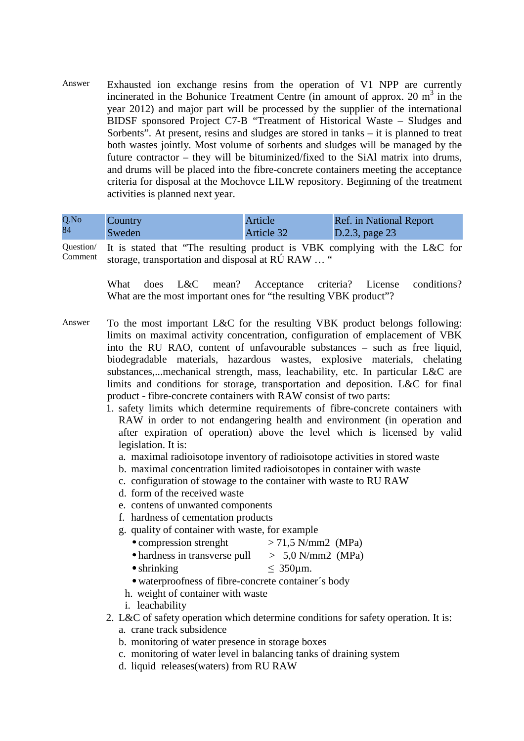Answer

Exhausted ion exchange resins from the operation of V1 NPP are currently incinerated in the Bohunice Treatment Centre (in amount of approx. 20 $m^3$ in the year 2012) and major part will be processed by the supplier of the international BIDSF sponsored Project C7-B "Treatment of Historical Waste – Sludges and Sorbents". At present, resins and sludges are stored in tanks – it is planned to treat both wastes jointly. Most volume of sorbents and sludges will be managed by the future contractor – they will be bituminized/fixed to the SiAl matrix into drums, and drums will be placed into the fibre-concrete containers meeting the acceptance criteria for disposal at the Mochovce LILW repository. Beginning of the treatment activities is planned next year.

| Q.No | Country | Article | Ref. in National Report |
|---|---|---|---|
| 84 | Sweden | Article 32 | D.2.3, page 23 |

Question/ Comment

It is stated that "The resulting product is VBK complying with the L&C for storage, transportation and disposal at RÚ RAW … "

What does L&C mean? Acceptance criteria? License conditions? What are the most important ones for "the resulting VBK product"?

Answer

To the most important L&C for the resulting VBK product belongs following: limits on maximal activity concentration, configuration of emplacement of VBK into the RU RAO, content of unfavourable substances – such as free liquid, biodegradable materials, hazardous wastes, explosive materials, chelating substances,...mechanical strength, mass, leachability, etc. In particular L&C are limits and conditions for storage, transportation and deposition. L&C for final product - fibre-concrete containers with RAW consist of two parts:

1. safety limits which determine requirements of fibre-concrete containers with RAW in order to not endangering health and environment (in operation and after expiration of operation) above the level which is licensed by valid legislation. It is:
   a. maximal radioisotope inventory of radioisotope activities in stored waste
   b. maximal concentration limited radioisotopes in container with waste
   c. configuration of stowage to the container with waste to RU RAW
   d. form of the received waste
   e. contens of unwanted components
   f. hardness of cementation products
   g. quality of container with waste, for example
      - compression strenght > 71,5 N/mm2 (MPa)
      - hardness in transverse pull > 5,0 N/mm2 (MPa)
      - shrinking ≤ 350µm.
      - waterproofness of fibre-concrete container´s body
   h. weight of container with waste
   i. leachability
2. L&C of safety operation which determine conditions for safety operation. It is:
   a. crane track subsidence
   b. monitoring of water presence in storage boxes
   c. monitoring of water level in balancing tanks of draining system
   d. liquid releases(waters) from RU RAW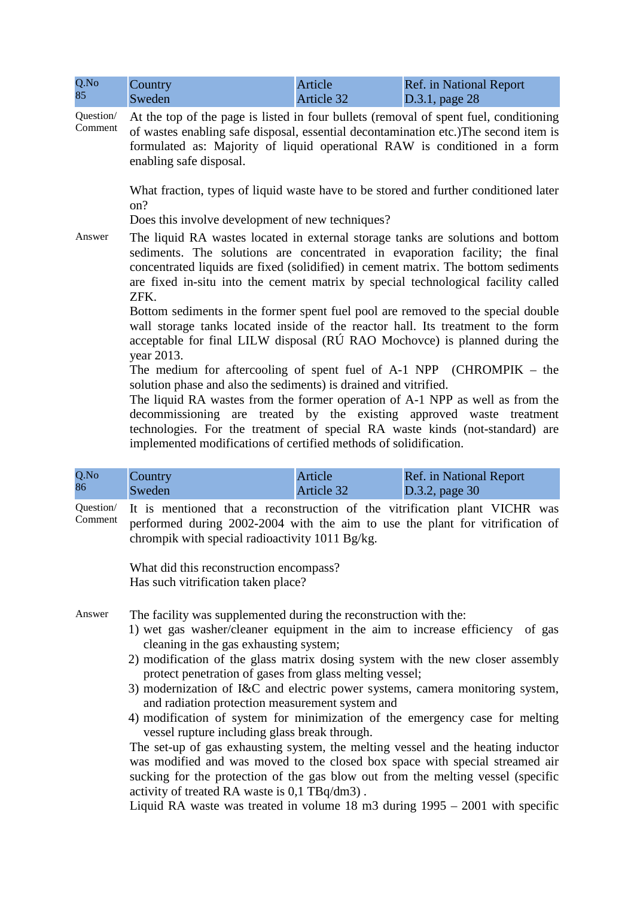| Q.No 85 | Country Sweden | Article Article 32 | Ref. in National Report D.3.1, page 28 |
|---|---|---|---|

**Question/ Comment**

At the top of the page is listed in four bullets (removal of spent fuel, conditioning of wastes enabling safe disposal, essential decontamination etc.)The second item is formulated as: Majority of liquid operational RAW is conditioned in a form enabling safe disposal.

What fraction, types of liquid waste have to be stored and further conditioned later on?
Does this involve development of new techniques?

**Answer**

The liquid RA wastes located in external storage tanks are solutions and bottom sediments. The solutions are concentrated in evaporation facility; the final concentrated liquids are fixed (solidified) in cement matrix. The bottom sediments are fixed in-situ into the cement matrix by special technological facility called ZFK.
Bottom sediments in the former spent fuel pool are removed to the special double wall storage tanks located inside of the reactor hall. Its treatment to the form acceptable for final LILW disposal (RÚ RAO Mochovce) is planned during the year 2013.
The medium for aftercooling of spent fuel of A-1 NPP (CHROMPIK – the solution phase and also the sediments) is drained and vitrified.
The liquid RA wastes from the former operation of A-1 NPP as well as from the decommissioning are treated by the existing approved waste treatment technologies. For the treatment of special RA waste kinds (not-standard) are implemented modifications of certified methods of solidification.

| Q.No 86 | Country Sweden | Article Article 32 | Ref. in National Report D.3.2, page 30 |
|---|---|---|---|

**Question/ Comment**

It is mentioned that a reconstruction of the vitrification plant VICHR was performed during 2002-2004 with the aim to use the plant for vitrification of chrompik with special radioactivity 1011 Bg/kg.

What did this reconstruction encompass?
Has such vitrification taken place?

**Answer**

The facility was supplemented during the reconstruction with the:

1) wet gas washer/cleaner equipment in the aim to increase efficiency of gas cleaning in the gas exhausting system;
2) modification of the glass matrix dosing system with the new closer assembly protect penetration of gases from glass melting vessel;
3) modernization of I&C and electric power systems, camera monitoring system, and radiation protection measurement system and
4) modification of system for minimization of the emergency case for melting vessel rupture including glass break through.

The set-up of gas exhausting system, the melting vessel and the heating inductor was modified and was moved to the closed box space with special streamed air sucking for the protection of the gas blow out from the melting vessel (specific activity of treated RA waste is 0,1 TBq/dm3) .
Liquid RA waste was treated in volume 18 m3 during 1995 – 2001 with specific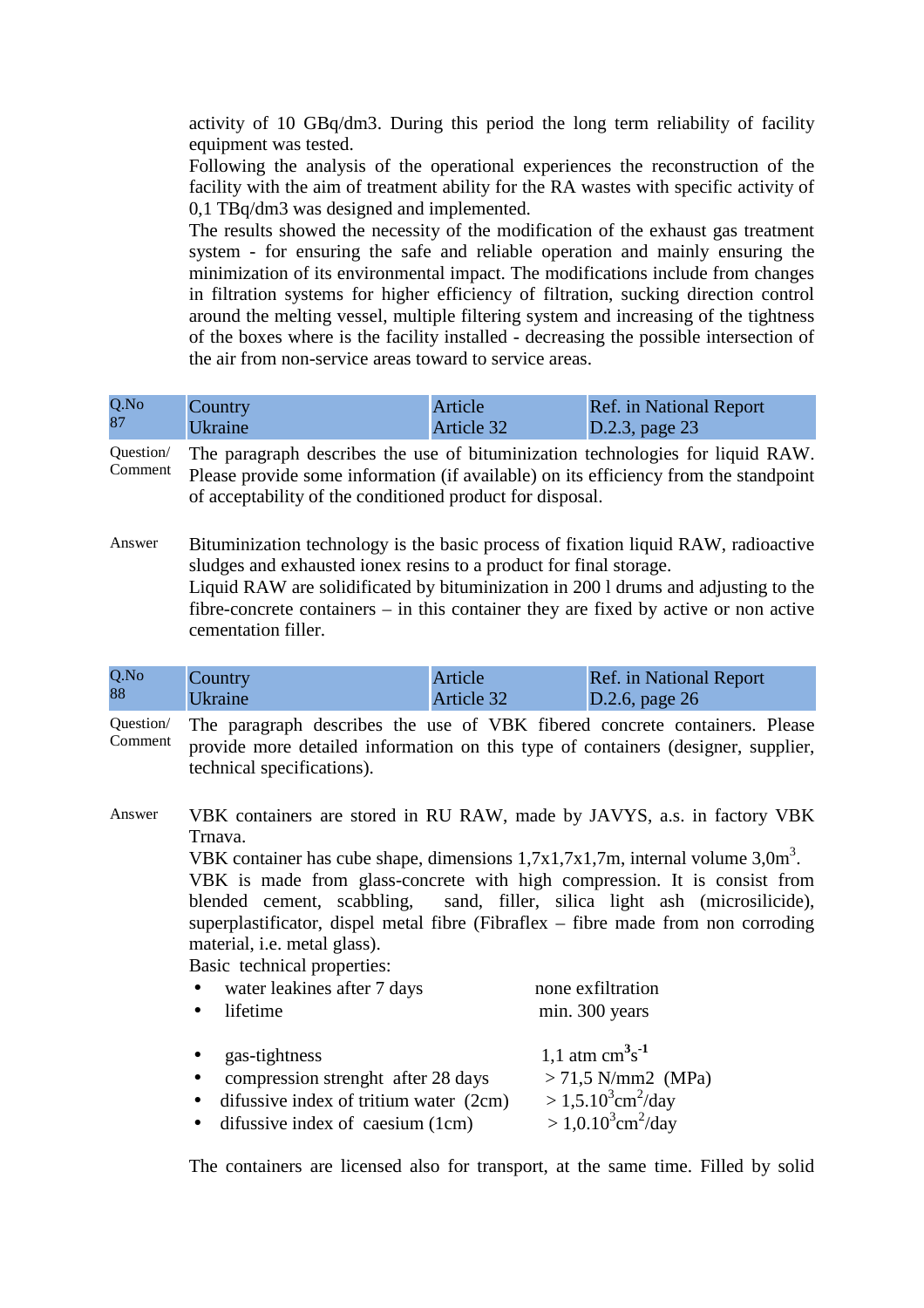activity of 10 GBq/dm3. During this period the long term reliability of facility equipment was tested.

Following the analysis of the operational experiences the reconstruction of the facility with the aim of treatment ability for the RA wastes with specific activity of 0,1 TBq/dm3 was designed and implemented.

The results showed the necessity of the modification of the exhaust gas treatment system - for ensuring the safe and reliable operation and mainly ensuring the minimization of its environmental impact. The modifications include from changes in filtration systems for higher efficiency of filtration, sucking direction control around the melting vessel, multiple filtering system and increasing of the tightness of the boxes where is the facility installed - decreasing the possible intersection of the air from non-service areas toward to service areas.

| Q.No 87 | Country Ukraine | Article Article 32 | Ref. in National Report D.2.3, page 23 |
|---|---|---|---|

Question/Comment: The paragraph describes the use of bituminization technologies for liquid RAW. Please provide some information (if available) on its efficiency from the standpoint of acceptability of the conditioned product for disposal.

Answer: Bituminization technology is the basic process of fixation liquid RAW, radioactive sludges and exhausted ionex resins to a product for final storage.

Liquid RAW are solidificated by bituminization in 200 l drums and adjusting to the fibre-concrete containers – in this container they are fixed by active or non active cementation filler.

| Q.No 88 | Country Ukraine | Article Article 32 | Ref. in National Report D.2.6, page 26 |
|---|---|---|---|

Question/Comment: The paragraph describes the use of VBK fibered concrete containers. Please provide more detailed information on this type of containers (designer, supplier, technical specifications).

Answer: VBK containers are stored in RU RAW, made by JAVYS, a.s. in factory VBK Trnava.

VBK container has cube shape, dimensions 1,7x1,7x1,7m, internal volume 3,0m$^3$.

VBK is made from glass-concrete with high compression. It is consist from blended cement, scabbling, sand, filler, silica light ash (microsilicide), superplastificator, dispel metal fibre (Fibraflex – fibre made from non corroding material, i.e. metal glass).

Basic technical properties:

- water leakines after 7 days — none exfiltration
- lifetime — min. 300 years
- gas-tightness — 1,1 atm cm$^3$s$^{-1}$
- compression strenght after 28 days — > 71,5 N/mm2 (MPa)
- difussive index of tritium water (2cm) — > 1,5.10$^3$cm$^2$/day
- difussive index of caesium (1cm) — > 1,0.10$^3$cm$^2$/day

The containers are licensed also for transport, at the same time. Filled by solid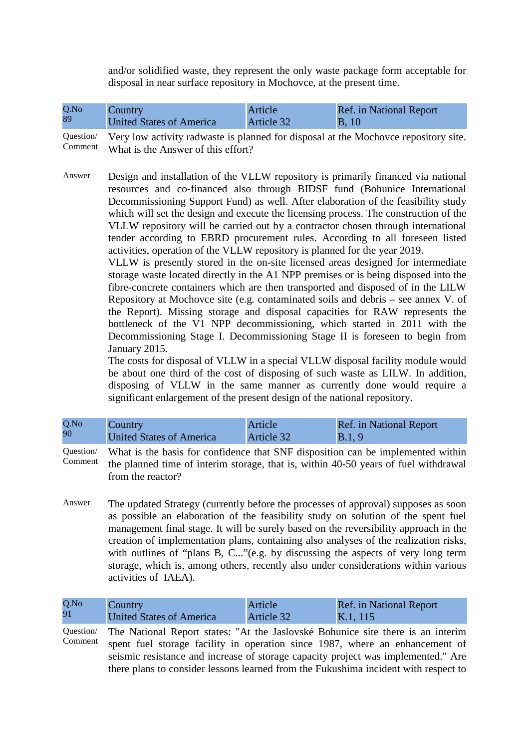and/or solidified waste, they represent the only waste package form acceptable for disposal in near surface repository in Mochovce, at the present time.

| Q.No 89 | Country United States of America | Article Article 32 | Ref. in National Report B, 10 |
|---|---|---|---|

Question/ Comment: Very low activity radwaste is planned for disposal at the Mochovce repository site. What is the Answer of this effort?

Answer: Design and installation of the VLLW repository is primarily financed via national resources and co-financed also through BIDSF fund (Bohunice International Decommissioning Support Fund) as well. After elaboration of the feasibility study which will set the design and execute the licensing process. The construction of the VLLW repository will be carried out by a contractor chosen through international tender according to EBRD procurement rules. According to all foreseen listed activities, operation of the VLLW repository is planned for the year 2019.

VLLW is presently stored in the on-site licensed areas designed for intermediate storage waste located directly in the A1 NPP premises or is being disposed into the fibre-concrete containers which are then transported and disposed of in the LILW Repository at Mochovce site (e.g. contaminated soils and debris – see annex V. of the Report). Missing storage and disposal capacities for RAW represents the bottleneck of the V1 NPP decommissioning, which started in 2011 with the Decommissioning Stage I. Decommissioning Stage II is foreseen to begin from January 2015.

The costs for disposal of VLLW in a special VLLW disposal facility module would be about one third of the cost of disposing of such waste as LILW. In addition, disposing of VLLW in the same manner as currently done would require a significant enlargement of the present design of the national repository.

| Q.No 90 | Country United States of America | Article Article 32 | Ref. in National Report B.1, 9 |
|---|---|---|---|

Question/ Comment: What is the basis for confidence that SNF disposition can be implemented within the planned time of interim storage, that is, within 40-50 years of fuel withdrawal from the reactor?

Answer: The updated Strategy (currently before the processes of approval) supposes as soon as possible an elaboration of the feasibility study on solution of the spent fuel management final stage. It will be surely based on the reversibility approach in the creation of implementation plans, containing also analyses of the realization risks, with outlines of "plans B, C..."(e.g. by discussing the aspects of very long term storage, which is, among others, recently also under considerations within various activities of IAEA).

| Q.No 91 | Country United States of America | Article Article 32 | Ref. in National Report K.1, 115 |
|---|---|---|---|

Question/ Comment: The National Report states: "At the Jaslovské Bohunice site there is an interim spent fuel storage facility in operation since 1987, where an enhancement of seismic resistance and increase of storage capacity project was implemented." Are there plans to consider lessons learned from the Fukushima incident with respect to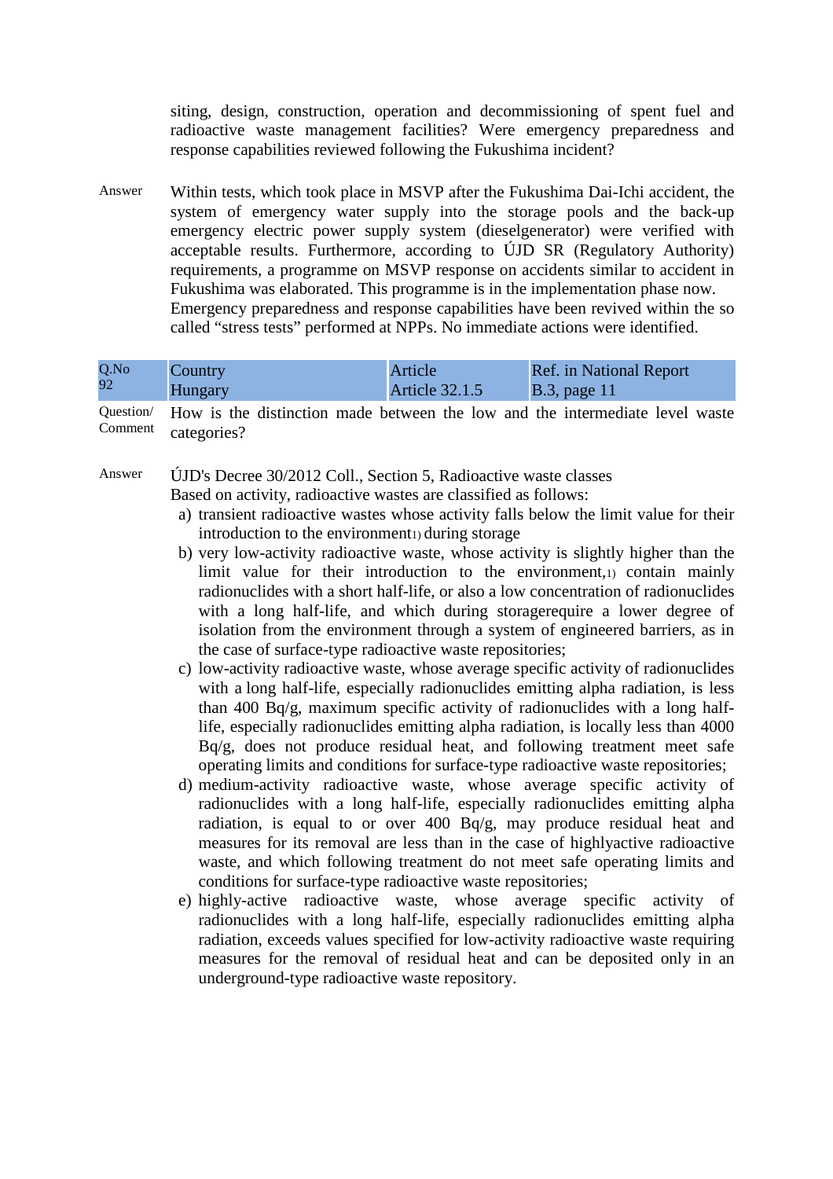siting, design, construction, operation and decommissioning of spent fuel and radioactive waste management facilities? Were emergency preparedness and response capabilities reviewed following the Fukushima incident?

Answer

Within tests, which took place in MSVP after the Fukushima Dai-Ichi accident, the system of emergency water supply into the storage pools and the back-up emergency electric power supply system (dieselgenerator) were verified with acceptable results. Furthermore, according to ÚJD SR (Regulatory Authority) requirements, a programme on MSVP response on accidents similar to accident in Fukushima was elaborated. This programme is in the implementation phase now. Emergency preparedness and response capabilities have been revived within the so called "stress tests" performed at NPPs. No immediate actions were identified.

| Q.No 92 | Country Hungary | Article Article 32.1.5 | Ref. in National Report B.3, page 11 |
| --- | --- | --- | --- |

Question/ Comment

How is the distinction made between the low and the intermediate level waste categories?

Answer

ÚJD's Decree 30/2012 Coll., Section 5, Radioactive waste classes
Based on activity, radioactive wastes are classified as follows:

a) transient radioactive wastes whose activity falls below the limit value for their introduction to the environment1) during storage
b) very low-activity radioactive waste, whose activity is slightly higher than the limit value for their introduction to the environment,1) contain mainly radionuclides with a short half-life, or also a low concentration of radionuclides with a long half-life, and which during storagerequire a lower degree of isolation from the environment through a system of engineered barriers, as in the case of surface-type radioactive waste repositories;
c) low-activity radioactive waste, whose average specific activity of radionuclides with a long half-life, especially radionuclides emitting alpha radiation, is less than 400 Bq/g, maximum specific activity of radionuclides with a long half-life, especially radionuclides emitting alpha radiation, is locally less than 4000 Bq/g, does not produce residual heat, and following treatment meet safe operating limits and conditions for surface-type radioactive waste repositories;
d) medium-activity radioactive waste, whose average specific activity of radionuclides with a long half-life, especially radionuclides emitting alpha radiation, is equal to or over 400 Bq/g, may produce residual heat and measures for its removal are less than in the case of highlyactive radioactive waste, and which following treatment do not meet safe operating limits and conditions for surface-type radioactive waste repositories;
e) highly-active radioactive waste, whose average specific activity of radionuclides with a long half-life, especially radionuclides emitting alpha radiation, exceeds values specified for low-activity radioactive waste requiring measures for the removal of residual heat and can be deposited only in an underground-type radioactive waste repository.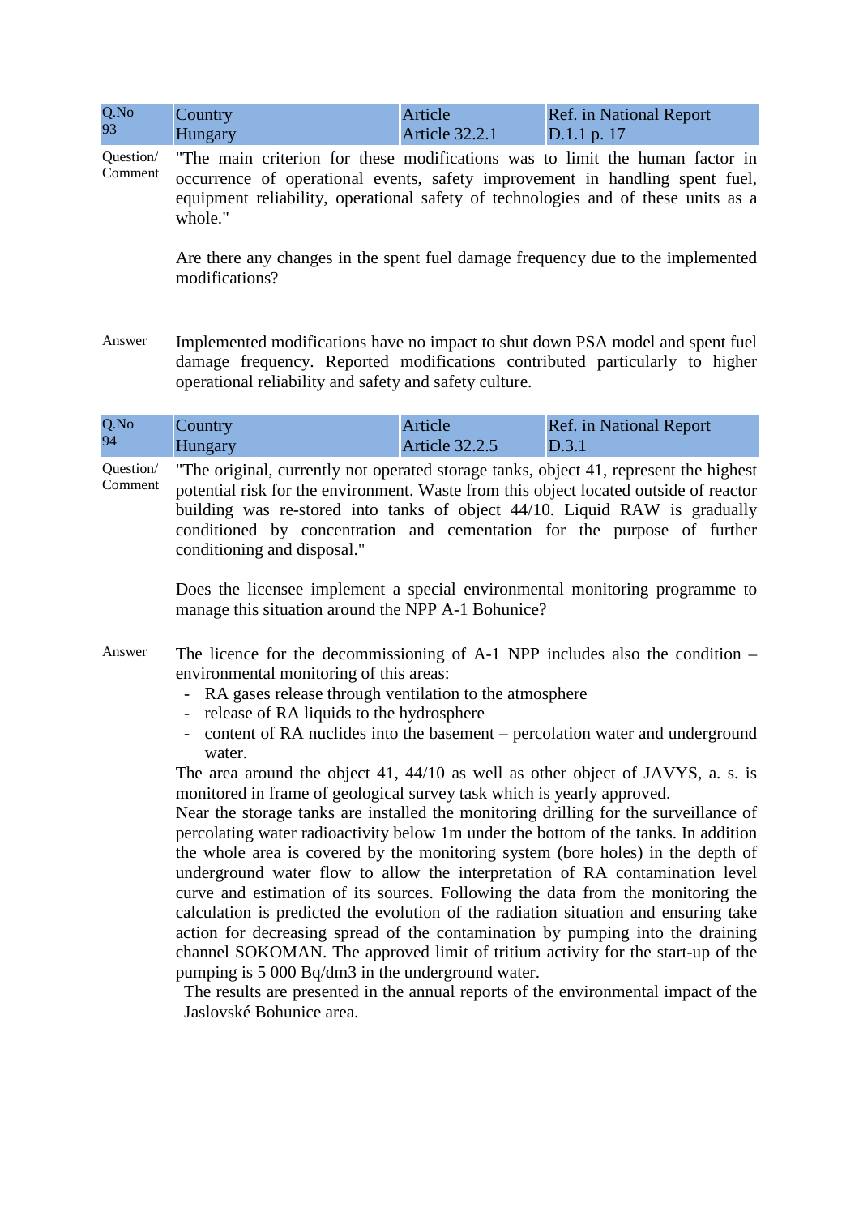| Q.No 93 | Country Hungary | Article Article 32.2.1 | Ref. in National Report D.1.1 p. 17 |
|---|---|---|---|

Question/ Comment

"The main criterion for these modifications was to limit the human factor in occurrence of operational events, safety improvement in handling spent fuel, equipment reliability, operational safety of technologies and of these units as a whole."

Are there any changes in the spent fuel damage frequency due to the implemented modifications?

Answer

Implemented modifications have no impact to shut down PSA model and spent fuel damage frequency. Reported modifications contributed particularly to higher operational reliability and safety and safety culture.

| Q.No 94 | Country Hungary | Article Article 32.2.5 | Ref. in National Report D.3.1 |
|---|---|---|---|

Question/ Comment

"The original, currently not operated storage tanks, object 41, represent the highest potential risk for the environment. Waste from this object located outside of reactor building was re-stored into tanks of object 44/10. Liquid RAW is gradually conditioned by concentration and cementation for the purpose of further conditioning and disposal."

Does the licensee implement a special environmental monitoring programme to manage this situation around the NPP A-1 Bohunice?

Answer

The licence for the decommissioning of A-1 NPP includes also the condition – environmental monitoring of this areas:

- RA gases release through ventilation to the atmosphere
- release of RA liquids to the hydrosphere
- content of RA nuclides into the basement – percolation water and underground water.

The area around the object 41, 44/10 as well as other object of JAVYS, a. s. is monitored in frame of geological survey task which is yearly approved.

Near the storage tanks are installed the monitoring drilling for the surveillance of percolating water radioactivity below 1m under the bottom of the tanks. In addition the whole area is covered by the monitoring system (bore holes) in the depth of underground water flow to allow the interpretation of RA contamination level curve and estimation of its sources. Following the data from the monitoring the calculation is predicted the evolution of the radiation situation and ensuring take action for decreasing spread of the contamination by pumping into the draining channel SOKOMAN. The approved limit of tritium activity for the start-up of the pumping is 5 000 Bq/dm3 in the underground water.

The results are presented in the annual reports of the environmental impact of the Jaslovské Bohunice area.